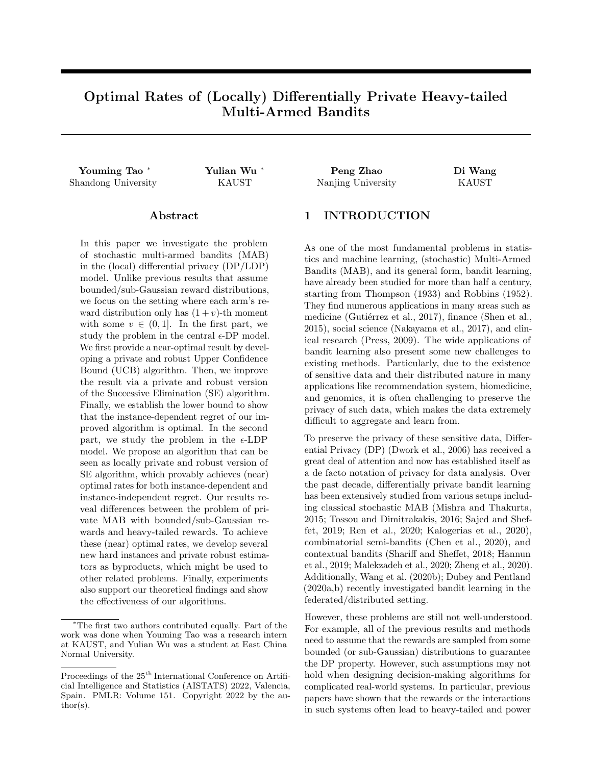# Optimal Rates of (Locally) Differentially Private Heavy-tailed Multi-Armed Bandits

**Youming Tao** [*] Shandong University

**Yulian Wu** [*] KAUST

**Peng Zhao** Nanjing University

**Di Wang** KAUST

## Abstract

In this paper we investigate the problem of stochastic multi-armed bandits (MAB) in the (local) differential privacy (DP/LDP) model. Unlike previous results that assume bounded/sub-Gaussian reward distributions, we focus on the setting where each arm's reward distribution only has $(1+v)$-th moment with some $v \in (0, 1]$. In the first part, we study the problem in the central $\epsilon$-DP model. We first provide a near-optimal result by developing a private and robust Upper Confidence Bound (UCB) algorithm. Then, we improve the result via a private and robust version of the Successive Elimination (SE) algorithm. Finally, we establish the lower bound to show that the instance-dependent regret of our improved algorithm is optimal. In the second part, we study the problem in the $\epsilon$-LDP model. We propose an algorithm that can be seen as locally private and robust version of SE algorithm, which provably achieves (near) optimal rates for both instance-dependent and instance-independent regret. Our results reveal differences between the problem of private MAB with bounded/sub-Gaussian rewards and heavy-tailed rewards. To achieve these (near) optimal rates, we develop several new hard instances and private robust estimators as byproducts, which might be used to other related problems. Finally, experiments also support our theoretical findings and show the effectiveness of our algorithms.

[*]The first two authors contributed equally. Part of the work was done when Youming Tao was a research intern at KAUST, and Yulian Wu was a student at East China Normal University.

Proceedings of the 25[th] International Conference on Artificial Intelligence and Statistics (AISTATS) 2022, Valencia, Spain. PMLR: Volume 151. Copyright 2022 by the author(s).

## 1 INTRODUCTION

As one of the most fundamental problems in statistics and machine learning, (stochastic) Multi-Armed Bandits (MAB), and its general form, bandit learning, have already been studied for more than half a century, starting from Thompson (1933) and Robbins (1952). They find numerous applications in many areas such as medicine (Gutiérrez et al., 2017), finance (Shen et al., 2015), social science (Nakayama et al., 2017), and clinical research (Press, 2009). The wide applications of bandit learning also present some new challenges to existing methods. Particularly, due to the existence of sensitive data and their distributed nature in many applications like recommendation system, biomedicine, and genomics, it is often challenging to preserve the privacy of such data, which makes the data extremely difficult to aggregate and learn from.

To preserve the privacy of these sensitive data, Differential Privacy (DP) (Dwork et al., 2006) has received a great deal of attention and now has established itself as a de facto notation of privacy for data analysis. Over the past decade, differentially private bandit learning has been extensively studied from various setups including classical stochastic MAB (Mishra and Thakurta, 2015; Tossou and Dimitrakakis, 2016; Sajed and Sheffet, 2019; Ren et al., 2020; Kalogerias et al., 2020), combinatorial semi-bandits (Chen et al., 2020), and contextual bandits (Shariff and Sheffet, 2018; Hannun et al., 2019; Malekzadeh et al., 2020; Zheng et al., 2020). Additionally, Wang et al. (2020b); Dubey and Pentland (2020a,b) recently investigated bandit learning in the federated/distributed setting.

However, these problems are still not well-understood. For example, all of the previous results and methods need to assume that the rewards are sampled from some bounded (or sub-Gaussian) distributions to guarantee the DP property. However, such assumptions may not hold when designing decision-making algorithms for complicated real-world systems. In particular, previous papers have shown that the rewards or the interactions in such systems often lead to heavy-tailed and power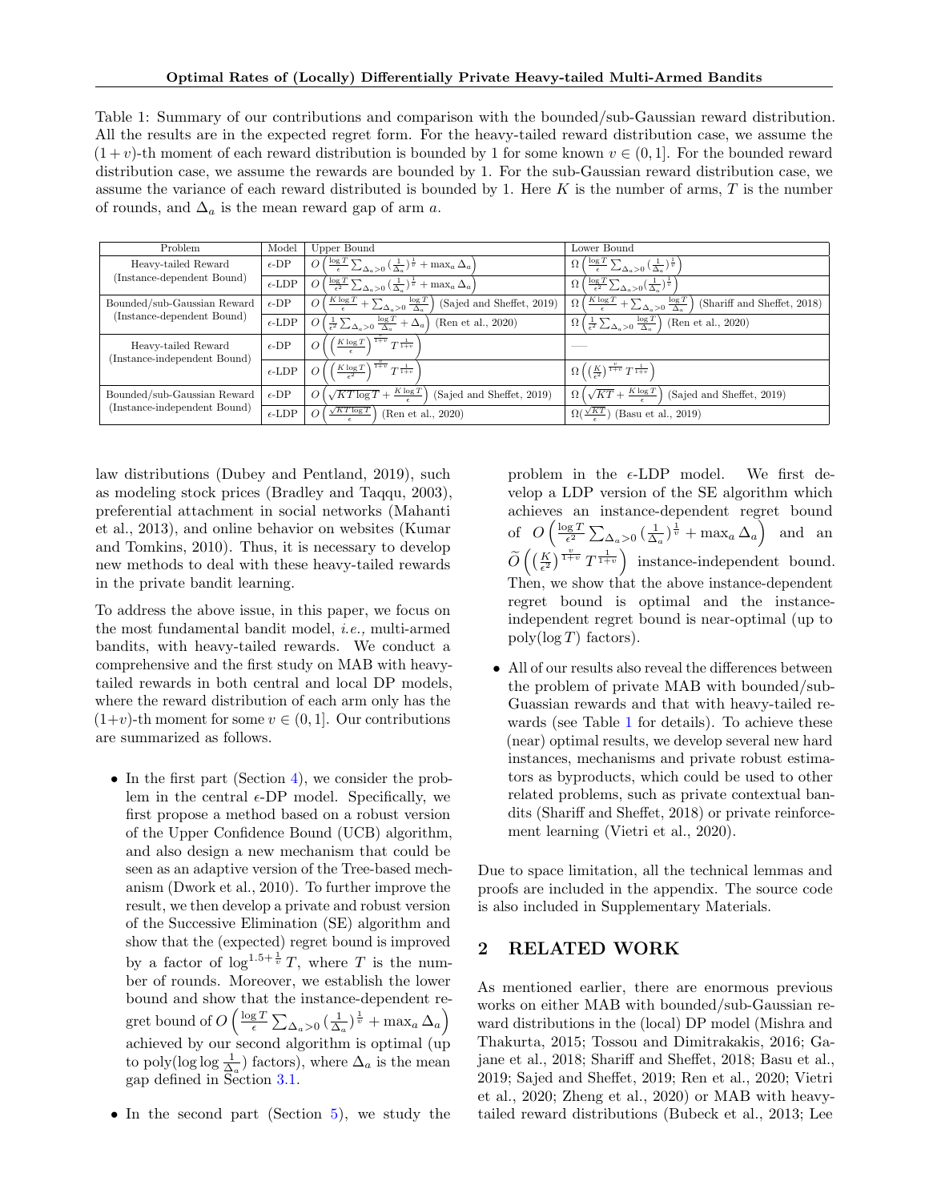Table 1: Summary of our contributions and comparison with the bounded/sub-Gaussian reward distribution. All the results are in the expected regret form. For the heavy-tailed reward distribution case, we assume the $(1+v)$-th moment of each reward distribution is bounded by 1 for some known $v \in (0, 1]$. For the bounded reward distribution case, we assume the rewards are bounded by 1. For the sub-Gaussian reward distribution case, we assume the variance of each reward distributed is bounded by 1. Here $K$ is the number of arms, $T$ is the number of rounds, and $\Delta_a$ is the mean reward gap of arm $a$.

| Problem | Model | Upper Bound | Lower Bound |
|---|---|---|---|
| Heavy-tailed Reward (Instance-dependent Bound) | $\epsilon$-DP | $O\left(\frac{\log T}{\epsilon}\sum_{\Delta_a>0}\left(\frac{1}{\Delta_a}\right)^{\frac{1}{v}}+\max_a \Delta_a\right)$ | $\Omega\left(\frac{\log T}{\epsilon}\sum_{\Delta_a>0}\left(\frac{1}{\Delta_a}\right)^{\frac{1}{v}}\right)$ |
| | $\epsilon$-LDP | $O\left(\frac{\log T}{\epsilon^2}\sum_{\Delta_a>0}\left(\frac{1}{\Delta_a}\right)^{\frac{1}{v}}+\max_a \Delta_a\right)$ | $\Omega\left(\frac{\log T}{\epsilon^2}\sum_{\Delta_a>0}\left(\frac{1}{\Delta_a}\right)^{\frac{1}{v}}\right)$ |
| Bounded/sub-Gaussian Reward (Instance-dependent Bound) | $\epsilon$-DP | $O\left(\frac{K\log T}{\epsilon}+\sum_{\Delta_a>0}\frac{\log T}{\Delta_a}\right)$ (Sajed and Sheffet, 2019) | $\Omega\left(\frac{K\log T}{\epsilon}+\sum_{\Delta_a>0}\frac{\log T}{\Delta_a}\right)$ (Shariff and Sheffet, 2018) |
| | $\epsilon$-LDP | $O\left(\frac{1}{\epsilon^2}\sum_{\Delta_a>0}\frac{\log T}{\Delta_a}+\Delta_a\right)$ (Ren et al., 2020) | $\Omega\left(\frac{1}{\epsilon^2}\sum_{\Delta_a>0}\frac{\log T}{\Delta_a}\right)$ (Ren et al., 2020) |
| Heavy-tailed Reward (Instance-independent Bound) | $\epsilon$-DP | $O\left(\left(\frac{K\log T}{\epsilon}\right)^{\frac{v}{1+v}}T^{\frac{1}{1+v}}\right)$ | —— |
| | $\epsilon$-LDP | $O\left(\left(\frac{K\log T}{\epsilon^2}\right)^{\frac{v}{1+v}}T^{\frac{1}{1+v}}\right)$ | $\Omega\left(\left(\frac{K}{\epsilon^2}\right)^{\frac{v}{1+v}}T^{\frac{1}{1+v}}\right)$ |
| Bounded/sub-Gaussian Reward (Instance-independent Bound) | $\epsilon$-DP | $O\left(\sqrt{KT\log T}+\frac{K\log T}{\epsilon}\right)$ (Sajed and Sheffet, 2019) | $\Omega\left(\sqrt{KT}+\frac{K\log T}{\epsilon}\right)$ (Sajed and Sheffet, 2019) |
| | $\epsilon$-LDP | $O\left(\frac{\sqrt{KT\log T}}{\epsilon}\right)$ (Ren et al., 2020) | $\Omega(\frac{\sqrt{KT}}{\epsilon})$ (Basu et al., 2019) |

law distributions (Dubey and Pentland, 2019), such as modeling stock prices (Bradley and Taqqu, 2003), preferential attachment in social networks (Mahanti et al., 2013), and online behavior on websites (Kumar and Tomkins, 2010). Thus, it is necessary to develop new methods to deal with these heavy-tailed rewards in the private bandit learning.

To address the above issue, in this paper, we focus on the most fundamental bandit model, *i.e.,* multi-armed bandits, with heavy-tailed rewards. We conduct a comprehensive and the first study on MAB with heavy-tailed rewards in both central and local DP models, where the reward distribution of each arm only has the $(1+v)$-th moment for some $v \in (0, 1]$. Our contributions are summarized as follows.

- In the first part (Section 4), we consider the problem in the central $\epsilon$-DP model. Specifically, we first propose a method based on a robust version of the Upper Confidence Bound (UCB) algorithm, and also design a new mechanism that could be seen as an adaptive version of the Tree-based mechanism (Dwork et al., 2010). To further improve the result, we then develop a private and robust version of the Successive Elimination (SE) algorithm and show that the (expected) regret bound is improved by a factor of $\log^{1.5+\frac{1}{v}} T$, where $T$ is the number of rounds. Moreover, we establish the lower bound and show that the instance-dependent regret bound of $O\left(\frac{\log T}{\epsilon}\sum_{\Delta_a>0}\left(\frac{1}{\Delta_a}\right)^{\frac{1}{v}}+\max_a \Delta_a\right)$ achieved by our second algorithm is optimal (up to poly($\log\log\frac{1}{\Delta_a}$) factors), where $\Delta_a$ is the mean gap defined in Section 3.1.
- In the second part (Section 5), we study the problem in the $\epsilon$-LDP model. We first develop a LDP version of the SE algorithm which achieves an instance-dependent regret bound of $O\left(\frac{\log T}{\epsilon^2}\sum_{\Delta_a>0}\left(\frac{1}{\Delta_a}\right)^{\frac{1}{v}}+\max_a \Delta_a\right)$ and an $\widetilde{O}\left(\left(\frac{K}{\epsilon^2}\right)^{\frac{v}{1+v}}T^{\frac{1}{1+v}}\right)$ instance-independent bound. Then, we show that the above instance-dependent regret bound is optimal and the instance-independent regret bound is near-optimal (up to poly($\log T$) factors).
- All of our results also reveal the differences between the problem of private MAB with bounded/sub-Guassian rewards and that with heavy-tailed rewards (see Table 1 for details). To achieve these (near) optimal results, we develop several new hard instances, mechanisms and private robust estimators as byproducts, which could be used to other related problems, such as private contextual bandits (Shariff and Sheffet, 2018) or private reinforcement learning (Vietri et al., 2020).

Due to space limitation, all the technical lemmas and proofs are included in the appendix. The source code is also included in Supplementary Materials.

## 2 RELATED WORK

As mentioned earlier, there are enormous previous works on either MAB with bounded/sub-Gaussian reward distributions in the (local) DP model (Mishra and Thakurta, 2015; Tossou and Dimitrakakis, 2016; Gajane et al., 2018; Shariff and Sheffet, 2018; Basu et al., 2019; Sajed and Sheffet, 2019; Ren et al., 2020; Vietri et al., 2020; Zheng et al., 2020) or MAB with heavy-tailed reward distributions (Bubeck et al., 2013; Lee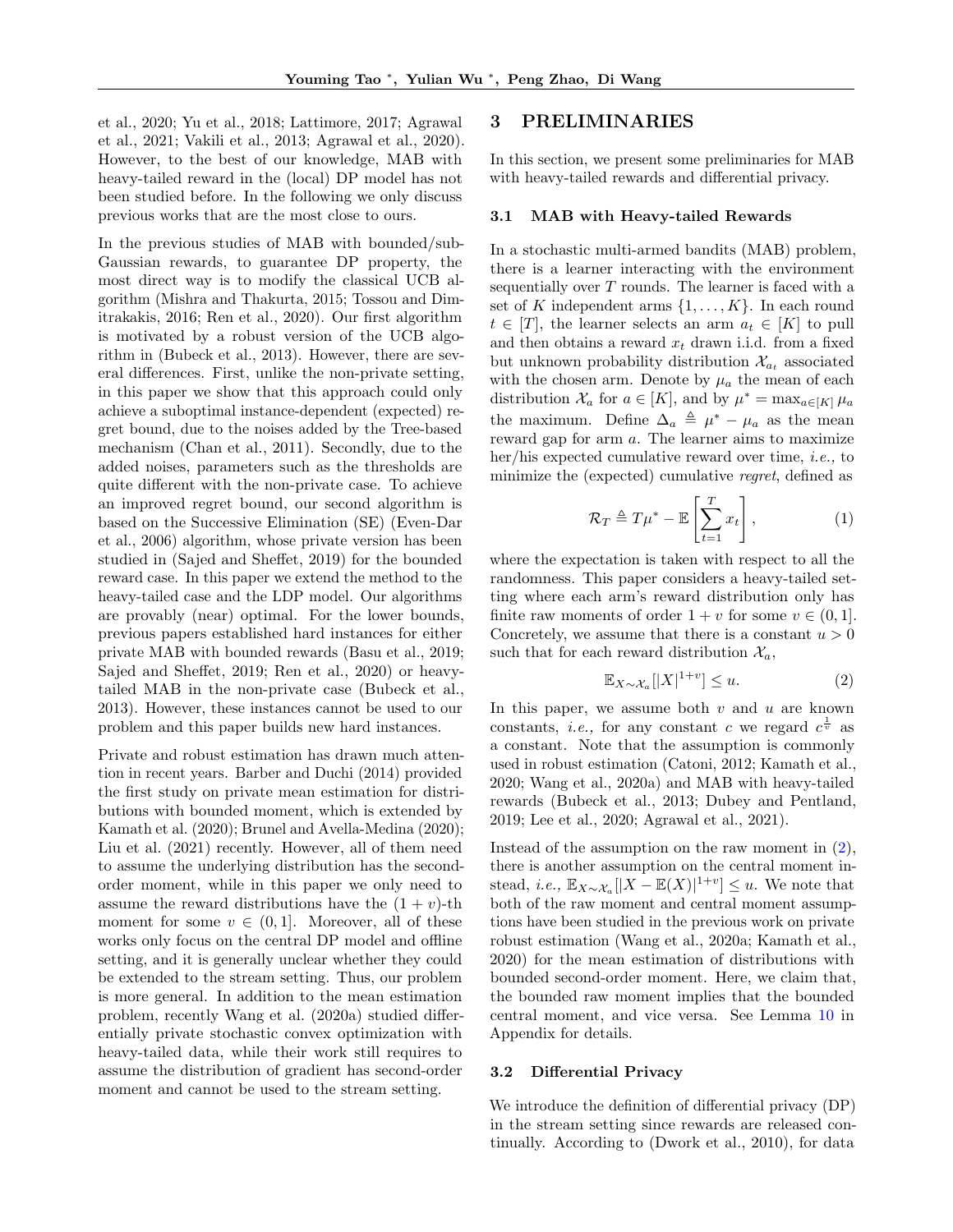et al., 2020; Yu et al., 2018; Lattimore, 2017; Agrawal et al., 2021; Vakili et al., 2013; Agrawal et al., 2020). However, to the best of our knowledge, MAB with heavy-tailed reward in the (local) DP model has not been studied before. In the following we only discuss previous works that are the most close to ours.

In the previous studies of MAB with bounded/sub-Gaussian rewards, to guarantee DP property, the most direct way is to modify the classical UCB algorithm (Mishra and Thakurta, 2015; Tossou and Dimitrakakis, 2016; Ren et al., 2020). Our first algorithm is motivated by a robust version of the UCB algorithm in (Bubeck et al., 2013). However, there are several differences. First, unlike the non-private setting, in this paper we show that this approach could only achieve a suboptimal instance-dependent (expected) regret bound, due to the noises added by the Tree-based mechanism (Chan et al., 2011). Secondly, due to the added noises, parameters such as the thresholds are quite different with the non-private case. To achieve an improved regret bound, our second algorithm is based on the Successive Elimination (SE) (Even-Dar et al., 2006) algorithm, whose private version has been studied in (Sajed and Sheffet, 2019) for the bounded reward case. In this paper we extend the method to the heavy-tailed case and the LDP model. Our algorithms are provably (near) optimal. For the lower bounds, previous papers established hard instances for either private MAB with bounded rewards (Basu et al., 2019; Sajed and Sheffet, 2019; Ren et al., 2020) or heavy-tailed MAB in the non-private case (Bubeck et al., 2013). However, these instances cannot be used to our problem and this paper builds new hard instances.

Private and robust estimation has drawn much attention in recent years. Barber and Duchi (2014) provided the first study on private mean estimation for distributions with bounded moment, which is extended by Kamath et al. (2020); Brunel and Avella-Medina (2020); Liu et al. (2021) recently. However, all of them need to assume the underlying distribution has the second-order moment, while in this paper we only need to assume the reward distributions have the $(1+v)$-th moment for some $v \in (0, 1]$. Moreover, all of these works only focus on the central DP model and offline setting, and it is generally unclear whether they could be extended to the stream setting. Thus, our problem is more general. In addition to the mean estimation problem, recently Wang et al. (2020a) studied differentially private stochastic convex optimization with heavy-tailed data, while their work still requires to assume the distribution of gradient has second-order moment and cannot be used to the stream setting.

# 3 PRELIMINARIES

In this section, we present some preliminaries for MAB with heavy-tailed rewards and differential privacy.

## 3.1 MAB with Heavy-tailed Rewards

In a stochastic multi-armed bandits (MAB) problem, there is a learner interacting with the environment sequentially over $T$ rounds. The learner is faced with a set of $K$ independent arms $\{1, \ldots, K\}$. In each round $t \in [T]$, the learner selects an arm $a_t \in [K]$ to pull and then obtains a reward $x_t$ drawn i.i.d. from a fixed but unknown probability distribution $\mathcal{X}_{a_t}$ associated with the chosen arm. Denote by $\mu_a$ the mean of each distribution $\mathcal{X}_a$ for $a \in [K]$, and by $\mu^* = \max_{a \in [K]} \mu_a$ the maximum. Define $\Delta_a \triangleq \mu^* - \mu_a$ as the mean reward gap for arm $a$. The learner aims to maximize her/his expected cumulative reward over time, *i.e.,* to minimize the (expected) cumulative *regret*, defined as

$$\mathcal{R}_T \triangleq T\mu^* - \mathbb{E}\left[\sum_{t=1}^{T} x_t\right], \qquad (1)$$

where the expectation is taken with respect to all the randomness. This paper considers a heavy-tailed setting where each arm's reward distribution only has finite raw moments of order $1+v$ for some $v \in (0, 1]$. Concretely, we assume that there is a constant $u > 0$ such that for each reward distribution $\mathcal{X}_a$,

$$\mathbb{E}_{X \sim \mathcal{X}_a}[|X|^{1+v}] \leq u. \qquad (2)$$

In this paper, we assume both $v$ and $u$ are known constants, *i.e.,* for any constant $c$ we regard $c^{\frac{1}{v}}$ as a constant. Note that the assumption is commonly used in robust estimation (Catoni, 2012; Kamath et al., 2020; Wang et al., 2020a) and MAB with heavy-tailed rewards (Bubeck et al., 2013; Dubey and Pentland, 2019; Lee et al., 2020; Agrawal et al., 2021).

Instead of the assumption on the raw moment in (2), there is another assumption on the central moment instead, *i.e.,* $\mathbb{E}_{X \sim \mathcal{X}_a}[|X - \mathbb{E}(X)|^{1+v}] \leq u$. We note that both of the raw moment and central moment assumptions have been studied in the previous work on private robust estimation (Wang et al., 2020a; Kamath et al., 2020) for the mean estimation of distributions with bounded second-order moment. Here, we claim that, the bounded raw moment implies that the bounded central moment, and vice versa. See Lemma 10 in Appendix for details.

## 3.2 Differential Privacy

We introduce the definition of differential privacy (DP) in the stream setting since rewards are released continually. According to (Dwork et al., 2010), for data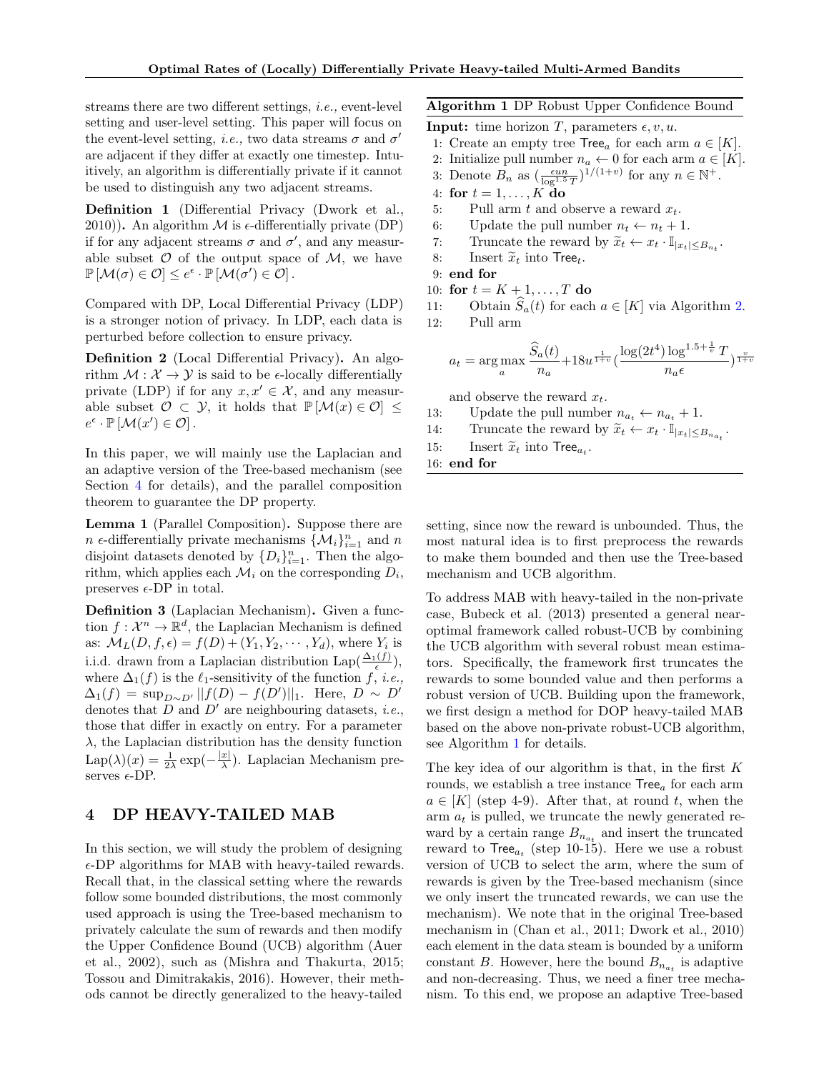streams there are two different settings, *i.e.,* event-level setting and user-level setting. This paper will focus on the event-level setting, *i.e.,* two data streams $\sigma$ and $\sigma'$ are adjacent if they differ at exactly one timestep. Intuitively, an algorithm is differentially private if it cannot be used to distinguish any two adjacent streams.

**Definition 1** (Differential Privacy (Dwork et al., 2010))**.** An algorithm $\mathcal{M}$ is $\epsilon$-differentially private (DP) if for any adjacent streams $\sigma$ and $\sigma'$, and any measurable subset $\mathcal{O}$ of the output space of $\mathcal{M}$, we have $\mathbb{P}[\mathcal{M}(\sigma) \in \mathcal{O}] \leq e^{\epsilon} \cdot \mathbb{P}[\mathcal{M}(\sigma') \in \mathcal{O}]$.

Compared with DP, Local Differential Privacy (LDP) is a stronger notion of privacy. In LDP, each data is perturbed before collection to ensure privacy.

**Definition 2** (Local Differential Privacy)**.** An algorithm $\mathcal{M} : \mathcal{X} \to \mathcal{Y}$ is said to be $\epsilon$-locally differentially private (LDP) if for any $x, x' \in \mathcal{X}$, and any measurable subset $\mathcal{O} \subset \mathcal{Y}$, it holds that $\mathbb{P}[\mathcal{M}(x) \in \mathcal{O}] \leq e^{\epsilon} \cdot \mathbb{P}[\mathcal{M}(x') \in \mathcal{O}]$.

In this paper, we will mainly use the Laplacian and an adaptive version of the Tree-based mechanism (see Section 4 for details), and the parallel composition theorem to guarantee the DP property.

**Lemma 1** (Parallel Composition)**.** Suppose there are $n$ $\epsilon$-differentially private mechanisms $\{\mathcal{M}_i\}_{i=1}^n$ and $n$ disjoint datasets denoted by $\{D_i\}_{i=1}^n$. Then the algorithm, which applies each $\mathcal{M}_i$ on the corresponding $D_i$, preserves $\epsilon$-DP in total.

**Definition 3** (Laplacian Mechanism)**.** Given a function $f : \mathcal{X}^n \to \mathbb{R}^d$, the Laplacian Mechanism is defined as: $\mathcal{M}_L(D, f, \epsilon) = f(D) + (Y_1, Y_2, \cdots, Y_d)$, where $Y_i$ is i.i.d. drawn from a Laplacian distribution $\text{Lap}(\frac{\Delta_1(f)}{\epsilon})$, where $\Delta_1(f)$ is the $\ell_1$-sensitivity of the function $f$, *i.e.,* $\Delta_1(f) = \sup_{D \sim D'} ||f(D) - f(D')||_1$. Here, $D \sim D'$ denotes that $D$ and $D'$ are neighbouring datasets, *i.e.,* those that differ in exactly one entry. For a parameter $\lambda$, the Laplacian distribution has the density function $\text{Lap}(\lambda)(x) = \frac{1}{2\lambda} \exp(-\frac{|x|}{\lambda})$. Laplacian Mechanism preserves $\epsilon$-DP.

## 4 DP HEAVY-TAILED MAB

In this section, we will study the problem of designing $\epsilon$-DP algorithms for MAB with heavy-tailed rewards. Recall that, in the classical setting where the rewards follow some bounded distributions, the most commonly used approach is using the Tree-based mechanism to privately calculate the sum of rewards and then modify the Upper Confidence Bound (UCB) algorithm (Auer et al., 2002), such as (Mishra and Thakurta, 2015; Tossou and Dimitrakakis, 2016). However, their methods cannot be directly generalized to the heavy-tailed setting, since now the reward is unbounded. Thus, the most natural idea is to first preprocess the rewards to make them bounded and then use the Tree-based mechanism and UCB algorithm.

**Algorithm 1** DP Robust Upper Confidence Bound

**Input:** time horizon $T$, parameters $\epsilon, v, u$.

1: Create an empty tree $\mathsf{Tree}_a$ for each arm $a \in [K]$.
2: Initialize pull number $n_a \leftarrow 0$ for each arm $a \in [K]$.
3: Denote $B_n$ as $(\frac{\epsilon u n}{\log^{1.5} T})^{1/(1+v)}$ for any $n \in \mathbb{N}^+$.
4: **for** $t = 1, \dots, K$ **do**
5: Pull arm $t$ and observe a reward $x_t$.
6: Update the pull number $n_t \leftarrow n_t + 1$.
7: Truncate the reward by $\widetilde{x}_t \leftarrow x_t \cdot \mathbb{I}_{|x_t| \leq B_{n_t}}$.
8: Insert $\widetilde{x}_t$ into $\mathsf{Tree}_t$.
9: **end for**
10: **for** $t = K+1, \dots, T$ **do**
11: Obtain $\widehat{S}_a(t)$ for each $a \in [K]$ via Algorithm 2.
12: Pull arm
$$a_t = \arg\max_a \frac{\widehat{S}_a(t)}{n_a} + 18 u^{\frac{1}{1+v}} \left(\frac{\log(2t^4) \log^{1.5+\frac{1}{v}} T}{n_a \epsilon}\right)^{\frac{v}{1+v}}$$
and observe the reward $x_t$.
13: Update the pull number $n_{a_t} \leftarrow n_{a_t} + 1$.
14: Truncate the reward by $\widetilde{x}_t \leftarrow x_t \cdot \mathbb{I}_{|x_t| \leq B_{n_{a_t}}}$.
15: Insert $\widetilde{x}_t$ into $\mathsf{Tree}_{a_t}$.
16: **end for**

To address MAB with heavy-tailed in the non-private case, Bubeck et al. (2013) presented a general near-optimal framework called robust-UCB by combining the UCB algorithm with several robust mean estimators. Specifically, the framework first truncates the rewards to some bounded value and then performs a robust version of UCB. Building upon the framework, we first design a method for DOP heavy-tailed MAB based on the above non-private robust-UCB algorithm, see Algorithm 1 for details.

The key idea of our algorithm is that, in the first $K$ rounds, we establish a tree instance $\mathsf{Tree}_a$ for each arm $a \in [K]$ (step 4-9). After that, at round $t$, when the arm $a_t$ is pulled, we truncate the newly generated reward by a certain range $B_{n_{a_t}}$ and insert the truncated reward to $\mathsf{Tree}_{a_t}$ (step 10-15). Here we use a robust version of UCB to select the arm, where the sum of rewards is given by the Tree-based mechanism (since we only insert the truncated rewards, we can use the mechanism). We note that in the original Tree-based mechanism in (Chan et al., 2011; Dwork et al., 2010) each element in the data steam is bounded by a uniform constant $B$. However, here the bound $B_{n_{a_t}}$ is adaptive and non-decreasing. Thus, we need a finer tree mechanism. To this end, we propose an adaptive Tree-based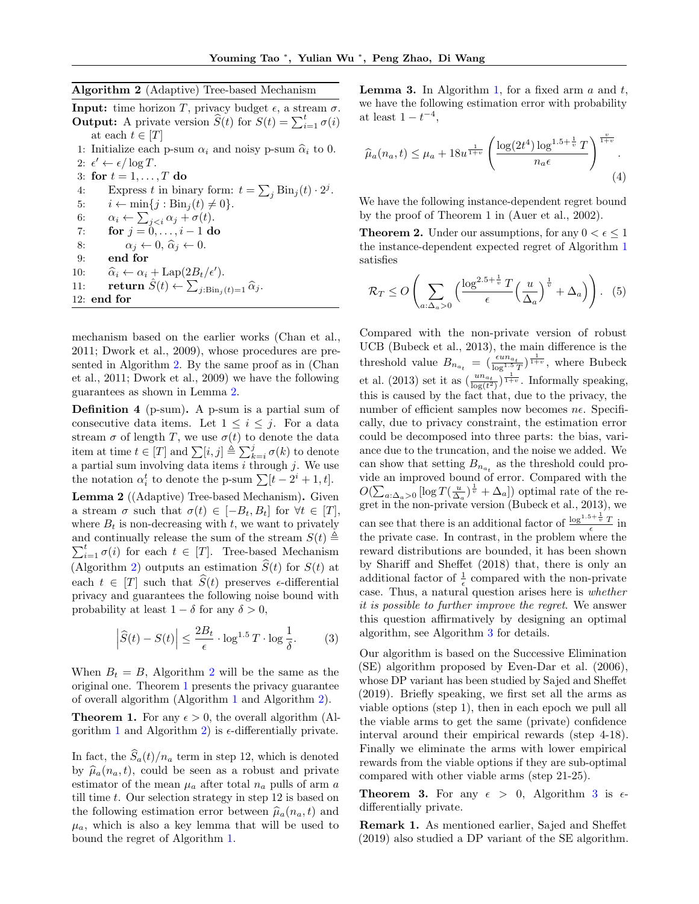**Algorithm 2** (Adaptive) Tree-based Mechanism

**Input:** time horizon $T$, privacy budget $\epsilon$, a stream $\sigma$.
**Output:** A private version $\widehat{S}(t)$ for $S(t) = \sum_{i=1}^{t} \sigma(i)$ at each $t \in [T]$

```
1: Initialize each p-sum α_i and noisy p-sum α̂_i to 0.
2: ε' ← ε/log T.
3: for t = 1, ..., T do
4:     Express t in binary form: t = Σ_j Bin_j(t) · 2^j.
5:     i ← min{j : Bin_j(t) ≠ 0}.
6:     α_i ← Σ_{j<i} α_j + σ(t).
7:     for j = 0, ..., i − 1 do
8:         α_j ← 0, α̂_j ← 0.
9:     end for
10:    α̂_i ← α_i + Lap(2B_t/ε').
11:    return Ŝ(t) ← Σ_{j:Bin_j(t)=1} α̂_j.
12: end for
```

mechanism based on the earlier works (Chan et al., 2011; Dwork et al., 2009), whose procedures are presented in Algorithm 2. By the same proof as in (Chan et al., 2011; Dwork et al., 2009) we have the following guarantees as shown in Lemma 2.

**Definition 4** (p-sum). A p-sum is a partial sum of consecutive data items. Let $1 \le i \le j$. For a data stream $\sigma$ of length $T$, we use $\sigma(t)$ to denote the data item at time $t \in [T]$ and $\sum[i,j] \triangleq \sum_{k=i}^{j} \sigma(k)$ to denote a partial sum involving data items $i$ through $j$. We use the notation $\alpha_i^t$ to denote the p-sum $\sum[t-2^i+1, t]$.

**Lemma 2** ((Adaptive) Tree-based Mechanism)**.** Given a stream $\sigma$ such that $\sigma(t) \in [-B_t, B_t]$ for $\forall t \in [T]$, where $B_t$ is non-decreasing with $t$, we want to privately and continually release the sum of the stream $S(t) \triangleq \sum_{i=1}^{t} \sigma(i)$ for each $t \in [T]$. Tree-based Mechanism (Algorithm 2) outputs an estimation $\widehat{S}(t)$ for $S(t)$ at each $t \in [T]$ such that $\widehat{S}(t)$ preserves $\epsilon$-differential privacy and guarantees the following noise bound with probability at least $1-\delta$ for any $\delta > 0$,

$$\left|\widehat{S}(t) - S(t)\right| \le \frac{2B_t}{\epsilon} \cdot \log^{1.5} T \cdot \log \frac{1}{\delta}. \tag{3}$$

When $B_t = B$, Algorithm 2 will be the same as the original one. Theorem 1 presents the privacy guarantee of overall algorithm (Algorithm 1 and Algorithm 2).

**Theorem 1.** For any $\epsilon > 0$, the overall algorithm (Algorithm 1 and Algorithm 2) is $\epsilon$-differentially private.

In fact, the $\widehat{S}_a(t)/n_a$ term in step 12, which is denoted by $\widehat{\mu}_a(n_a, t)$, could be seen as a robust and private estimator of the mean $\mu_a$ after total $n_a$ pulls of arm $a$ till time $t$. Our selection strategy in step 12 is based on the following estimation error between $\widehat{\mu}_a(n_a, t)$ and $\mu_a$, which is also a key lemma that will be used to bound the regret of Algorithm 1.

**Lemma 3.** In Algorithm 1, for a fixed arm $a$ and $t$, we have the following estimation error with probability at least $1 - t^{-4}$,

$$\widehat{\mu}_a(n_a, t) \le \mu_a + 18u^{\frac{1}{1+v}} \left( \frac{\log(2t^4) \log^{1.5+\frac{1}{v}} T}{n_a \epsilon} \right)^{\frac{v}{1+v}}. \tag{4}$$

We have the following instance-dependent regret bound by the proof of Theorem 1 in (Auer et al., 2002).

**Theorem 2.** Under our assumptions, for any $0 < \epsilon \le 1$ the instance-dependent expected regret of Algorithm 1 satisfies

$$\mathcal{R}_T \le O\left( \sum_{a:\Delta_a > 0} \left( \frac{\log^{2.5+\frac{1}{v}} T}{\epsilon} \left( \frac{u}{\Delta_a} \right)^{\frac{1}{v}} + \Delta_a \right) \right). \tag{5}$$

Compared with the non-private version of robust UCB (Bubeck et al., 2013), the main difference is the threshold value $B_{n_{a_t}} = \left(\frac{\epsilon u n_{a_t}}{\log^{1.5} T}\right)^{\frac{1}{1+v}}$, where Bubeck et al. (2013) set it as $\left(\frac{u n_{a_t}}{\log(t^2)}\right)^{\frac{1}{1+v}}$. Informally speaking, this is caused by the fact that, due to the privacy, the number of efficient samples now becomes $n\epsilon$. Specifically, due to privacy constraint, the estimation error could be decomposed into three parts: the bias, variance due to the truncation, and the noise we added. We can show that setting $B_{n_{a_t}}$ as the threshold could provide an improved bound of error. Compared with the $O(\sum_{a:\Delta_a>0} [\log T (\frac{u}{\Delta_a})^{\frac{1}{v}} + \Delta_a])$ optimal rate of the regret in the non-private version (Bubeck et al., 2013), we can see that there is an additional factor of $\frac{\log^{1.5+\frac{1}{v}} T}{\epsilon}$ in the private case. In contrast, in the problem where the reward distributions are bounded, it has been shown by Shariff and Sheffet (2018) that, there is only an additional factor of $\frac{1}{\epsilon}$ compared with the non-private case. Thus, a natural question arises here is *whether it is possible to further improve the regret*. We answer this question affirmatively by designing an optimal algorithm, see Algorithm 3 for details.

Our algorithm is based on the Successive Elimination (SE) algorithm proposed by Even-Dar et al. (2006), whose DP variant has been studied by Sajed and Sheffet (2019). Briefly speaking, we first set all the arms as viable options (step 1), then in each epoch we pull all the viable arms to get the same (private) confidence interval around their empirical rewards (step 4-18). Finally we eliminate the arms with lower empirical rewards from the viable options if they are sub-optimal compared with other viable arms (step 21-25).

**Theorem 3.** For any $\epsilon > 0$, Algorithm 3 is $\epsilon$-differentially private.

**Remark 1.** As mentioned earlier, Sajed and Sheffet (2019) also studied a DP variant of the SE algorithm.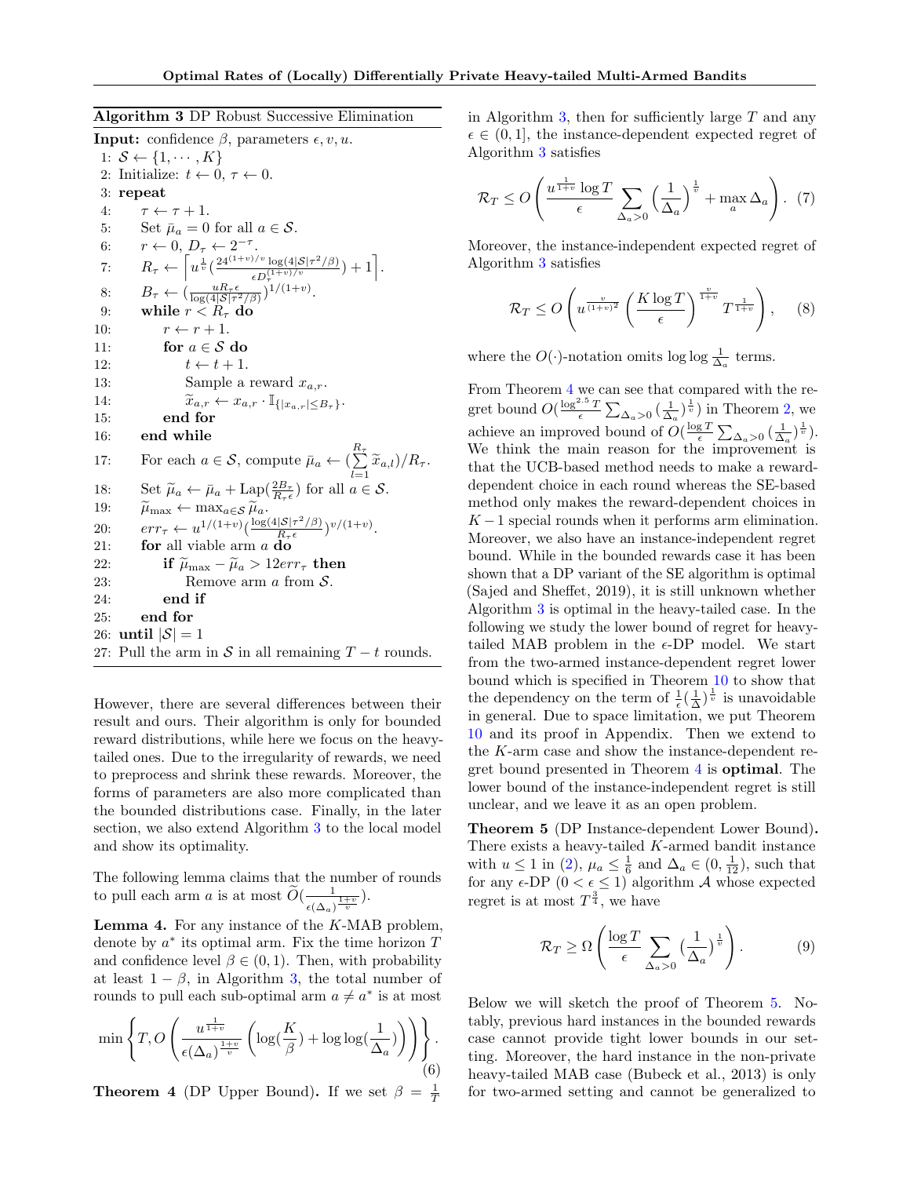**Algorithm 3** DP Robust Successive Elimination

**Input:** confidence $\beta$, parameters $\epsilon, v, u$.

1: $\mathcal{S} \leftarrow \{1, \cdots, K\}$
2: Initialize: $t \leftarrow 0$, $\tau \leftarrow 0$.
3: **repeat**
4: $\quad \tau \leftarrow \tau + 1$.
5: $\quad$ Set $\bar{\mu}_a = 0$ for all $a \in \mathcal{S}$.
6: $\quad r \leftarrow 0$, $D_\tau \leftarrow 2^{-\tau}$.
7: $\quad R_\tau \leftarrow \left\lceil u^{\frac{1}{v}} \left( \frac{24^{(1+v)/v} \log(4|\mathcal{S}|\tau^2/\beta)}{\epsilon D_\tau^{(1+v)/v}} \right) + 1 \right\rceil$.
8: $\quad B_\tau \leftarrow \left( \frac{u R_\tau \epsilon}{\log(4|\mathcal{S}|\tau^2/\beta)} \right)^{1/(1+v)}$.
9: $\quad$ **while** $r < R_\tau$ **do**
10: $\quad\quad r \leftarrow r + 1$.
11: $\quad\quad$ **for** $a \in \mathcal{S}$ **do**
12: $\quad\quad\quad t \leftarrow t + 1$.
13: $\quad\quad\quad$ Sample a reward $x_{a,r}$.
14: $\quad\quad\quad \widetilde{x}_{a,r} \leftarrow x_{a,r} \cdot \mathbb{I}_{\{|x_{a,r}| \leq B_\tau\}}$.
15: $\quad\quad$ **end for**
16: $\quad$ **end while**
17: $\quad$ For each $a \in \mathcal{S}$, compute $\bar{\mu}_a \leftarrow (\sum_{l=1}^{R_\tau} \widetilde{x}_{a,l})/R_\tau$.
18: $\quad$ Set $\widetilde{\mu}_a \leftarrow \bar{\mu}_a + \text{Lap}(\frac{2B_\tau}{R_\tau \epsilon})$ for all $a \in \mathcal{S}$.
19: $\quad \widetilde{\mu}_{\max} \leftarrow \max_{a \in \mathcal{S}} \widetilde{\mu}_a$.
20: $\quad err_\tau \leftarrow u^{1/(1+v)} \left( \frac{\log(4|\mathcal{S}|\tau^2/\beta)}{R_\tau \epsilon} \right)^{v/(1+v)}$.
21: $\quad$ **for** all viable arm $a$ **do**
22: $\quad\quad$ **if** $\widetilde{\mu}_{\max} - \widetilde{\mu}_a > 12 err_\tau$ **then**
23: $\quad\quad\quad$ Remove arm $a$ from $\mathcal{S}$.
24: $\quad\quad$ **end if**
25: $\quad$ **end for**
26: **until** $|\mathcal{S}| = 1$
27: Pull the arm in $\mathcal{S}$ in all remaining $T - t$ rounds.

However, there are several differences between their result and ours. Their algorithm is only for bounded reward distributions, while here we focus on the heavy-tailed ones. Due to the irregularity of rewards, we need to preprocess and shrink these rewards. Moreover, the forms of parameters are also more complicated than the bounded distributions case. Finally, in the later section, we also extend Algorithm 3 to the local model and show its optimality.

The following lemma claims that the number of rounds to pull each arm $a$ is at most $\widetilde{O}(\frac{1}{\epsilon(\Delta_a)^{\frac{1+v}{v}}})$.

**Lemma 4.** For any instance of the $K$-MAB problem, denote by $a^*$ its optimal arm. Fix the time horizon $T$ and confidence level $\beta \in (0, 1)$. Then, with probability at least $1 - \beta$, in Algorithm 3, the total number of rounds to pull each sub-optimal arm $a \neq a^*$ is at most

$$\min \left\{ T, O\left( \frac{u^{\frac{1}{1+v}}}{\epsilon(\Delta_a)^{\frac{1+v}{v}}} \left( \log(\frac{K}{\beta}) + \log\log(\frac{1}{\Delta_a}) \right) \right) \right\}. \tag{6}$$

**Theorem 4** (DP Upper Bound)**.** If we set $\beta = \frac{1}{T}$ in Algorithm 3, then for sufficiently large $T$ and any $\epsilon \in (0, 1]$, the instance-dependent expected regret of Algorithm 3 satisfies

$$\mathcal{R}_T \leq O\left( \frac{u^{\frac{1}{1+v}} \log T}{\epsilon} \sum_{\Delta_a > 0} \left( \frac{1}{\Delta_a} \right)^{\frac{1}{v}} + \max_a \Delta_a \right). \tag{7}$$

Moreover, the instance-independent expected regret of Algorithm 3 satisfies

$$\mathcal{R}_T \leq O\left( u^{\frac{v}{(1+v)^2}} \left( \frac{K \log T}{\epsilon} \right)^{\frac{v}{1+v}} T^{\frac{1}{1+v}} \right), \tag{8}$$

where the $O(\cdot)$-notation omits $\log\log \frac{1}{\Delta_a}$ terms.

From Theorem 4 we can see that compared with the regret bound $O(\frac{\log^{2.5} T}{\epsilon} \sum_{\Delta_a > 0} (\frac{1}{\Delta_a})^{\frac{1}{v}})$ in Theorem 2, we achieve an improved bound of $O(\frac{\log T}{\epsilon} \sum_{\Delta_a > 0} (\frac{1}{\Delta_a})^{\frac{1}{v}})$. We think the main reason for the improvement is that the UCB-based method needs to make a reward-dependent choice in each round whereas the SE-based method only makes the reward-dependent choices in $K - 1$ special rounds when it performs arm elimination. Moreover, we also have an instance-independent regret bound. While in the bounded rewards case it has been shown that a DP variant of the SE algorithm is optimal (Sajed and Sheffet, 2019), it is still unknown whether Algorithm 3 is optimal in the heavy-tailed case. In the following we study the lower bound of regret for heavy-tailed MAB problem in the $\epsilon$-DP model. We start from the two-armed instance-dependent regret lower bound which is specified in Theorem 10 to show that the dependency on the term of $\frac{1}{\epsilon}(\frac{1}{\Delta})^{\frac{1}{v}}$ is unavoidable in general. Due to space limitation, we put Theorem 10 and its proof in Appendix. Then we extend to the $K$-arm case and show the instance-dependent regret bound presented in Theorem 4 is **optimal**. The lower bound of the instance-independent regret is still unclear, and we leave it as an open problem.

**Theorem 5** (DP Instance-dependent Lower Bound)**.** There exists a heavy-tailed $K$-armed bandit instance with $u \leq 1$ in (2), $\mu_a \leq \frac{1}{6}$ and $\Delta_a \in (0, \frac{1}{12})$, such that for any $\epsilon$-DP ($0 < \epsilon \leq 1$) algorithm $\mathcal{A}$ whose expected regret is at most $T^{\frac{3}{4}}$, we have

$$\mathcal{R}_T \geq \Omega\left( \frac{\log T}{\epsilon} \sum_{\Delta_a > 0} (\frac{1}{\Delta_a})^{\frac{1}{v}} \right). \tag{9}$$

Below we will sketch the proof of Theorem 5. Notably, previous hard instances in the bounded rewards case cannot provide tight lower bounds in our setting. Moreover, the hard instance in the non-private heavy-tailed MAB case (Bubeck et al., 2013) is only for two-armed setting and cannot be generalized to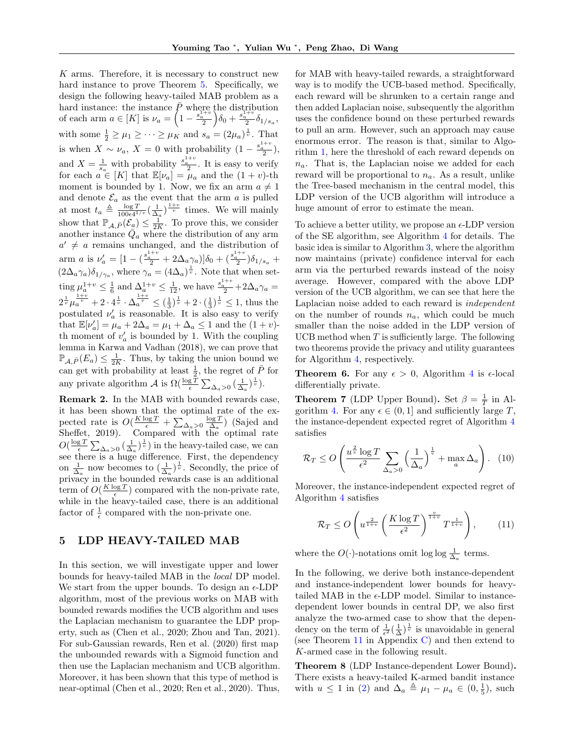$K$ arms. Therefore, it is necessary to construct new hard instance to prove Theorem 5. Specifically, we design the following heavy-tailed MAB problem as a hard instance: the instance $\bar{P}$ where the distribution of each arm $a \in [K]$ is $\nu_a = \left(1 - \frac{s_a^{1+v}}{2}\right)\delta_0 + \frac{s_a^{1+v}}{2}\delta_{1/s_a}$, with some $\frac{1}{2} \geq \mu_1 \geq \cdots \geq \mu_K$ and $s_a = (2\mu_a)^{\frac{1}{v}}$. That is when $X \sim \nu_a$, $X = 0$ with probability $(1 - \frac{s_a^{1+v}}{2})$, and $X = \frac{1}{s_a}$ with probability $\frac{s_a^{1+v}}{2}$. It is easy to verify for each $a \in [K]$ that $\mathbb{E}[\nu_a] = \mu_a$ and the $(1+v)$-th moment is bounded by 1. Now, we fix an arm $a \neq 1$ and denote $\mathcal{E}_a$ as the event that the arm $a$ is pulled at most $t_a \triangleq \frac{\log T}{100\epsilon 4^{1/v}}(\frac{1}{\Delta_a})^{\frac{1+v}{v}}$ times. We will mainly show that $\mathbb{P}_{\mathcal{A},\bar{P}}(\mathcal{E}_a) \leq \frac{1}{2K}$. To prove this, we consider another instance $\bar{Q}_a$ where the distribution of any arm $a' \neq a$ remains unchanged, and the distribution of arm $a$ is $\nu'_a = [1 - (\frac{s_a^{1+v}}{2} + 2\Delta_a\gamma_a)]\delta_0 + (\frac{s_a^{1+v}}{2})\delta_{1/s_a} + (2\Delta_a\gamma_a)\delta_{1/\gamma_a}$, where $\gamma_a = (4\Delta_a)^{\frac{1}{v}}$. Note that when setting $\mu_a^{1+v} \leq \frac{1}{6}$ and $\Delta_a^{1+v} \leq \frac{1}{12}$, we have $\frac{s_a^{1+v}}{2} + 2\Delta_a\gamma_a = 2^{\frac{1}{v}}\mu_a^{\frac{1+v}{v}} + 2 \cdot 4^{\frac{1}{v}} \cdot \Delta_a^{\frac{1+v}{v}} \leq (\frac{1}{3})^{\frac{1}{v}} + 2 \cdot (\frac{1}{3})^{\frac{1}{v}} \leq 1$, thus the postulated $\nu'_a$ is reasonable. It is also easy to verify that $\mathbb{E}[\nu'_a] = \mu_a + 2\Delta_a = \mu_1 + \Delta_a \leq 1$ and the $(1+v)$-th moment of $v'_a$ is bounded by 1. With the coupling lemma in Karwa and Vadhan (2018), we can prove that $\mathbb{P}_{\mathcal{A},\bar{P}}(E_a) \leq \frac{1}{2K}$. Thus, by taking the union bound we can get with probability at least $\frac{1}{2}$, the regret of $\bar{P}$ for any private algorithm $\mathcal{A}$ is $\Omega(\frac{\log T}{\epsilon}\sum_{\Delta_a>0}(\frac{1}{\Delta_a})^{\frac{1}{v}})$.

**Remark 2.** In the MAB with bounded rewards case, it has been shown that the optimal rate of the expected rate is $O(\frac{K\log T}{\epsilon} + \sum_{\Delta_a>0}\frac{\log T}{\Delta_a})$ (Sajed and Sheffet, 2019). Compared with the optimal rate $O(\frac{\log T}{\epsilon}\sum_{\Delta_a>0}(\frac{1}{\Delta_a})^{\frac{1}{v}})$ in the heavy-tailed case, we can see there is a huge difference. First, the dependency on $\frac{1}{\Delta_a}$ now becomes to $(\frac{1}{\Delta_a})^{\frac{1}{v}}$. Secondly, the price of privacy in the bounded rewards case is an additional term of $O(\frac{K\log T}{\epsilon})$ compared with the non-private rate, while in the heavy-tailed case, there is an additional factor of $\frac{1}{\epsilon}$ compared with the non-private one.

## 5 LDP HEAVY-TAILED MAB

In this section, we will investigate upper and lower bounds for heavy-tailed MAB in the *local* DP model. We start from the upper bounds. To design an $\epsilon$-LDP algorithm, most of the previous works on MAB with bounded rewards modifies the UCB algorithm and uses the Laplacian mechanism to guarantee the LDP property, such as (Chen et al., 2020; Zhou and Tan, 2021). For sub-Gaussian rewards, Ren et al. (2020) first map the unbounded rewards with a Sigmoid function and then use the Laplacian mechanism and UCB algorithm. Moreover, it has been shown that this type of method is near-optimal (Chen et al., 2020; Ren et al., 2020). Thus, for MAB with heavy-tailed rewards, a straightforward way is to modify the UCB-based method. Specifically, each reward will be shrunken to a certain range and then added Laplacian noise, subsequently the algorithm uses the confidence bound on these perturbed rewards to pull an arm. However, such an approach may cause enormous error. The reason is that, similar to Algorithm 1, here the threshold of each reward depends on $n_a$. That is, the Laplacian noise we added for each reward will be proportional to $n_a$. As a result, unlike the Tree-based mechanism in the central model, this LDP version of the UCB algorithm will introduce a huge amount of error to estimate the mean.

To achieve a better utility, we propose an $\epsilon$-LDP version of the SE algorithm, see Algorithm 4 for details. The basic idea is similar to Algorithm 3, where the algorithm now maintains (private) confidence interval for each arm via the perturbed rewards instead of the noisy average. However, compared with the above LDP version of the UCB algorithm, we can see that here the Laplacian noise added to each reward is *independent* on the number of rounds $n_a$, which could be much smaller than the noise added in the LDP version of UCB method when $T$ is sufficiently large. The following two theorems provide the privacy and utility guarantees for Algorithm 4, respectively.

**Theorem 6.** For any $\epsilon > 0$, Algorithm 4 is $\epsilon$-local differentially private.

**Theorem 7** (LDP Upper Bound)**.** Set $\beta = \frac{1}{T}$ in Algorithm 4. For any $\epsilon \in (0, 1]$ and sufficiently large $T$, the instance-dependent expected regret of Algorithm 4 satisfies

$$\mathcal{R}_T \leq O\left(\frac{u^{\frac{2}{v}}\log T}{\epsilon^2}\sum_{\Delta_a>0}\left(\frac{1}{\Delta_a}\right)^{\frac{1}{v}} + \max_a \Delta_a\right). \quad (10)$$

Moreover, the instance-independent expected regret of Algorithm 4 satisfies

$$\mathcal{R}_T \leq O\left(u^{\frac{2}{1+v}}\left(\frac{K\log T}{\epsilon^2}\right)^{\frac{v}{1+v}}T^{\frac{1}{1+v}}\right), \quad (11)$$

where the $O(\cdot)$-notations omit $\log\log\frac{1}{\Delta_a}$ terms.

In the following, we derive both instance-dependent and instance-independent lower bounds for heavy-tailed MAB in the $\epsilon$-LDP model. Similar to instance-dependent lower bounds in central DP, we also first analyze the two-armed case to show that the dependency on the term of $\frac{1}{\epsilon^2}(\frac{1}{\Delta})^{\frac{1}{v}}$ is unavoidable in general (see Theorem 11 in Appendix C) and then extend to $K$-armed case in the following result.

**Theorem 8** (LDP Instance-dependent Lower Bound)**.** There exists a heavy-tailed K-armed bandit instance with $u \leq 1$ in (2) and $\Delta_a \triangleq \mu_1 - \mu_a \in (0, \frac{1}{5})$, such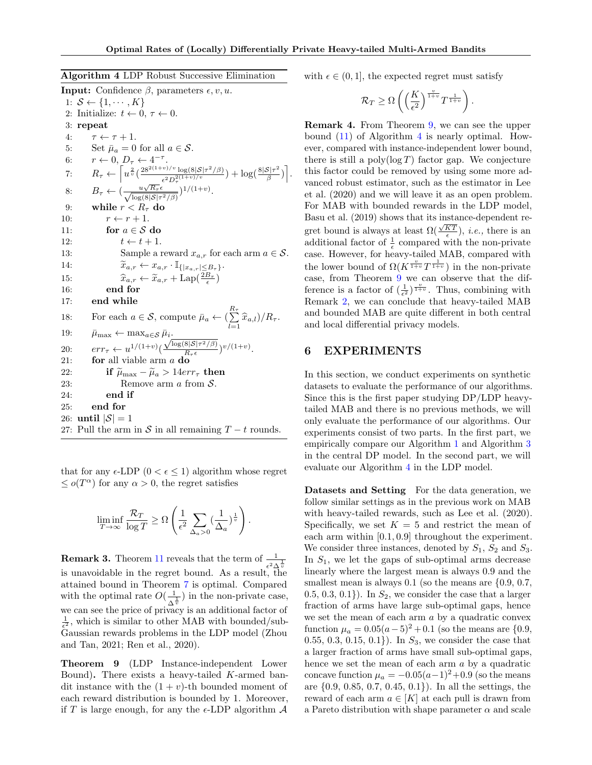**Algorithm 4** LDP Robust Successive Elimination

**Input:** Confidence $\beta$, parameters $\epsilon, v, u$.

1: $\mathcal{S} \leftarrow \{1, \cdots, K\}$
2: Initialize: $t \leftarrow 0$, $\tau \leftarrow 0$.
3: **repeat**
4: $\quad\tau \leftarrow \tau + 1$.
5: $\quad$Set $\bar{\mu}_a = 0$ for all $a \in \mathcal{S}$.
6: $\quad r \leftarrow 0$, $D_\tau \leftarrow 4^{-\tau}$.
7: $\quad R_\tau \leftarrow \left\lceil u^{\frac{2}{v}}\left(\frac{28^{2(1+v)/v}\log(8|\mathcal{S}|\tau^2/\beta)}{\epsilon^2 D_\tau^{2(1+v)/v}}\right) + \log(\frac{8|\mathcal{S}|\tau^2}{\beta})\right\rceil$.
8: $\quad B_\tau \leftarrow \left(\frac{u\sqrt{R_\tau}\epsilon}{\sqrt{\log(8|\mathcal{S}|\tau^2/\beta)}}\right)^{1/(1+v)}$.
9: $\quad$**while** $r < R_\tau$ **do**
10: $\quad\quad r \leftarrow r + 1$.
11: $\quad\quad$**for** $a \in \mathcal{S}$ **do**
12: $\quad\quad\quad t \leftarrow t + 1$.
13: $\quad\quad\quad$Sample a reward $x_{a,r}$ for each arm $a \in \mathcal{S}$.
14: $\quad\quad\quad \widetilde{x}_{a,r} \leftarrow x_{a,r} \cdot \mathbb{I}_{\{|x_{a,r}| \leq B_\tau\}}$.
15: $\quad\quad\quad \widehat{x}_{a,r} \leftarrow \widetilde{x}_{a,r} + \mathrm{Lap}(\frac{2B_\tau}{\epsilon})$
16: $\quad\quad$**end for**
17: $\quad$**end while**
18: $\quad$For each $a \in \mathcal{S}$, compute $\bar{\mu}_a \leftarrow (\sum_{l=1}^{R_\tau} \widehat{x}_{a,l})/R_\tau$.
19: $\quad\bar{\mu}_{\max} \leftarrow \max_{a\in\mathcal{S}} \bar{\mu}_i$.
20: $\quad err_\tau \leftarrow u^{1/(1+v)}\left(\frac{\sqrt{\log(8|\mathcal{S}|\tau^2/\beta)}}{R_\tau \epsilon}\right)^{v/(1+v)}$.
21: $\quad$**for** all viable arm $a$ **do**
22: $\quad\quad$**if** $\widetilde{\mu}_{\max} - \widetilde{\mu}_a > 14 err_\tau$ **then**
23: $\quad\quad\quad$Remove arm $a$ from $\mathcal{S}$.
24: $\quad\quad$**end if**
25: $\quad$**end for**
26: **until** $|\mathcal{S}| = 1$
27: Pull the arm in $\mathcal{S}$ in all remaining $T - t$ rounds.

that for any $\epsilon$-LDP ($0 < \epsilon \leq 1$) algorithm whose regret $\leq o(T^\alpha)$ for any $\alpha > 0$, the regret satisfies

$$\liminf_{T\to\infty} \frac{\mathcal{R}_T}{\log T} \geq \Omega\left(\frac{1}{\epsilon^2}\sum_{\Delta_a > 0}(\frac{1}{\Delta_a})^{\frac{1}{v}}\right).$$

**Remark 3.** Theorem 11 reveals that the term of $\frac{1}{\epsilon^2 \Delta^{\frac{1}{v}}}$ is unavoidable in the regret bound. As a result, the attained bound in Theorem 7 is optimal. Compared with the optimal rate $O(\frac{1}{\Delta^{\frac{1}{v}}})$ in the non-private case, we can see the price of privacy is an additional factor of $\frac{1}{\epsilon^2}$, which is similar to other MAB with bounded/sub-Gaussian rewards problems in the LDP model (Zhou and Tan, 2021; Ren et al., 2020).

**Theorem 9** (LDP Instance-independent Lower Bound)**.** There exists a heavy-tailed $K$-armed bandit instance with the $(1+v)$-th bounded moment of each reward distribution is bounded by 1. Moreover, if $T$ is large enough, for any the $\epsilon$-LDP algorithm $\mathcal{A}$ with $\epsilon \in (0, 1]$, the expected regret must satisfy

$$\mathcal{R}_T \geq \Omega\left(\left(\frac{K}{\epsilon^2}\right)^{\frac{v}{1+v}} T^{\frac{1}{1+v}}\right).$$

**Remark 4.** From Theorem 9, we can see the upper bound (11) of Algorithm 4 is nearly optimal. However, compared with instance-independent lower bound, there is still a poly($\log T$) factor gap. We conjecture this factor could be removed by using some more advanced robust estimator, such as the estimator in Lee et al. (2020) and we will leave it as an open problem. For MAB with bounded rewards in the LDP model, Basu et al. (2019) shows that its instance-dependent regret bound is always at least $\Omega(\frac{\sqrt{KT}}{\epsilon})$, *i.e.,* there is an additional factor of $\frac{1}{\epsilon}$ compared with the non-private case. However, for heavy-tailed MAB, compared with the lower bound of $\Omega(K^{\frac{v}{1+v}}T^{\frac{1}{1+v}})$ in the non-private case, from Theorem 9 we can observe that the difference is a factor of $(\frac{1}{\epsilon^2})^{\frac{v}{1+v}}$. Thus, combining with Remark 2, we can conclude that heavy-tailed MAB and bounded MAB are quite different in both central and local differential privacy models.

## 6 EXPERIMENTS

In this section, we conduct experiments on synthetic datasets to evaluate the performance of our algorithms. Since this is the first paper studying DP/LDP heavy-tailed MAB and there is no previous methods, we will only evaluate the performance of our algorithms. Our experiments consist of two parts. In the first part, we empirically compare our Algorithm 1 and Algorithm 3 in the central DP model. In the second part, we will evaluate our Algorithm 4 in the LDP model.

**Datasets and Setting** For the data generation, we follow similar settings as in the previous work on MAB with heavy-tailed rewards, such as Lee et al. (2020). Specifically, we set $K = 5$ and restrict the mean of each arm within $[0.1, 0.9]$ throughout the experiment. We consider three instances, denoted by $S_1$, $S_2$ and $S_3$. In $S_1$, we let the gaps of sub-optimal arms decrease linearly where the largest mean is always 0.9 and the smallest mean is always 0.1 (so the means are {0.9, 0.7, 0.5, 0.3, 0.1}). In $S_2$, we consider the case that a larger fraction of arms have large sub-optimal gaps, hence we set the mean of each arm $a$ by a quadratic convex function $\mu_a = 0.05(a-5)^2+0.1$ (so the means are {0.9, 0.55, 0.3, 0.15, 0.1}). In $S_3$, we consider the case that a larger fraction of arms have small sub-optimal gaps, hence we set the mean of each arm $a$ by a quadratic concave function $\mu_a = -0.05(a-1)^2+0.9$ (so the means are {0.9, 0.85, 0.7, 0.45, 0.1}). In all the settings, the reward of each arm $a \in [K]$ at each pull is drawn from a Pareto distribution with shape parameter $\alpha$ and scale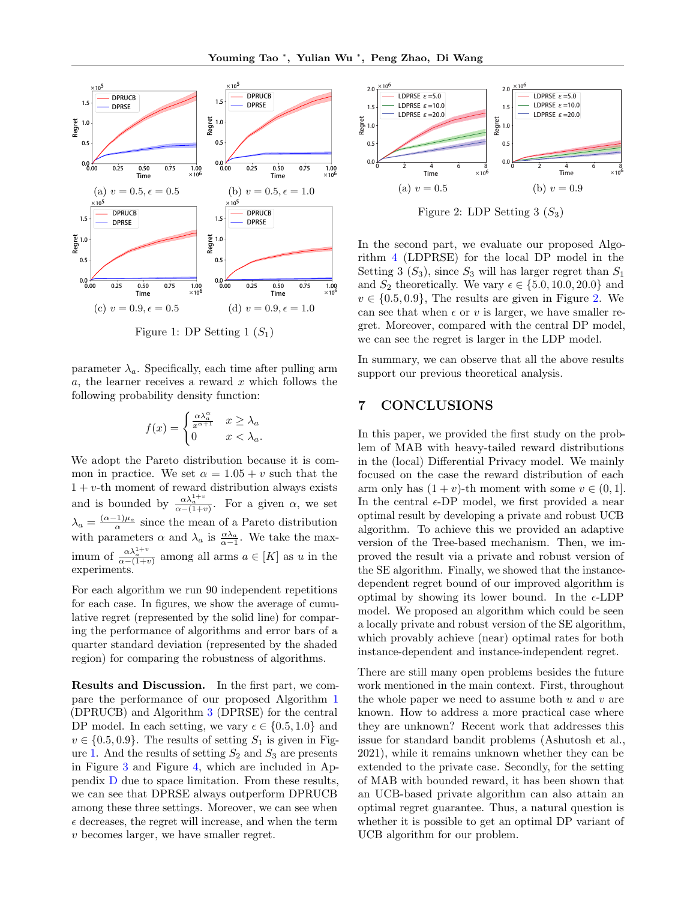(a) $v = 0.5, \epsilon = 0.5$

(b) $v = 0.5, \epsilon = 1.0$

(c) $v = 0.9, \epsilon = 0.5$

(d) $v = 0.9, \epsilon = 1.0$

Figure 1: DP Setting 1 ($S_1$)

parameter $\lambda_a$. Specifically, each time after pulling arm $a$, the learner receives a reward $x$ which follows the following probability density function:

$$f(x) = \begin{cases} \frac{\alpha \lambda_a^\alpha}{x^{\alpha+1}} & x \geq \lambda_a \\ 0 & x < \lambda_a. \end{cases}$$

We adopt the Pareto distribution because it is common in practice. We set $\alpha = 1.05 + v$ such that the $1 + v$-th moment of reward distribution always exists and is bounded by $\frac{\alpha \lambda_a^{1+v}}{\alpha-(1+v)}$. For a given $\alpha$, we set $\lambda_a = \frac{(\alpha-1)\mu_a}{\alpha}$ since the mean of a Pareto distribution with parameters $\alpha$ and $\lambda_a$ is $\frac{\alpha \lambda_a}{\alpha - 1}$. We take the maximum of $\frac{\alpha \lambda_a^{1+v}}{\alpha-(1+v)}$ among all arms $a \in [K]$ as $u$ in the experiments.

For each algorithm we run 90 independent repetitions for each case. In figures, we show the average of cumulative regret (represented by the solid line) for comparing the performance of algorithms and error bars of a quarter standard deviation (represented by the shaded region) for comparing the robustness of algorithms.

**Results and Discussion.** In the first part, we compare the performance of our proposed Algorithm 1 (DPRUCB) and Algorithm 3 (DPRSE) for the central DP model. In each setting, we vary $\epsilon \in \{0.5, 1.0\}$ and $v \in \{0.5, 0.9\}$. The results of setting $S_1$ is given in Figure 1. And the results of setting $S_2$ and $S_3$ are presents in Figure 3 and Figure 4, which are included in Appendix D due to space limitation. From these results, we can see that DPRSE always outperform DPRUCB among these three settings. Moreover, we can see when $\epsilon$ decreases, the regret will increase, and when the term $v$ becomes larger, we have smaller regret.

(a) $v = 0.5$

(b) $v = 0.9$

Figure 2: LDP Setting 3 ($S_3$)

In the second part, we evaluate our proposed Algorithm 4 (LDPRSE) for the local DP model in the Setting 3 ($S_3$), since $S_3$ will has larger regret than $S_1$ and $S_2$ theoretically. We vary $\epsilon \in \{5.0, 10.0, 20.0\}$ and $v \in \{0.5, 0.9\}$, The results are given in Figure 2. We can see that when $\epsilon$ or $v$ is larger, we have smaller regret. Moreover, compared with the central DP model, we can see the regret is larger in the LDP model.

In summary, we can observe that all the above results support our previous theoretical analysis.

## 7 CONCLUSIONS

In this paper, we provided the first study on the problem of MAB with heavy-tailed reward distributions in the (local) Differential Privacy model. We mainly focused on the case the reward distribution of each arm only has $(1 + v)$-th moment with some $v \in (0, 1]$. In the central $\epsilon$-DP model, we first provided a near optimal result by developing a private and robust UCB algorithm. To achieve this we provided an adaptive version of the Tree-based mechanism. Then, we improved the result via a private and robust version of the SE algorithm. Finally, we showed that the instance-dependent regret bound of our improved algorithm is optimal by showing its lower bound. In the $\epsilon$-LDP model. We proposed an algorithm which could be seen a locally private and robust version of the SE algorithm, which provably achieve (near) optimal rates for both instance-dependent and instance-independent regret.

There are still many open problems besides the future work mentioned in the main context. First, throughout the whole paper we need to assume both $u$ and $v$ are known. How to address a more practical case where they are unknown? Recent work that addresses this issue for standard bandit problems (Ashutosh et al., 2021), while it remains unknown whether they can be extended to the private case. Secondly, for the setting of MAB with bounded reward, it has been shown that an UCB-based private algorithm can also attain an optimal regret guarantee. Thus, a natural question is whether it is possible to get an optimal DP variant of UCB algorithm for our problem.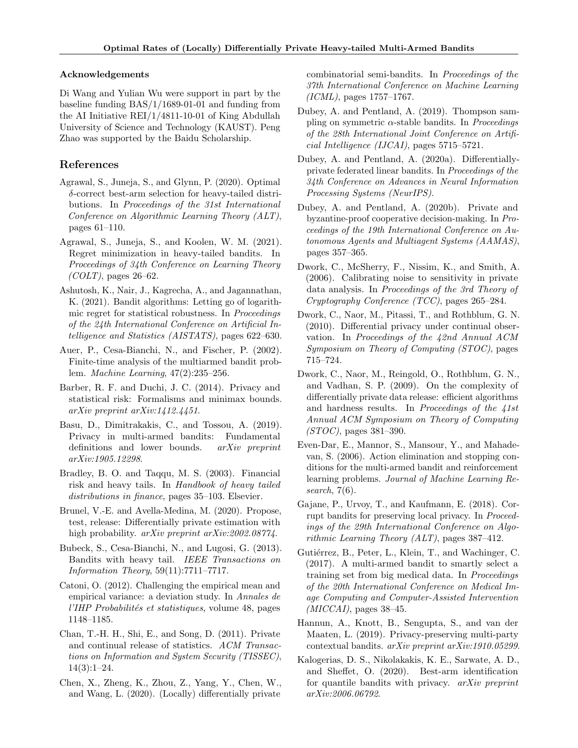### Acknowledgements

Di Wang and Yulian Wu were support in part by the baseline funding BAS/1/1689-01-01 and funding from the AI Initiative REI/1/4811-10-01 of King Abdullah University of Science and Technology (KAUST). Peng Zhao was supported by the Baidu Scholarship.

## References

Agrawal, S., Juneja, S., and Glynn, P. (2020). Optimal $\delta$-correct best-arm selection for heavy-tailed distributions. In *Proceedings of the 31st International Conference on Algorithmic Learning Theory (ALT)*, pages 61–110.

Agrawal, S., Juneja, S., and Koolen, W. M. (2021). Regret minimization in heavy-tailed bandits. In *Proceedings of 34th Conference on Learning Theory (COLT)*, pages 26–62.

Ashutosh, K., Nair, J., Kagrecha, A., and Jagannathan, K. (2021). Bandit algorithms: Letting go of logarithmic regret for statistical robustness. In *Proceedings of the 24th International Conference on Artificial Intelligence and Statistics (AISTATS)*, pages 622–630.

Auer, P., Cesa-Bianchi, N., and Fischer, P. (2002). Finite-time analysis of the multiarmed bandit problem. *Machine Learning*, 47(2):235–256.

Barber, R. F. and Duchi, J. C. (2014). Privacy and statistical risk: Formalisms and minimax bounds. *arXiv preprint arXiv:1412.4451*.

Basu, D., Dimitrakakis, C., and Tossou, A. (2019). Privacy in multi-armed bandits: Fundamental definitions and lower bounds. *arXiv preprint arXiv:1905.12298*.

Bradley, B. O. and Taqqu, M. S. (2003). Financial risk and heavy tails. In *Handbook of heavy tailed distributions in finance*, pages 35–103. Elsevier.

Brunel, V.-E. and Avella-Medina, M. (2020). Propose, test, release: Differentially private estimation with high probability. *arXiv preprint arXiv:2002.08774*.

Bubeck, S., Cesa-Bianchi, N., and Lugosi, G. (2013). Bandits with heavy tail. *IEEE Transactions on Information Theory*, 59(11):7711–7717.

Catoni, O. (2012). Challenging the empirical mean and empirical variance: a deviation study. In *Annales de l'IHP Probabilités et statistiques*, volume 48, pages 1148–1185.

Chan, T.-H. H., Shi, E., and Song, D. (2011). Private and continual release of statistics. *ACM Transactions on Information and System Security (TISSEC)*, 14(3):1–24.

Chen, X., Zheng, K., Zhou, Z., Yang, Y., Chen, W., and Wang, L. (2020). (Locally) differentially private combinatorial semi-bandits. In *Proceedings of the 37th International Conference on Machine Learning (ICML)*, pages 1757–1767.

Dubey, A. and Pentland, A. (2019). Thompson sampling on symmetric $\alpha$-stable bandits. In *Proceedings of the 28th International Joint Conference on Artificial Intelligence (IJCAI)*, pages 5715–5721.

Dubey, A. and Pentland, A. (2020a). Differentially-private federated linear bandits. In *Proceedings of the 34th Conference on Advances in Neural Information Processing Systems (NeurIPS)*.

Dubey, A. and Pentland, A. (2020b). Private and byzantine-proof cooperative decision-making. In *Proceedings of the 19th International Conference on Autonomous Agents and Multiagent Systems (AAMAS)*, pages 357–365.

Dwork, C., McSherry, F., Nissim, K., and Smith, A. (2006). Calibrating noise to sensitivity in private data analysis. In *Proceedings of the 3rd Theory of Cryptography Conference (TCC)*, pages 265–284.

Dwork, C., Naor, M., Pitassi, T., and Rothblum, G. N. (2010). Differential privacy under continual observation. In *Proceedings of the 42nd Annual ACM Symposium on Theory of Computing (STOC)*, pages 715–724.

Dwork, C., Naor, M., Reingold, O., Rothblum, G. N., and Vadhan, S. P. (2009). On the complexity of differentially private data release: efficient algorithms and hardness results. In *Proceedings of the 41st Annual ACM Symposium on Theory of Computing (STOC)*, pages 381–390.

Even-Dar, E., Mannor, S., Mansour, Y., and Mahadevan, S. (2006). Action elimination and stopping conditions for the multi-armed bandit and reinforcement learning problems. *Journal of Machine Learning Research*, 7(6).

Gajane, P., Urvoy, T., and Kaufmann, E. (2018). Corrupt bandits for preserving local privacy. In *Proceedings of the 29th International Conference on Algorithmic Learning Theory (ALT)*, pages 387–412.

Gutiérrez, B., Peter, L., Klein, T., and Wachinger, C. (2017). A multi-armed bandit to smartly select a training set from big medical data. In *Proceedings of the 20th International Conference on Medical Image Computing and Computer-Assisted Intervention (MICCAI)*, pages 38–45.

Hannun, A., Knott, B., Sengupta, S., and van der Maaten, L. (2019). Privacy-preserving multi-party contextual bandits. *arXiv preprint arXiv:1910.05299*.

Kalogerias, D. S., Nikolakakis, K. E., Sarwate, A. D., and Sheffet, O. (2020). Best-arm identification for quantile bandits with privacy. *arXiv preprint arXiv:2006.06792*.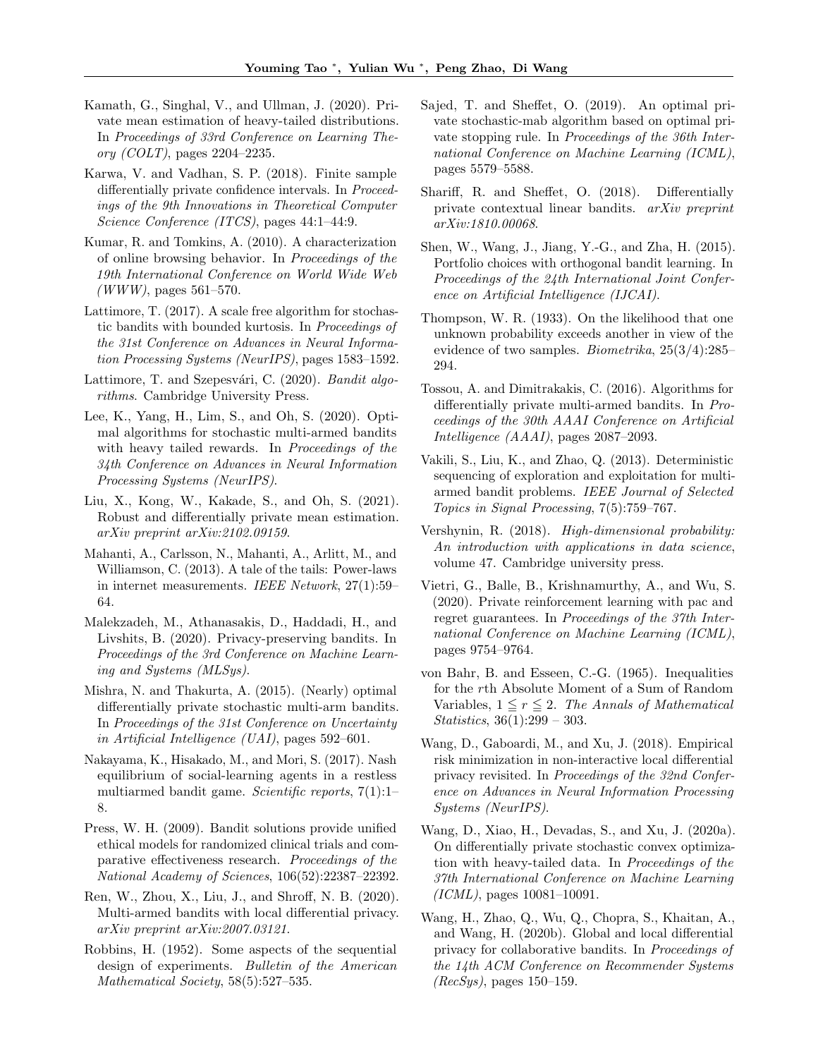Kamath, G., Singhal, V., and Ullman, J. (2020). Private mean estimation of heavy-tailed distributions. In *Proceedings of 33rd Conference on Learning Theory (COLT)*, pages 2204–2235.

Karwa, V. and Vadhan, S. P. (2018). Finite sample differentially private confidence intervals. In *Proceedings of the 9th Innovations in Theoretical Computer Science Conference (ITCS)*, pages 44:1–44:9.

Kumar, R. and Tomkins, A. (2010). A characterization of online browsing behavior. In *Proceedings of the 19th International Conference on World Wide Web (WWW)*, pages 561–570.

Lattimore, T. (2017). A scale free algorithm for stochastic bandits with bounded kurtosis. In *Proceedings of the 31st Conference on Advances in Neural Information Processing Systems (NeurIPS)*, pages 1583–1592.

Lattimore, T. and Szepesvári, C. (2020). *Bandit algorithms*. Cambridge University Press.

Lee, K., Yang, H., Lim, S., and Oh, S. (2020). Optimal algorithms for stochastic multi-armed bandits with heavy tailed rewards. In *Proceedings of the 34th Conference on Advances in Neural Information Processing Systems (NeurIPS)*.

Liu, X., Kong, W., Kakade, S., and Oh, S. (2021). Robust and differentially private mean estimation. *arXiv preprint arXiv:2102.09159*.

Mahanti, A., Carlsson, N., Mahanti, A., Arlitt, M., and Williamson, C. (2013). A tale of the tails: Power-laws in internet measurements. *IEEE Network*, 27(1):59–64.

Malekzadeh, M., Athanasakis, D., Haddadi, H., and Livshits, B. (2020). Privacy-preserving bandits. In *Proceedings of the 3rd Conference on Machine Learning and Systems (MLSys)*.

Mishra, N. and Thakurta, A. (2015). (Nearly) optimal differentially private stochastic multi-arm bandits. In *Proceedings of the 31st Conference on Uncertainty in Artificial Intelligence (UAI)*, pages 592–601.

Nakayama, K., Hisakado, M., and Mori, S. (2017). Nash equilibrium of social-learning agents in a restless multiarmed bandit game. *Scientific reports*, 7(1):1–8.

Press, W. H. (2009). Bandit solutions provide unified ethical models for randomized clinical trials and comparative effectiveness research. *Proceedings of the National Academy of Sciences*, 106(52):22387–22392.

Ren, W., Zhou, X., Liu, J., and Shroff, N. B. (2020). Multi-armed bandits with local differential privacy. *arXiv preprint arXiv:2007.03121*.

Robbins, H. (1952). Some aspects of the sequential design of experiments. *Bulletin of the American Mathematical Society*, 58(5):527–535.

Sajed, T. and Sheffet, O. (2019). An optimal private stochastic-mab algorithm based on optimal private stopping rule. In *Proceedings of the 36th International Conference on Machine Learning (ICML)*, pages 5579–5588.

Shariff, R. and Sheffet, O. (2018). Differentially private contextual linear bandits. *arXiv preprint arXiv:1810.00068*.

Shen, W., Wang, J., Jiang, Y.-G., and Zha, H. (2015). Portfolio choices with orthogonal bandit learning. In *Proceedings of the 24th International Joint Conference on Artificial Intelligence (IJCAI)*.

Thompson, W. R. (1933). On the likelihood that one unknown probability exceeds another in view of the evidence of two samples. *Biometrika*, 25(3/4):285–294.

Tossou, A. and Dimitrakakis, C. (2016). Algorithms for differentially private multi-armed bandits. In *Proceedings of the 30th AAAI Conference on Artificial Intelligence (AAAI)*, pages 2087–2093.

Vakili, S., Liu, K., and Zhao, Q. (2013). Deterministic sequencing of exploration and exploitation for multi-armed bandit problems. *IEEE Journal of Selected Topics in Signal Processing*, 7(5):759–767.

Vershynin, R. (2018). *High-dimensional probability: An introduction with applications in data science*, volume 47. Cambridge university press.

Vietri, G., Balle, B., Krishnamurthy, A., and Wu, S. (2020). Private reinforcement learning with pac and regret guarantees. In *Proceedings of the 37th International Conference on Machine Learning (ICML)*, pages 9754–9764.

von Bahr, B. and Esseen, C.-G. (1965). Inequalities for the $r$th Absolute Moment of a Sum of Random Variables, $1 \leqq r \leqq 2$. *The Annals of Mathematical Statistics*, 36(1):299 – 303.

Wang, D., Gaboardi, M., and Xu, J. (2018). Empirical risk minimization in non-interactive local differential privacy revisited. In *Proceedings of the 32nd Conference on Advances in Neural Information Processing Systems (NeurIPS)*.

Wang, D., Xiao, H., Devadas, S., and Xu, J. (2020a). On differentially private stochastic convex optimization with heavy-tailed data. In *Proceedings of the 37th International Conference on Machine Learning (ICML)*, pages 10081–10091.

Wang, H., Zhao, Q., Wu, Q., Chopra, S., Khaitan, A., and Wang, H. (2020b). Global and local differential privacy for collaborative bandits. In *Proceedings of the 14th ACM Conference on Recommender Systems (RecSys)*, pages 150–159.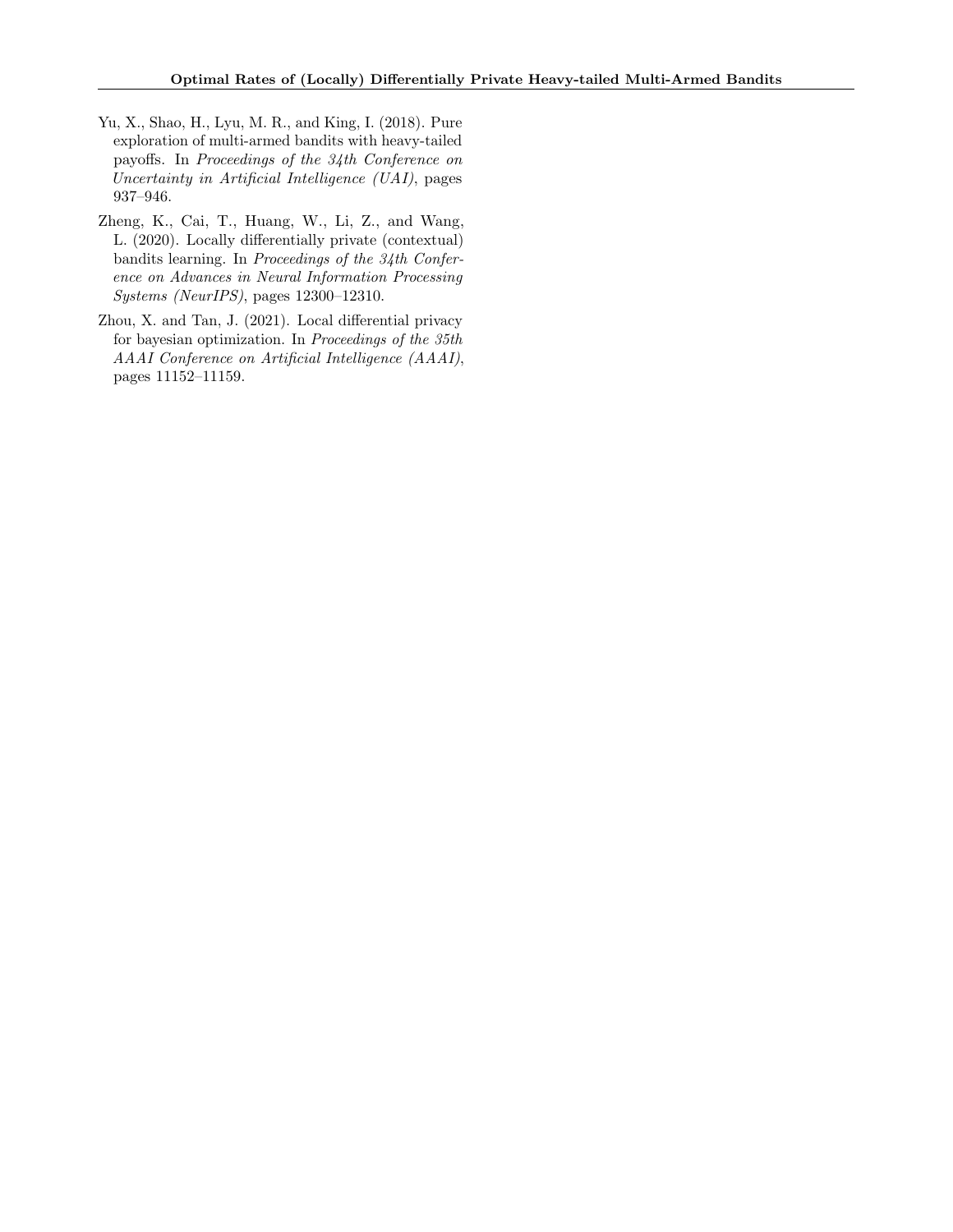Yu, X., Shao, H., Lyu, M. R., and King, I. (2018). Pure exploration of multi-armed bandits with heavy-tailed payoffs. In *Proceedings of the 34th Conference on Uncertainty in Artificial Intelligence (UAI)*, pages 937–946.

Zheng, K., Cai, T., Huang, W., Li, Z., and Wang, L. (2020). Locally differentially private (contextual) bandits learning. In *Proceedings of the 34th Conference on Advances in Neural Information Processing Systems (NeurIPS)*, pages 12300–12310.

Zhou, X. and Tan, J. (2021). Local differential privacy for bayesian optimization. In *Proceedings of the 35th AAAI Conference on Artificial Intelligence (AAAI)*, pages 11152–11159.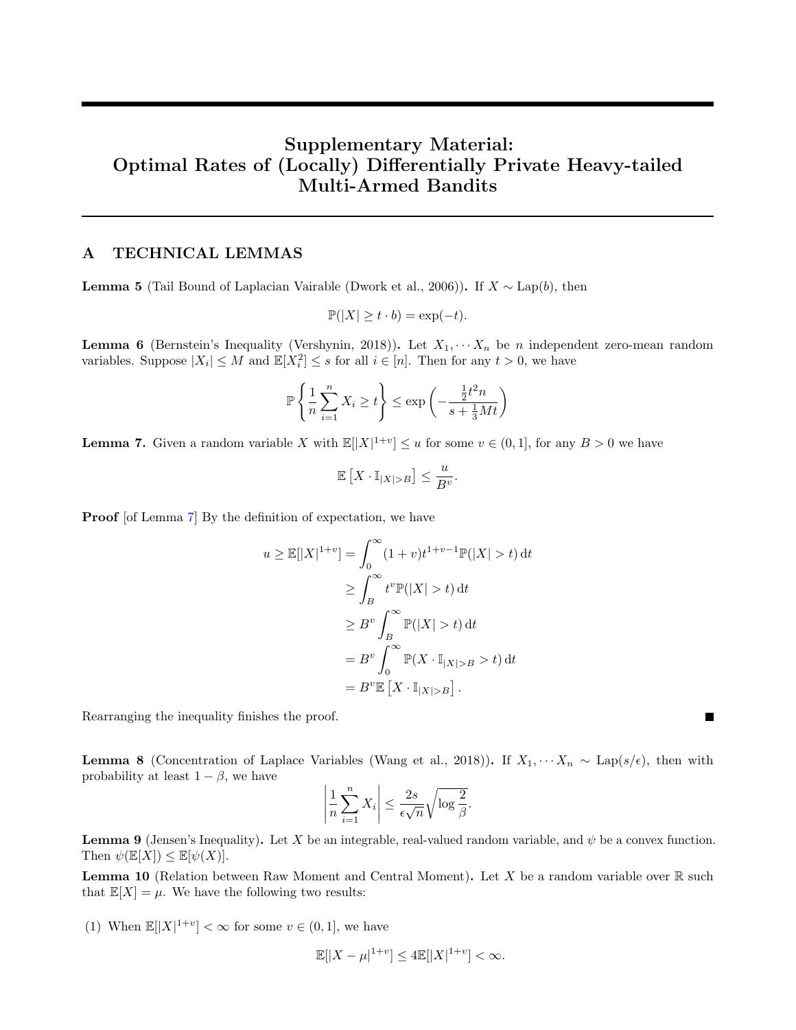# Supplementary Material: Optimal Rates of (Locally) Differentially Private Heavy-tailed Multi-Armed Bandits

## A TECHNICAL LEMMAS

**Lemma 5** (Tail Bound of Laplacian Vairable (Dwork et al., 2006))**.** If $X \sim \mathrm{Lap}(b)$, then

$$\mathbb{P}(|X| \geq t \cdot b) = \exp(-t).$$

**Lemma 6** (Bernstein's Inequality (Vershynin, 2018))**.** Let $X_1, \cdots X_n$ be $n$ independent zero-mean random variables. Suppose $|X_i| \leq M$ and $\mathbb{E}[X_i^2] \leq s$ for all $i \in [n]$. Then for any $t > 0$, we have

$$\mathbb{P}\left\{\frac{1}{n}\sum_{i=1}^{n} X_i \geq t\right\} \leq \exp\left(-\frac{\frac{1}{2}t^2 n}{s + \frac{1}{3}Mt}\right)$$

**Lemma 7.** Given a random variable $X$ with $\mathbb{E}[|X|^{1+v}] \leq u$ for some $v \in (0, 1]$, for any $B > 0$ we have

$$\mathbb{E}\left[X \cdot \mathbb{I}_{|X|>B}\right] \leq \frac{u}{B^v}.$$

**Proof** [of Lemma 7] By the definition of expectation, we have

$$\begin{aligned}
u \geq \mathbb{E}[|X|^{1+v}] &= \int_0^\infty (1+v)t^{1+v-1}\mathbb{P}(|X| > t)\,\mathrm{d}t \\
&\geq \int_B^\infty t^v \mathbb{P}(|X| > t)\,\mathrm{d}t \\
&\geq B^v \int_B^\infty \mathbb{P}(|X| > t)\,\mathrm{d}t \\
&= B^v \int_0^\infty \mathbb{P}(X \cdot \mathbb{I}_{|X|>B} > t)\,\mathrm{d}t \\
&= B^v \mathbb{E}\left[X \cdot \mathbb{I}_{|X|>B}\right].
\end{aligned}$$

Rearranging the inequality finishes the proof. ■

**Lemma 8** (Concentration of Laplace Variables (Wang et al., 2018))**.** If $X_1, \cdots X_n \sim \mathrm{Lap}(s/\epsilon)$, then with probability at least $1 - \beta$, we have

$$\left|\frac{1}{n}\sum_{i=1}^{n} X_i\right| \leq \frac{2s}{\epsilon\sqrt{n}}\sqrt{\log\frac{2}{\beta}}.$$

**Lemma 9** (Jensen's Inequality)**.** Let $X$ be an integrable, real-valued random variable, and $\psi$ be a convex function. Then $\psi(\mathbb{E}[X]) \leq \mathbb{E}[\psi(X)]$.

**Lemma 10** (Relation between Raw Moment and Central Moment)**.** Let $X$ be a random variable over $\mathbb{R}$ such that $\mathbb{E}[X] = \mu$. We have the following two results:

(1) When $\mathbb{E}[|X|^{1+v}] < \infty$ for some $v \in (0, 1]$, we have

$$\mathbb{E}[|X - \mu|^{1+v}] \leq 4\mathbb{E}[|X|^{1+v}] < \infty.$$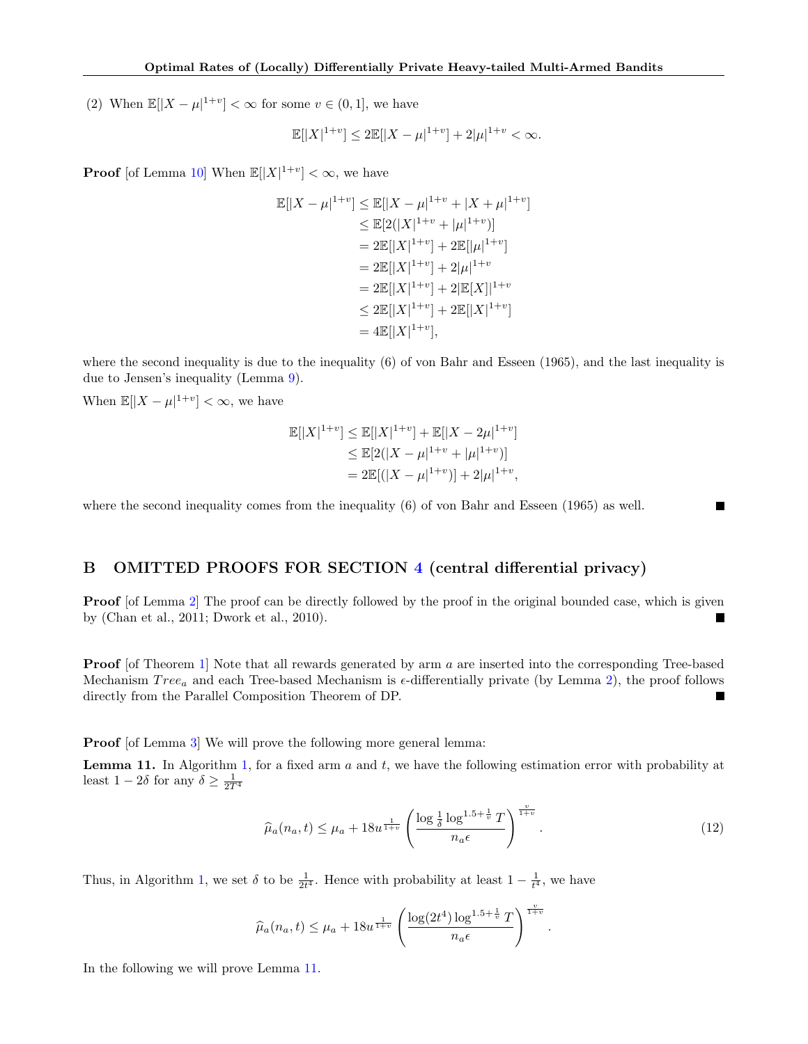(2) When $\mathbb{E}[|X-\mu|^{1+v}] < \infty$ for some $v \in (0, 1]$, we have

$$\mathbb{E}[|X|^{1+v}] \leq 2\mathbb{E}[|X-\mu|^{1+v}] + 2|\mu|^{1+v} < \infty.$$

**Proof** [of Lemma 10] When $\mathbb{E}[|X|^{1+v}] < \infty$, we have

$$\begin{aligned}
\mathbb{E}[|X-\mu|^{1+v}] &\leq \mathbb{E}[|X-\mu|^{1+v} + |X+\mu|^{1+v}] \\
&\leq \mathbb{E}[2(|X|^{1+v} + |\mu|^{1+v})] \\
&= 2\mathbb{E}[|X|^{1+v}] + 2\mathbb{E}[|\mu|^{1+v}] \\
&= 2\mathbb{E}[|X|^{1+v}] + 2|\mu|^{1+v} \\
&= 2\mathbb{E}[|X|^{1+v}] + 2|\mathbb{E}[X]|^{1+v} \\
&\leq 2\mathbb{E}[|X|^{1+v}] + 2\mathbb{E}[|X|^{1+v}] \\
&= 4\mathbb{E}[|X|^{1+v}],
\end{aligned}$$

where the second inequality is due to the inequality (6) of von Bahr and Esseen (1965), and the last inequality is due to Jensen's inequality (Lemma 9).

When $\mathbb{E}[|X-\mu|^{1+v}] < \infty$, we have

$$\begin{aligned}
\mathbb{E}[|X|^{1+v}] &\leq \mathbb{E}[|X|^{1+v}] + \mathbb{E}[|X-2\mu|^{1+v}] \\
&\leq \mathbb{E}[2(|X-\mu|^{1+v} + |\mu|^{1+v})] \\
&= 2\mathbb{E}[(|X-\mu|^{1+v})] + 2|\mu|^{1+v},
\end{aligned}$$

where the second inequality comes from the inequality (6) of von Bahr and Esseen (1965) as well. ∎

## B OMITTED PROOFS FOR SECTION 4 (central differential privacy)

**Proof** [of Lemma 2] The proof can be directly followed by the proof in the original bounded case, which is given by (Chan et al., 2011; Dwork et al., 2010). ∎

**Proof** [of Theorem 1] Note that all rewards generated by arm $a$ are inserted into the corresponding Tree-based Mechanism $Tree_a$ and each Tree-based Mechanism is $\epsilon$-differentially private (by Lemma 2), the proof follows directly from the Parallel Composition Theorem of DP. ∎

**Proof** [of Lemma 3] We will prove the following more general lemma:

**Lemma 11.** In Algorithm 1, for a fixed arm $a$ and $t$, we have the following estimation error with probability at least $1-2\delta$ for any $\delta \geq \frac{1}{2T^4}$

$$\widehat{\mu}_a(n_a, t) \leq \mu_a + 18u^{\frac{1}{1+v}} \left( \frac{\log \frac{1}{\delta} \log^{1.5+\frac{1}{v}} T}{n_a \epsilon} \right)^{\frac{v}{1+v}}. \tag{12}$$

Thus, in Algorithm 1, we set $\delta$ to be $\frac{1}{2t^4}$. Hence with probability at least $1 - \frac{1}{t^4}$, we have

$$\widehat{\mu}_a(n_a, t) \leq \mu_a + 18u^{\frac{1}{1+v}} \left( \frac{\log(2t^4) \log^{1.5+\frac{1}{v}} T}{n_a \epsilon} \right)^{\frac{v}{1+v}}.$$

In the following we will prove Lemma 11.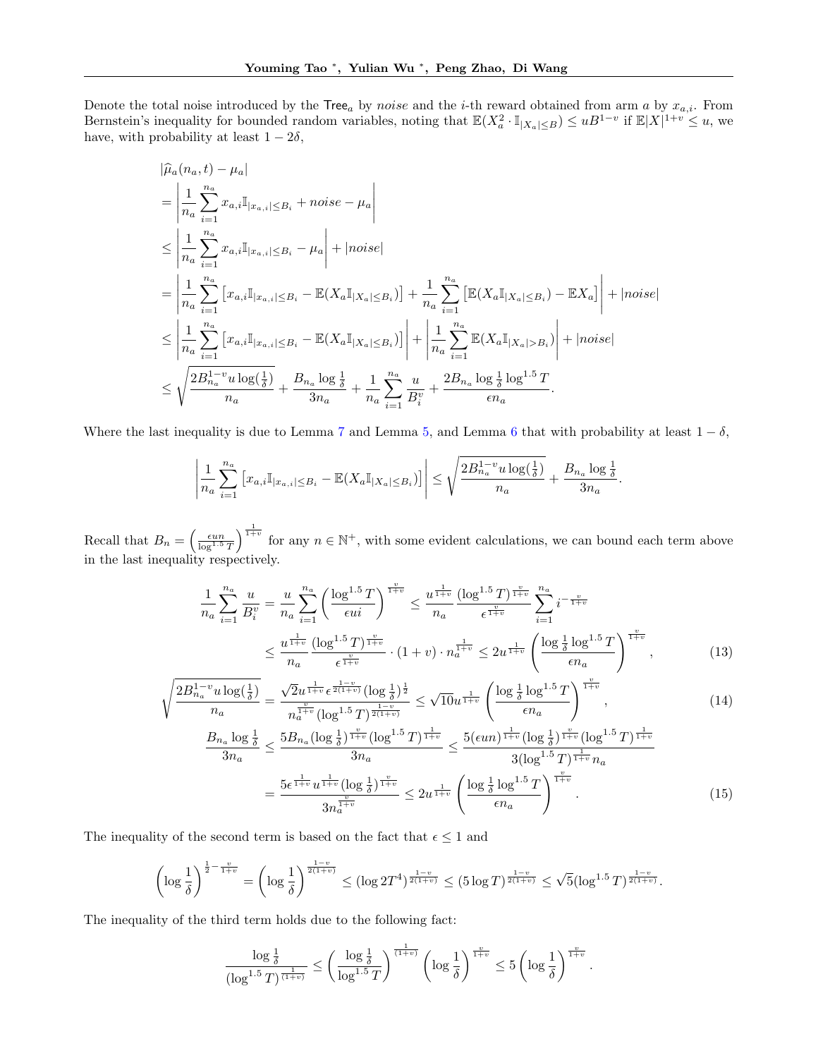Denote the total noise introduced by the $\mathsf{Tree}_a$ by *noise* and the $i$-th reward obtained from arm $a$ by $x_{a,i}$. From Bernstein's inequality for bounded random variables, noting that $\mathbb{E}(X_a^2 \cdot \mathbb{I}_{|X_a|\le B}) \le uB^{1-v}$ if $\mathbb{E}|X|^{1+v} \le u$, we have, with probability at least $1-2\delta$,

$$
\begin{aligned}
&|\widehat{\mu}_a(n_a, t) - \mu_a| \\
&= \left| \frac{1}{n_a}\sum_{i=1}^{n_a} x_{a,i}\mathbb{I}_{|x_{a,i}|\le B_i} + noise - \mu_a \right| \\
&\le \left| \frac{1}{n_a}\sum_{i=1}^{n_a} x_{a,i}\mathbb{I}_{|x_{a,i}|\le B_i} - \mu_a \right| + |noise| \\
&= \left| \frac{1}{n_a}\sum_{i=1}^{n_a} \left[x_{a,i}\mathbb{I}_{|x_{a,i}|\le B_i} - \mathbb{E}(X_a\mathbb{I}_{|X_a|\le B_i})\right] + \frac{1}{n_a}\sum_{i=1}^{n_a}\left[\mathbb{E}(X_a\mathbb{I}_{|X_a|\le B_i}) - \mathbb{E}X_a\right] \right| + |noise| \\
&\le \left| \frac{1}{n_a}\sum_{i=1}^{n_a} \left[x_{a,i}\mathbb{I}_{|x_{a,i}|\le B_i} - \mathbb{E}(X_a\mathbb{I}_{|X_a|\le B_i})\right] \right| + \left| \frac{1}{n_a}\sum_{i=1}^{n_a}\mathbb{E}(X_a\mathbb{I}_{|X_a|> B_i}) \right| + |noise| \\
&\le \sqrt{\frac{2B_{n_a}^{1-v}u\log(\frac{1}{\delta})}{n_a}} + \frac{B_{n_a}\log\frac{1}{\delta}}{3n_a} + \frac{1}{n_a}\sum_{i=1}^{n_a}\frac{u}{B_i^v} + \frac{2B_{n_a}\log\frac{1}{\delta}\log^{1.5}T}{\epsilon n_a}.
\end{aligned}
$$

Where the last inequality is due to Lemma 7 and Lemma 5, and Lemma 6 that with probability at least $1-\delta$,

$$
\left| \frac{1}{n_a}\sum_{i=1}^{n_a} \left[x_{a,i}\mathbb{I}_{|x_{a,i}|\le B_i} - \mathbb{E}(X_a\mathbb{I}_{|X_a|\le B_i})\right] \right| \le \sqrt{\frac{2B_{n_a}^{1-v}u\log(\frac{1}{\delta})}{n_a}} + \frac{B_{n_a}\log\frac{1}{\delta}}{3n_a}.
$$

Recall that $B_n = \left(\frac{\epsilon u n}{\log^{1.5}T}\right)^{\frac{1}{1+v}}$ for any $n \in \mathbb{N}^+$, with some evident calculations, we can bound each term above in the last inequality respectively.

$$
\begin{aligned}
\frac{1}{n_a}\sum_{i=1}^{n_a}\frac{u}{B_i^v} &= \frac{u}{n_a}\sum_{i=1}^{n_a}\left(\frac{\log^{1.5}T}{\epsilon u i}\right)^{\frac{v}{1+v}} \le \frac{u^{\frac{1}{1+v}}}{n_a}\frac{(\log^{1.5}T)^{\frac{v}{1+v}}}{\epsilon^{\frac{v}{1+v}}}\sum_{i=1}^{n_a} i^{-\frac{v}{1+v}} \\
&\le \frac{u^{\frac{1}{1+v}}}{n_a}\frac{(\log^{1.5}T)^{\frac{v}{1+v}}}{\epsilon^{\frac{v}{1+v}}}\cdot(1+v)\cdot n_a^{\frac{1}{1+v}} \le 2u^{\frac{1}{1+v}}\left(\frac{\log\frac{1}{\delta}\log^{1.5}T}{\epsilon n_a}\right)^{\frac{v}{1+v}}, \qquad (13)
\end{aligned}
$$

$$
\sqrt{\frac{2B_{n_a}^{1-v}u\log(\frac{1}{\delta})}{n_a}} = \frac{\sqrt{2}u^{\frac{1}{1+v}}\epsilon^{\frac{1-v}{2(1+v)}}(\log\frac{1}{\delta})^{\frac{1}{2}}}{n_a^{\frac{v}{1+v}}(\log^{1.5}T)^{\frac{1-v}{2(1+v)}}} \le \sqrt{10}u^{\frac{1}{1+v}}\left(\frac{\log\frac{1}{\delta}\log^{1.5}T}{\epsilon n_a}\right)^{\frac{v}{1+v}}, \qquad (14)
$$

$$
\begin{aligned}
\frac{B_{n_a}\log\frac{1}{\delta}}{3n_a} &\le \frac{5B_{n_a}(\log\frac{1}{\delta})^{\frac{v}{1+v}}(\log^{1.5}T)^{\frac{1}{1+v}}}{3n_a} \le \frac{5(\epsilon u n)^{\frac{1}{1+v}}(\log\frac{1}{\delta})^{\frac{v}{1+v}}(\log^{1.5}T)^{\frac{1}{1+v}}}{3(\log^{1.5}T)^{\frac{1}{1+v}}n_a} \\
&= \frac{5\epsilon^{\frac{1}{1+v}}u^{\frac{1}{1+v}}(\log\frac{1}{\delta})^{\frac{v}{1+v}}}{3n_a^{\frac{v}{1+v}}} \le 2u^{\frac{1}{1+v}}\left(\frac{\log\frac{1}{\delta}\log^{1.5}T}{\epsilon n_a}\right)^{\frac{v}{1+v}}. \qquad (15)
\end{aligned}
$$

The inequality of the second term is based on the fact that $\epsilon \le 1$ and

$$
\left(\log\frac{1}{\delta}\right)^{\frac{1}{2}-\frac{v}{1+v}} = \left(\log\frac{1}{\delta}\right)^{\frac{1-v}{2(1+v)}} \le (\log 2T^4)^{\frac{1-v}{2(1+v)}} \le (5\log T)^{\frac{1-v}{2(1+v)}} \le \sqrt{5}(\log^{1.5}T)^{\frac{1-v}{2(1+v)}}.
$$

The inequality of the third term holds due to the following fact:

$$
\frac{\log\frac{1}{\delta}}{(\log^{1.5}T)^{\frac{1}{(1+v)}}} \le \left(\frac{\log\frac{1}{\delta}}{\log^{1.5}T}\right)^{\frac{1}{(1+v)}}\left(\log\frac{1}{\delta}\right)^{\frac{v}{1+v}} \le 5\left(\log\frac{1}{\delta}\right)^{\frac{v}{1+v}}.
$$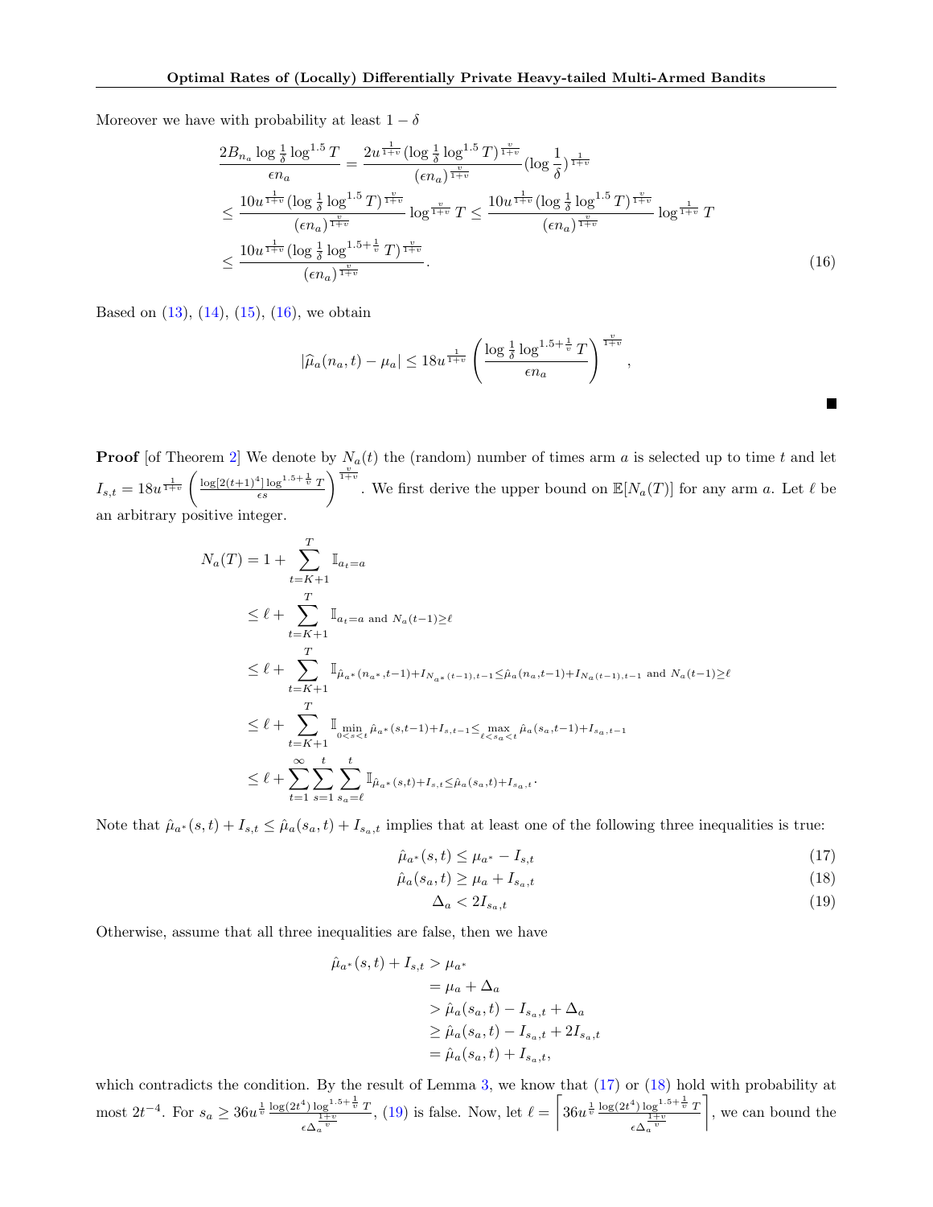Moreover we have with probability at least $1-\delta$

$$
\begin{aligned}
\frac{2B_{n_a}\log\frac{1}{\delta}\log^{1.5}T}{\epsilon n_a} &= \frac{2u^{\frac{1}{1+v}}(\log\frac{1}{\delta}\log^{1.5}T)^{\frac{v}{1+v}}}{(\epsilon n_a)^{\frac{v}{1+v}}}(\log\frac{1}{\delta})^{\frac{1}{1+v}} \\
&\leq \frac{10u^{\frac{1}{1+v}}(\log\frac{1}{\delta}\log^{1.5}T)^{\frac{v}{1+v}}}{(\epsilon n_a)^{\frac{v}{1+v}}}\log^{\frac{v}{1+v}}T \leq \frac{10u^{\frac{1}{1+v}}(\log\frac{1}{\delta}\log^{1.5}T)^{\frac{v}{1+v}}}{(\epsilon n_a)^{\frac{v}{1+v}}}\log^{\frac{1}{1+v}}T \\
&\leq \frac{10u^{\frac{1}{1+v}}(\log\frac{1}{\delta}\log^{1.5+\frac{1}{v}}T)^{\frac{v}{1+v}}}{(\epsilon n_a)^{\frac{v}{1+v}}}. \qquad (16)
\end{aligned}
$$

Based on (13), (14), (15), (16), we obtain

$$
|\widehat{\mu}_a(n_a,t)-\mu_a| \leq 18u^{\frac{1}{1+v}}\left(\frac{\log\frac{1}{\delta}\log^{1.5+\frac{1}{v}}T}{\epsilon n_a}\right)^{\frac{v}{1+v}},
$$

■

**Proof** [of Theorem 2] We denote by $N_a(t)$ the (random) number of times arm $a$ is selected up to time $t$ and let $I_{s,t} = 18u^{\frac{1}{1+v}}\left(\frac{\log[2(t+1)^4]\log^{1.5+\frac{1}{v}}T}{\epsilon s}\right)^{\frac{v}{1+v}}$. We first derive the upper bound on $\mathbb{E}[N_a(T)]$ for any arm $a$. Let $\ell$ be an arbitrary positive integer.

$$
\begin{aligned}
N_a(T) &= 1 + \sum_{t=K+1}^{T}\mathbb{I}_{a_t=a} \\
&\leq \ell + \sum_{t=K+1}^{T}\mathbb{I}_{a_t=a \text{ and } N_a(t-1)\geq \ell} \\
&\leq \ell + \sum_{t=K+1}^{T}\mathbb{I}_{\hat{\mu}_{a^*}(n_{a^*},t-1)+I_{N_{a^*}(t-1),t-1}\leq \hat{\mu}_a(n_a,t-1)+I_{N_a(t-1),t-1} \text{ and } N_a(t-1)\geq \ell} \\
&\leq \ell + \sum_{t=K+1}^{T}\mathbb{I}_{\min_{0<s<t}\hat{\mu}_{a^*}(s,t-1)+I_{s,t-1}\leq \max_{\ell<s_a<t}\hat{\mu}_a(s_a,t-1)+I_{s_a,t-1}} \\
&\leq \ell + \sum_{t=1}^{\infty}\sum_{s=1}^{t}\sum_{s_a=\ell}^{t}\mathbb{I}_{\hat{\mu}_{a^*}(s,t)+I_{s,t}\leq \hat{\mu}_a(s_a,t)+I_{s_a,t}}.
\end{aligned}
$$

Note that $\hat{\mu}_{a^*}(s,t)+I_{s,t}\leq \hat{\mu}_a(s_a,t)+I_{s_a,t}$ implies that at least one of the following three inequalities is true:

$$
\hat{\mu}_{a^*}(s,t) \leq \mu_{a^*} - I_{s,t} \qquad (17)
$$

$$
\hat{\mu}_a(s_a,t) \geq \mu_a + I_{s_a,t} \qquad (18)
$$

$$
\Delta_a < 2I_{s_a,t} \qquad (19)
$$

Otherwise, assume that all three inequalities are false, then we have

$$
\begin{aligned}
\hat{\mu}_{a^*}(s,t)+I_{s,t} &> \mu_{a^*} \\
&= \mu_a + \Delta_a \\
&> \hat{\mu}_a(s_a,t) - I_{s_a,t} + \Delta_a \\
&\geq \hat{\mu}_a(s_a,t) - I_{s_a,t} + 2I_{s_a,t} \\
&= \hat{\mu}_a(s_a,t) + I_{s_a,t},
\end{aligned}
$$

which contradicts the condition. By the result of Lemma 3, we know that (17) or (18) hold with probability at most $2t^{-4}$. For $s_a \geq 36u^{\frac{1}{v}}\frac{\log(2t^4)\log^{1.5+\frac{1}{v}}T}{\epsilon\Delta_a^{\frac{1+v}{v}}}$, (19) is false. Now, let $\ell = \left\lceil 36u^{\frac{1}{v}}\frac{\log(2t^4)\log^{1.5+\frac{1}{v}}T}{\epsilon\Delta_a^{\frac{1+v}{v}}}\right\rceil$, we can bound the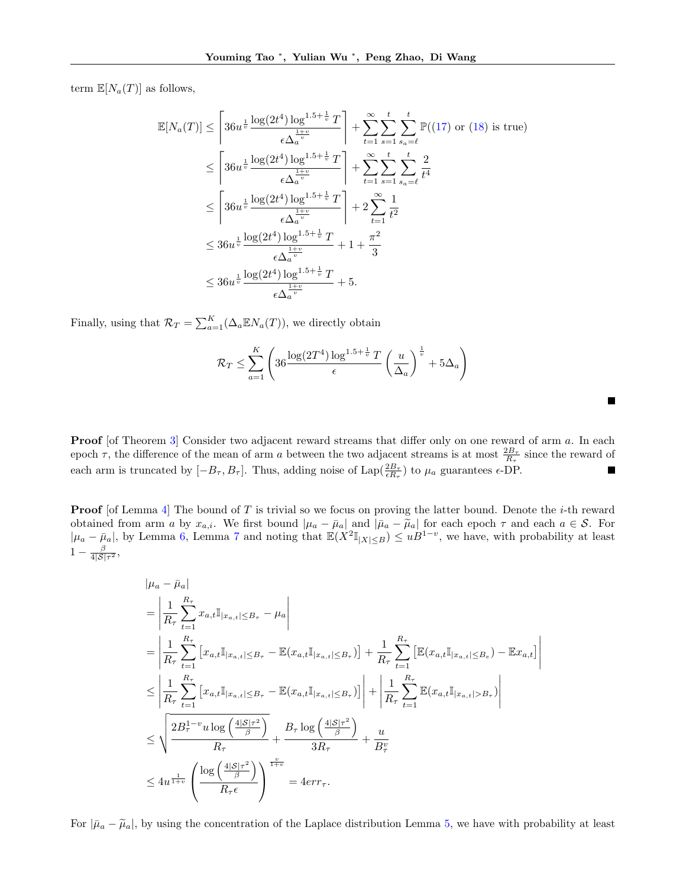term $\mathbb{E}[N_a(T)]$ as follows,

$$
\begin{aligned}
\mathbb{E}[N_a(T)] &\leq \left\lceil 36u^{\frac{1}{v}} \frac{\log(2t^4)\log^{1.5+\frac{1}{v}} T}{\epsilon \Delta_a^{\frac{1+v}{v}}} \right\rceil + \sum_{t=1}^{\infty}\sum_{s=1}^{t}\sum_{s_a=\ell}^{t} \mathbb{P}((17) \text{ or } (18) \text{ is true}) \\
&\leq \left\lceil 36u^{\frac{1}{v}} \frac{\log(2t^4)\log^{1.5+\frac{1}{v}} T}{\epsilon \Delta_a^{\frac{1+v}{v}}} \right\rceil + \sum_{t=1}^{\infty}\sum_{s=1}^{t}\sum_{s_a=\ell}^{t} \frac{2}{t^4} \\
&\leq \left\lceil 36u^{\frac{1}{v}} \frac{\log(2t^4)\log^{1.5+\frac{1}{v}} T}{\epsilon \Delta_a^{\frac{1+v}{v}}} \right\rceil + 2\sum_{t=1}^{\infty} \frac{1}{t^2} \\
&\leq 36u^{\frac{1}{v}} \frac{\log(2t^4)\log^{1.5+\frac{1}{v}} T}{\epsilon \Delta_a^{\frac{1+v}{v}}} + 1 + \frac{\pi^2}{3} \\
&\leq 36u^{\frac{1}{v}} \frac{\log(2t^4)\log^{1.5+\frac{1}{v}} T}{\epsilon \Delta_a^{\frac{1+v}{v}}} + 5.
\end{aligned}
$$

Finally, using that $\mathcal{R}_T = \sum_{a=1}^{K}(\Delta_a \mathbb{E}N_a(T))$, we directly obtain

$$
\mathcal{R}_T \leq \sum_{a=1}^{K}\left(36\frac{\log(2T^4)\log^{1.5+\frac{1}{v}} T}{\epsilon}\left(\frac{u}{\Delta_a}\right)^{\frac{1}{v}} + 5\Delta_a\right)
$$

■

**Proof** [of Theorem 3] Consider two adjacent reward streams that differ only on one reward of arm $a$. In each epoch $\tau$, the difference of the mean of arm $a$ between the two adjacent streams is at most $\frac{2B_\tau}{R_\tau}$ since the reward of each arm is truncated by $[-B_\tau, B_\tau]$. Thus, adding noise of $\mathrm{Lap}(\frac{2B_\tau}{\epsilon R_\tau})$ to $\mu_a$ guarantees $\epsilon$-DP. ■

**Proof** [of Lemma 4] The bound of $T$ is trivial so we focus on proving the latter bound. Denote the $i$-th reward obtained from arm $a$ by $x_{a,i}$. We first bound $|\mu_a - \bar{\mu}_a|$ and $|\bar{\mu}_a - \widetilde{\mu}_a|$ for each epoch $\tau$ and each $a \in \mathcal{S}$. For $|\mu_a - \bar{\mu}_a|$, by Lemma 6, Lemma 7 and noting that $\mathbb{E}(X^2\mathbb{I}_{|X|\leq B}) \leq uB^{1-v}$, we have, with probability at least $1 - \frac{\beta}{4|\mathcal{S}|\tau^2}$,

$$
\begin{aligned}
&|\mu_a - \bar{\mu}_a| \\
&= \left| \frac{1}{R_\tau}\sum_{t=1}^{R_\tau} x_{a,t}\mathbb{I}_{|x_{a,t}|\leq B_\tau} - \mu_a \right| \\
&= \left| \frac{1}{R_\tau}\sum_{t=1}^{R_\tau}\left[x_{a,t}\mathbb{I}_{|x_{a,t}|\leq B_\tau} - \mathbb{E}(x_{a,t}\mathbb{I}_{|x_{a,t}|\leq B_\tau})\right] + \frac{1}{R_\tau}\sum_{t=1}^{R_\tau}\left[\mathbb{E}(x_{a,t}\mathbb{I}_{|x_{a,t}|\leq B_e}) - \mathbb{E}x_{a,t}\right] \right| \\
&\leq \left| \frac{1}{R_\tau}\sum_{t=1}^{R_\tau}\left[x_{a,t}\mathbb{I}_{|x_{a,t}|\leq B_\tau} - \mathbb{E}(x_{a,t}\mathbb{I}_{|x_{a,t}|\leq B_\tau})\right] \right| + \left| \frac{1}{R_\tau}\sum_{t=1}^{R_\tau}\mathbb{E}(x_{a,t}\mathbb{I}_{|x_{a,t}|> B_\tau}) \right| \\
&\leq \sqrt{\frac{2B_\tau^{1-v}u\log\left(\frac{4|\mathcal{S}|\tau^2}{\beta}\right)}{R_\tau}} + \frac{B_\tau\log\left(\frac{4|\mathcal{S}|\tau^2}{\beta}\right)}{3R_\tau} + \frac{u}{B_\tau^v} \\
&\leq 4u^{\frac{1}{1+v}}\left(\frac{\log\left(\frac{4|\mathcal{S}|\tau^2}{\beta}\right)}{R_\tau\epsilon}\right)^{\frac{v}{1+v}} = 4err_\tau.
\end{aligned}
$$

For $|\bar{\mu}_a - \widetilde{\mu}_a|$, by using the concentration of the Laplace distribution Lemma 5, we have with probability at least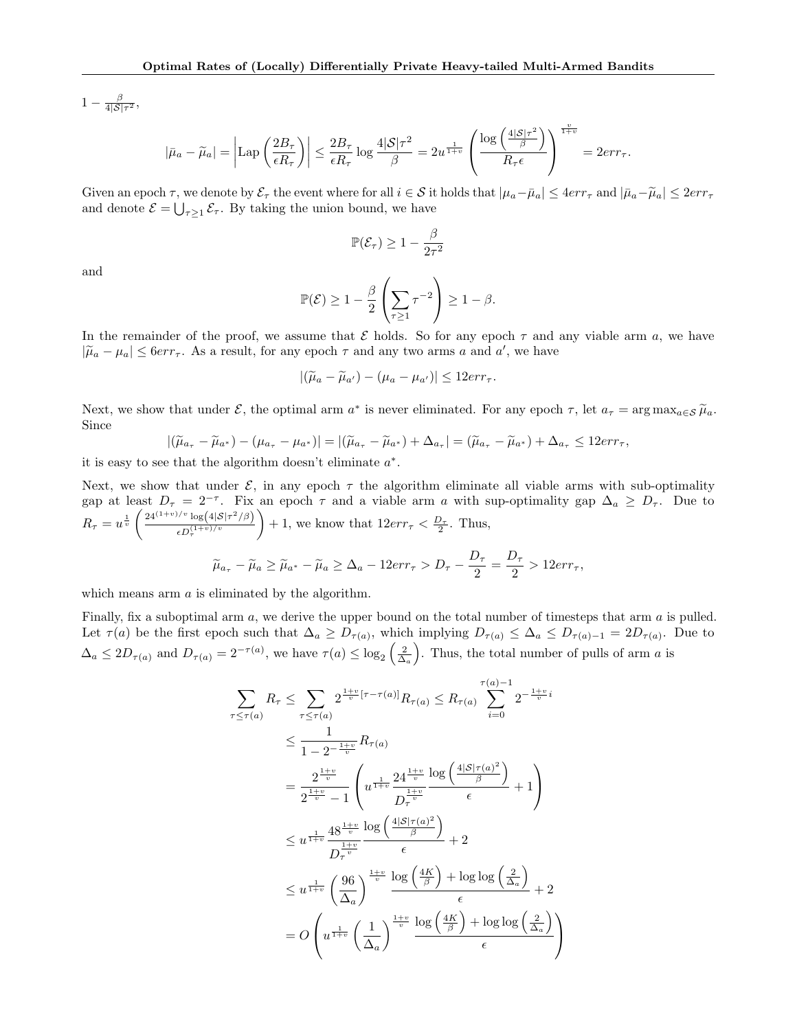$1 - \frac{\beta}{4|\mathcal{S}|\tau^2}$,

$$|\bar{\mu}_a - \widetilde{\mu}_a| = \left|\text{Lap}\left(\frac{2B_\tau}{\epsilon R_\tau}\right)\right| \le \frac{2B_\tau}{\epsilon R_\tau} \log \frac{4|\mathcal{S}|\tau^2}{\beta} = 2u^{\frac{1}{1+v}} \left(\frac{\log\left(\frac{4|\mathcal{S}|\tau^2}{\beta}\right)}{R_\tau \epsilon}\right)^{\frac{v}{1+v}} = 2err_\tau.$$

Given an epoch $\tau$, we denote by $\mathcal{E}_\tau$ the event where for all $i \in \mathcal{S}$ it holds that $|\mu_a - \bar{\mu}_a| \le 4err_\tau$ and $|\bar{\mu}_a - \widetilde{\mu}_a| \le 2err_\tau$ and denote $\mathcal{E} = \bigcup_{\tau \ge 1} \mathcal{E}_\tau$. By taking the union bound, we have

$$\mathbb{P}(\mathcal{E}_\tau) \ge 1 - \frac{\beta}{2\tau^2}$$

and

$$\mathbb{P}(\mathcal{E}) \ge 1 - \frac{\beta}{2}\left(\sum_{\tau \ge 1} \tau^{-2}\right) \ge 1 - \beta.$$

In the remainder of the proof, we assume that $\mathcal{E}$ holds. So for any epoch $\tau$ and any viable arm $a$, we have $|\widetilde{\mu}_a - \mu_a| \le 6err_\tau$. As a result, for any epoch $\tau$ and any two arms $a$ and $a'$, we have

$$|(\widetilde{\mu}_a - \widetilde{\mu}_{a'}) - (\mu_a - \mu_{a'})| \le 12err_\tau.$$

Next, we show that under $\mathcal{E}$, the optimal arm $a^*$ is never eliminated. For any epoch $\tau$, let $a_\tau = \arg\max_{a \in \mathcal{S}} \widetilde{\mu}_a$. Since

$$|(\widetilde{\mu}_{a_\tau} - \widetilde{\mu}_{a^*}) - (\mu_{a_\tau} - \mu_{a^*})| = |(\widetilde{\mu}_{a_\tau} - \widetilde{\mu}_{a^*}) + \Delta_{a_\tau}| = (\widetilde{\mu}_{a_\tau} - \widetilde{\mu}_{a^*}) + \Delta_{a_\tau} \le 12err_\tau,$$

it is easy to see that the algorithm doesn't eliminate $a^*$.

Next, we show that under $\mathcal{E}$, in any epoch $\tau$ the algorithm eliminate all viable arms with sub-optimality gap at least $D_\tau = 2^{-\tau}$. Fix an epoch $\tau$ and a viable arm $a$ with sup-optimality gap $\Delta_a \ge D_\tau$. Due to $R_\tau = u^{\frac{1}{v}}\left(\frac{24^{(1+v)/v}\log(4|\mathcal{S}|\tau^2/\beta)}{\epsilon D_\tau^{(1+v)/v}}\right) + 1$, we know that $12err_\tau < \frac{D_\tau}{2}$. Thus,

$$\widetilde{\mu}_{a_\tau} - \widetilde{\mu}_a \ge \widetilde{\mu}_{a^*} - \widetilde{\mu}_a \ge \Delta_a - 12err_\tau > D_\tau - \frac{D_\tau}{2} = \frac{D_\tau}{2} > 12err_\tau,$$

which means arm $a$ is eliminated by the algorithm.

Finally, fix a suboptimal arm $a$, we derive the upper bound on the total number of timesteps that arm $a$ is pulled. Let $\tau(a)$ be the first epoch such that $\Delta_a \ge D_{\tau(a)}$, which implying $D_{\tau(a)} \le \Delta_a \le D_{\tau(a)-1} = 2D_{\tau(a)}$. Due to $\Delta_a \le 2D_{\tau(a)}$ and $D_{\tau(a)} = 2^{-\tau(a)}$, we have $\tau(a) \le \log_2\left(\frac{2}{\Delta_a}\right)$. Thus, the total number of pulls of arm $a$ is

$$\begin{aligned}
\sum_{\tau \le \tau(a)} R_\tau &\le \sum_{\tau \le \tau(a)} 2^{\frac{1+v}{v}[\tau - \tau(a)]} R_{\tau(a)} \le R_{\tau(a)} \sum_{i=0}^{\tau(a)-1} 2^{-\frac{1+v}{v}i} \\
&\le \frac{1}{1 - 2^{-\frac{1+v}{v}}} R_{\tau(a)} \\
&= \frac{2^{\frac{1+v}{v}}}{2^{\frac{1+v}{v}} - 1}\left(u^{\frac{1}{1+v}} \frac{24^{\frac{1+v}{v}}}{D_\tau^{\frac{1+v}{v}}} \frac{\log\left(\frac{4|\mathcal{S}|\tau(a)^2}{\beta}\right)}{\epsilon} + 1\right) \\
&\le u^{\frac{1}{1+v}} \frac{48^{\frac{1+v}{v}}}{D_\tau^{\frac{1+v}{v}}} \frac{\log\left(\frac{4|\mathcal{S}|\tau(a)^2}{\beta}\right)}{\epsilon} + 2 \\
&\le u^{\frac{1}{1+v}} \left(\frac{96}{\Delta_a}\right)^{\frac{1+v}{v}} \frac{\log\left(\frac{4K}{\beta}\right) + \log\log\left(\frac{2}{\Delta_a}\right)}{\epsilon} + 2 \\
&= O\left(u^{\frac{1}{1+v}} \left(\frac{1}{\Delta_a}\right)^{\frac{1+v}{v}} \frac{\log\left(\frac{4K}{\beta}\right) + \log\log\left(\frac{2}{\Delta_a}\right)}{\epsilon}\right)
\end{aligned}$$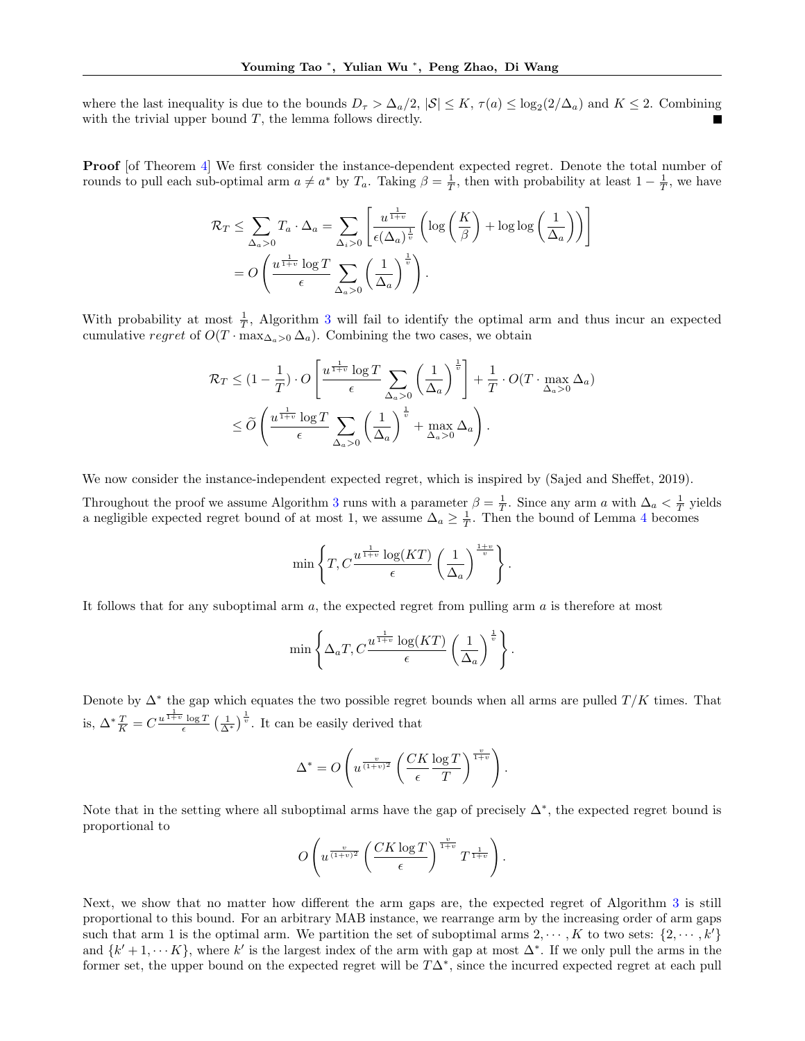where the last inequality is due to the bounds $D_\tau > \Delta_a/2$, $|\mathcal{S}| \le K$, $\tau(a) \le \log_2(2/\Delta_a)$ and $K \le 2$. Combining with the trivial upper bound $T$, the lemma follows directly. ■

**Proof** [of Theorem 4] We first consider the instance-dependent expected regret. Denote the total number of rounds to pull each sub-optimal arm $a \neq a^*$ by $T_a$. Taking $\beta = \frac{1}{T}$, then with probability at least $1 - \frac{1}{T}$, we have

$$
\begin{aligned}
\mathcal{R}_T &\le \sum_{\Delta_a > 0} T_a \cdot \Delta_a = \sum_{\Delta_i > 0} \left[ \frac{u^{\frac{1}{1+v}}}{\epsilon(\Delta_a)^{\frac{1}{v}}} \left( \log\left(\frac{K}{\beta}\right) + \log\log\left(\frac{1}{\Delta_a}\right) \right) \right] \\
&= O\left( \frac{u^{\frac{1}{1+v}} \log T}{\epsilon} \sum_{\Delta_a > 0} \left(\frac{1}{\Delta_a}\right)^{\frac{1}{v}} \right).
\end{aligned}
$$

With probability at most $\frac{1}{T}$, Algorithm 3 will fail to identify the optimal arm and thus incur an expected cumulative *regret* of $O(T \cdot \max_{\Delta_a > 0} \Delta_a)$. Combining the two cases, we obtain

$$
\begin{aligned}
\mathcal{R}_T &\le (1 - \frac{1}{T}) \cdot O\left[ \frac{u^{\frac{1}{1+v}} \log T}{\epsilon} \sum_{\Delta_a > 0} \left(\frac{1}{\Delta_a}\right)^{\frac{1}{v}} \right] + \frac{1}{T} \cdot O(T \cdot \max_{\Delta_a > 0} \Delta_a) \\
&\le \widetilde{O}\left( \frac{u^{\frac{1}{1+v}} \log T}{\epsilon} \sum_{\Delta_a > 0} \left(\frac{1}{\Delta_a}\right)^{\frac{1}{v}} + \max_{\Delta_a > 0} \Delta_a \right).
\end{aligned}
$$

We now consider the instance-independent expected regret, which is inspired by (Sajed and Sheffet, 2019).

Throughout the proof we assume Algorithm 3 runs with a parameter $\beta = \frac{1}{T}$. Since any arm $a$ with $\Delta_a < \frac{1}{T}$ yields a negligible expected regret bound of at most 1, we assume $\Delta_a \ge \frac{1}{T}$. Then the bound of Lemma 4 becomes

$$
\min\left\{ T, C \frac{u^{\frac{1}{1+v}} \log(KT)}{\epsilon} \left(\frac{1}{\Delta_a}\right)^{\frac{1+v}{v}} \right\}.
$$

It follows that for any suboptimal arm $a$, the expected regret from pulling arm $a$ is therefore at most

$$
\min\left\{ \Delta_a T, C \frac{u^{\frac{1}{1+v}} \log(KT)}{\epsilon} \left(\frac{1}{\Delta_a}\right)^{\frac{1}{v}} \right\}.
$$

Denote by $\Delta^*$ the gap which equates the two possible regret bounds when all arms are pulled $T/K$ times. That is, $\Delta^* \frac{T}{K} = C \frac{u^{\frac{1}{1+v}} \log T}{\epsilon} \left(\frac{1}{\Delta^*}\right)^{\frac{1}{v}}$. It can be easily derived that

$$
\Delta^* = O\left( u^{\frac{v}{(1+v)^2}} \left( \frac{CK}{\epsilon} \frac{\log T}{T} \right)^{\frac{v}{1+v}} \right).
$$

Note that in the setting where all suboptimal arms have the gap of precisely $\Delta^*$, the expected regret bound is proportional to

$$
O\left( u^{\frac{v}{(1+v)^2}} \left( \frac{CK \log T}{\epsilon} \right)^{\frac{v}{1+v}} T^{\frac{1}{1+v}} \right).
$$

Next, we show that no matter how different the arm gaps are, the expected regret of Algorithm 3 is still proportional to this bound. For an arbitrary MAB instance, we rearrange arm by the increasing order of arm gaps such that arm 1 is the optimal arm. We partition the set of suboptimal arms $2, \cdots, K$ to two sets: $\{2, \cdots, k'\}$ and $\{k'+1, \cdots K\}$, where $k'$ is the largest index of the arm with gap at most $\Delta^*$. If we only pull the arms in the former set, the upper bound on the expected regret will be $T\Delta^*$, since the incurred expected regret at each pull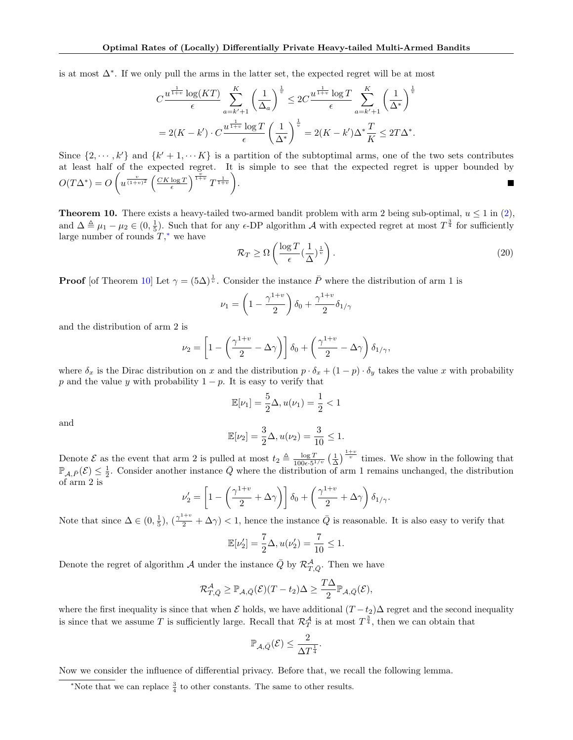is at most $\Delta^*$. If we only pull the arms in the latter set, the expected regret will be at most

$$C\frac{u^{\frac{1}{1+v}}\log(KT)}{\epsilon}\sum_{a=k'+1}^{K}\left(\frac{1}{\Delta_a}\right)^{\frac{1}{v}} \le 2C\frac{u^{\frac{1}{1+v}}\log T}{\epsilon}\sum_{a=k'+1}^{K}\left(\frac{1}{\Delta^*}\right)^{\frac{1}{v}}$$

$$= 2(K-k')\cdot C\frac{u^{\frac{1}{1+v}}\log T}{\epsilon}\left(\frac{1}{\Delta^*}\right)^{\frac{1}{v}} = 2(K-k')\Delta^*\frac{T}{K} \le 2T\Delta^*.$$

Since $\{2,\cdots,k'\}$ and $\{k'+1,\cdots K\}$ is a partition of the subtoptimal arms, one of the two sets contributes at least half of the expected regret. It is simple to see that the expected regret is upper bounded by $O(T\Delta^*) = O\left(u^{\frac{v}{(1+v)^2}}\left(\frac{CK\log T}{\epsilon}\right)^{\frac{v}{1+v}}T^{\frac{1}{1+v}}\right)$. ∎

**Theorem 10.** There exists a heavy-tailed two-armed bandit problem with arm 2 being sub-optimal, $u \le 1$ in (2), and $\Delta \triangleq \mu_1 - \mu_2 \in (0, \frac{1}{5})$. Such that for any $\epsilon$-DP algorithm $\mathcal{A}$ with expected regret at most $T^{\frac{3}{4}}$ for sufficiently large number of rounds $T$,* we have

$$\mathcal{R}_T \ge \Omega\left(\frac{\log T}{\epsilon}\left(\frac{1}{\Delta}\right)^{\frac{1}{v}}\right). \tag{20}$$

**Proof** [of Theorem 10] Let $\gamma = (5\Delta)^{\frac{1}{v}}$. Consider the instance $\bar{P}$ where the distribution of arm 1 is

$$\nu_1 = \left(1 - \frac{\gamma^{1+v}}{2}\right)\delta_0 + \frac{\gamma^{1+v}}{2}\delta_{1/\gamma}$$

and the distribution of arm 2 is

$$\nu_2 = \left[1 - \left(\frac{\gamma^{1+v}}{2} - \Delta\gamma\right)\right]\delta_0 + \left(\frac{\gamma^{1+v}}{2} - \Delta\gamma\right)\delta_{1/\gamma},$$

where $\delta_x$ is the Dirac distribution on $x$ and the distribution $p\cdot\delta_x + (1-p)\cdot\delta_y$ takes the value $x$ with probability $p$ and the value $y$ with probability $1-p$. It is easy to verify that

$$\mathbb{E}[\nu_1] = \frac{5}{2}\Delta, u(\nu_1) = \frac{1}{2} < 1$$

and

$$\mathbb{E}[\nu_2] = \frac{3}{2}\Delta, u(\nu_2) = \frac{3}{10} \le 1.$$

Denote $\mathcal{E}$ as the event that arm 2 is pulled at most $t_2 \triangleq \frac{\log T}{100\epsilon\cdot 5^{1/v}}\left(\frac{1}{\Delta}\right)^{\frac{1+v}{v}}$ times. We show in the following that $\mathbb{P}_{\mathcal{A},\bar{P}}(\mathcal{E}) \le \frac{1}{2}$. Consider another instance $\bar{Q}$ where the distribution of arm 1 remains unchanged, the distribution of arm 2 is

$$\nu_2' = \left[1 - \left(\frac{\gamma^{1+v}}{2} + \Delta\gamma\right)\right]\delta_0 + \left(\frac{\gamma^{1+v}}{2} + \Delta\gamma\right)\delta_{1/\gamma}.$$

Note that since $\Delta \in (0, \frac{1}{5})$, $(\frac{\gamma^{1+v}}{2} + \Delta\gamma) < 1$, hence the instance $\bar{Q}$ is reasonable. It is also easy to verify that

$$\mathbb{E}[\nu_2'] = \frac{7}{2}\Delta, u(\nu_2') = \frac{7}{10} \le 1.$$

Denote the regret of algorithm $\mathcal{A}$ under the instance $\bar{Q}$ by $\mathcal{R}^{\mathcal{A}}_{T,\bar{Q}}$. Then we have

$$\mathcal{R}^{\mathcal{A}}_{T,\bar{Q}} \ge \mathbb{P}_{\mathcal{A},\bar{Q}}(\mathcal{E})(T - t_2)\Delta \ge \frac{T\Delta}{2}\mathbb{P}_{\mathcal{A},\bar{Q}}(\mathcal{E}),$$

where the first inequality is since that when $\mathcal{E}$ holds, we have additional $(T - t_2)\Delta$ regret and the second inequality is since that we assume $T$ is sufficiently large. Recall that $\mathcal{R}^{\mathcal{A}}_T$ is at most $T^{\frac{3}{4}}$, then we can obtain that

$$\mathbb{P}_{\mathcal{A},\bar{Q}}(\mathcal{E}) \le \frac{2}{\Delta T^{\frac{1}{4}}}.$$

Now we consider the influence of differential privacy. Before that, we recall the following lemma.

*Note that we can replace $\frac{3}{4}$ to other constants. The same to other results.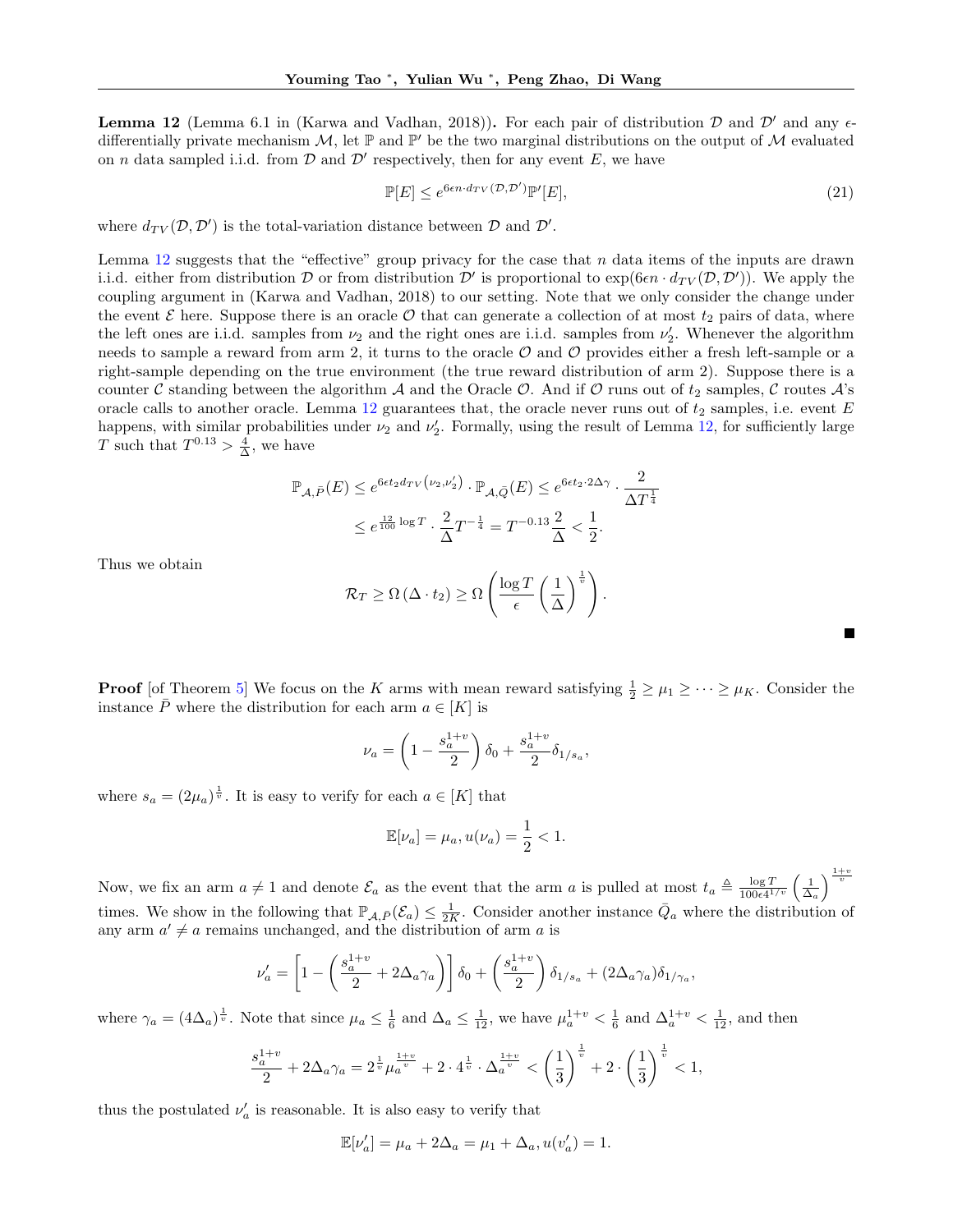**Lemma 12** (Lemma 6.1 in (Karwa and Vadhan, 2018))**.** For each pair of distribution $\mathcal{D}$ and $\mathcal{D}'$ and any $\epsilon$-differentially private mechanism $\mathcal{M}$, let $\mathbb{P}$ and $\mathbb{P}'$ be the two marginal distributions on the output of $\mathcal{M}$ evaluated on $n$ data sampled i.i.d. from $\mathcal{D}$ and $\mathcal{D}'$ respectively, then for any event $E$, we have

$$\mathbb{P}[E] \leq e^{6\epsilon n \cdot d_{TV}(\mathcal{D},\mathcal{D}')}\mathbb{P}'[E], \tag{21}$$

where $d_{TV}(\mathcal{D}, \mathcal{D}')$ is the total-variation distance between $\mathcal{D}$ and $\mathcal{D}'$.

Lemma 12 suggests that the "effective" group privacy for the case that $n$ data items of the inputs are drawn i.i.d. either from distribution $\mathcal{D}$ or from distribution $\mathcal{D}'$ is proportional to $\exp(6\epsilon n \cdot d_{TV}(\mathcal{D}, \mathcal{D}'))$. We apply the coupling argument in (Karwa and Vadhan, 2018) to our setting. Note that we only consider the change under the event $\mathcal{E}$ here. Suppose there is an oracle $\mathcal{O}$ that can generate a collection of at most $t_2$ pairs of data, where the left ones are i.i.d. samples from $\nu_2$ and the right ones are i.i.d. samples from $\nu_2'$. Whenever the algorithm needs to sample a reward from arm 2, it turns to the oracle $\mathcal{O}$ and $\mathcal{O}$ provides either a fresh left-sample or a right-sample depending on the true environment (the true reward distribution of arm 2). Suppose there is a counter $\mathcal{C}$ standing between the algorithm $\mathcal{A}$ and the Oracle $\mathcal{O}$. And if $\mathcal{O}$ runs out of $t_2$ samples, $\mathcal{C}$ routes $\mathcal{A}$'s oracle calls to another oracle. Lemma 12 guarantees that, the oracle never runs out of $t_2$ samples, i.e. event $E$ happens, with similar probabilities under $\nu_2$ and $\nu_2'$. Formally, using the result of Lemma 12, for sufficiently large $T$ such that $T^{0.13} > \frac{4}{\Delta}$, we have

$$\begin{aligned}
\mathbb{P}_{\mathcal{A},\bar{P}}(E) &\leq e^{6\epsilon t_2 d_{TV}(\nu_2,\nu_2')} \cdot \mathbb{P}_{\mathcal{A},\bar{Q}}(E) \leq e^{6\epsilon t_2 \cdot 2\Delta\gamma} \cdot \frac{2}{\Delta T^{\frac{1}{4}}} \\
&\leq e^{\frac{12}{100}\log T} \cdot \frac{2}{\Delta} T^{-\frac{1}{4}} = T^{-0.13}\frac{2}{\Delta} < \frac{1}{2}.
\end{aligned}$$

Thus we obtain

$$\mathcal{R}_T \geq \Omega\left(\Delta \cdot t_2\right) \geq \Omega\left(\frac{\log T}{\epsilon}\left(\frac{1}{\Delta}\right)^{\frac{1}{v}}\right).$$

■

**Proof** [of Theorem 5] We focus on the $K$ arms with mean reward satisfying $\frac{1}{2} \geq \mu_1 \geq \cdots \geq \mu_K$. Consider the instance $\bar{P}$ where the distribution for each arm $a \in [K]$ is

$$\nu_a = \left(1 - \frac{s_a^{1+v}}{2}\right)\delta_0 + \frac{s_a^{1+v}}{2}\delta_{1/s_a},$$

where $s_a = (2\mu_a)^{\frac{1}{v}}$. It is easy to verify for each $a \in [K]$ that

$$\mathbb{E}[\nu_a] = \mu_a, u(\nu_a) = \frac{1}{2} < 1.$$

Now, we fix an arm $a \neq 1$ and denote $\mathcal{E}_a$ as the event that the arm $a$ is pulled at most $t_a \triangleq \frac{\log T}{100\epsilon 4^{1/v}}\left(\frac{1}{\Delta_a}\right)^{\frac{1+v}{v}}$ times. We show in the following that $\mathbb{P}_{\mathcal{A},\bar{P}}(\mathcal{E}_a) \leq \frac{1}{2K}$. Consider another instance $\bar{Q}_a$ where the distribution of any arm $a' \neq a$ remains unchanged, and the distribution of arm $a$ is

$$\nu_a' = \left[1 - \left(\frac{s_a^{1+v}}{2} + 2\Delta_a\gamma_a\right)\right]\delta_0 + \left(\frac{s_a^{1+v}}{2}\right)\delta_{1/s_a} + (2\Delta_a\gamma_a)\delta_{1/\gamma_a},$$

where $\gamma_a = (4\Delta_a)^{\frac{1}{v}}$. Note that since $\mu_a \leq \frac{1}{6}$ and $\Delta_a \leq \frac{1}{12}$, we have $\mu_a^{1+v} < \frac{1}{6}$ and $\Delta_a^{1+v} < \frac{1}{12}$, and then

$$\frac{s_a^{1+v}}{2} + 2\Delta_a\gamma_a = 2^{\frac{1}{v}}\mu_a^{\frac{1+v}{v}} + 2 \cdot 4^{\frac{1}{v}} \cdot \Delta_a^{\frac{1+v}{v}} < \left(\frac{1}{3}\right)^{\frac{1}{v}} + 2 \cdot \left(\frac{1}{3}\right)^{\frac{1}{v}} < 1,$$

thus the postulated $\nu_a'$ is reasonable. It is also easy to verify that

$$\mathbb{E}[\nu_a'] = \mu_a + 2\Delta_a = \mu_1 + \Delta_a, u(v_a') = 1.$$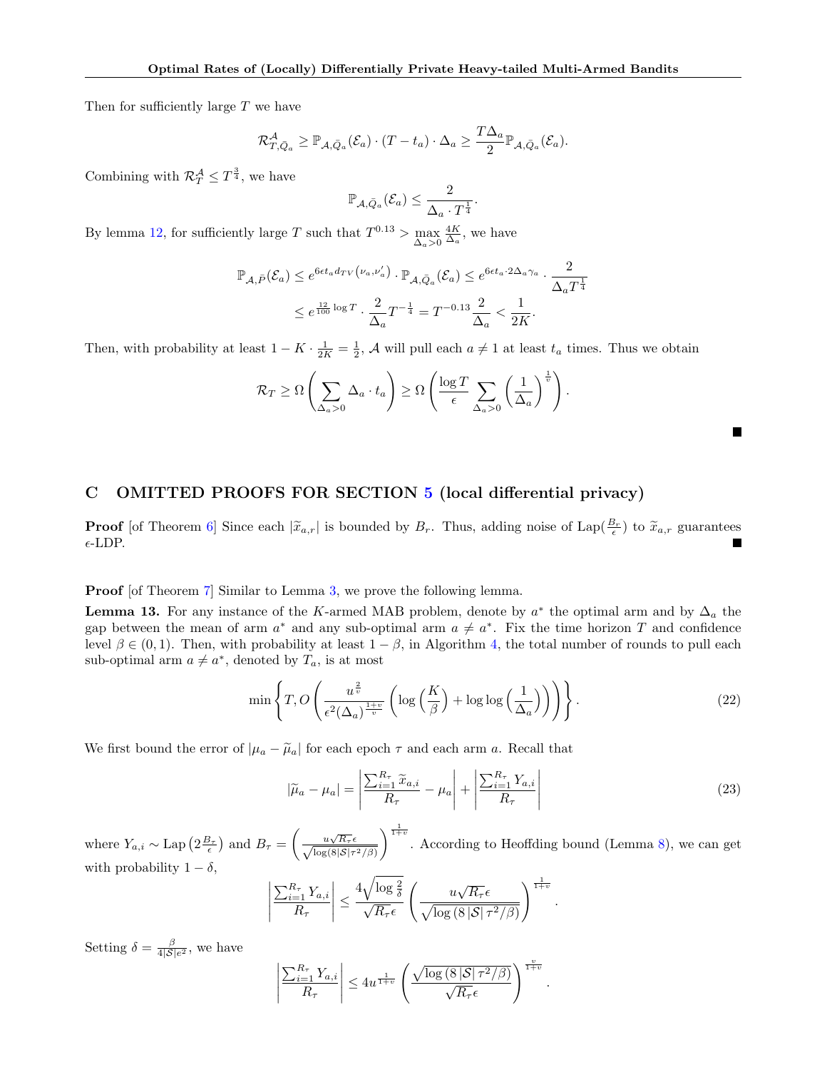Then for sufficiently large $T$ we have

$$\mathcal{R}^{\mathcal{A}}_{T,\bar{Q}_a} \geq \mathbb{P}_{\mathcal{A},\bar{Q}_a}(\mathcal{E}_a) \cdot (T - t_a) \cdot \Delta_a \geq \frac{T\Delta_a}{2} \mathbb{P}_{\mathcal{A},\bar{Q}_a}(\mathcal{E}_a).$$

Combining with $\mathcal{R}^{\mathcal{A}}_T \leq T^{\frac{3}{4}}$, we have

$$\mathbb{P}_{\mathcal{A},\bar{Q}_a}(\mathcal{E}_a) \leq \frac{2}{\Delta_a \cdot T^{\frac{1}{4}}}.$$

By lemma 12, for sufficiently large $T$ such that $T^{0.13} > \max_{\Delta_a > 0} \frac{4K}{\Delta_a}$, we have

$$\begin{aligned}
\mathbb{P}_{\mathcal{A},\bar{P}}(\mathcal{E}_a) &\leq e^{6\epsilon t_a d_{TV}(\nu_a, \nu'_a)} \cdot \mathbb{P}_{\mathcal{A},\bar{Q}_a}(\mathcal{E}_a) \leq e^{6\epsilon t_a \cdot 2\Delta_a \gamma_a} \cdot \frac{2}{\Delta_a T^{\frac{1}{4}}} \\
&\leq e^{\frac{12}{100}\log T} \cdot \frac{2}{\Delta_a} T^{-\frac{1}{4}} = T^{-0.13} \frac{2}{\Delta_a} < \frac{1}{2K}.
\end{aligned}$$

Then, with probability at least $1 - K \cdot \frac{1}{2K} = \frac{1}{2}$, $\mathcal{A}$ will pull each $a \neq 1$ at least $t_a$ times. Thus we obtain

$$\mathcal{R}_T \geq \Omega\left(\sum_{\Delta_a > 0} \Delta_a \cdot t_a\right) \geq \Omega\left(\frac{\log T}{\epsilon} \sum_{\Delta_a > 0} \left(\frac{1}{\Delta_a}\right)^{\frac{1}{v}}\right).$$

■

## C OMITTED PROOFS FOR SECTION 5 (local differential privacy)

**Proof** [of Theorem 6] Since each $|\widetilde{x}_{a,r}|$ is bounded by $B_r$. Thus, adding noise of $\mathrm{Lap}(\frac{B_r}{\epsilon})$ to $\widetilde{x}_{a,r}$ guarantees $\epsilon$-LDP. ■

**Proof** [of Theorem 7] Similar to Lemma 3, we prove the following lemma.

**Lemma 13.** For any instance of the $K$-armed MAB problem, denote by $a^*$ the optimal arm and by $\Delta_a$ the gap between the mean of arm $a^*$ and any sub-optimal arm $a \neq a^*$. Fix the time horizon $T$ and confidence level $\beta \in (0, 1)$. Then, with probability at least $1 - \beta$, in Algorithm 4, the total number of rounds to pull each sub-optimal arm $a \neq a^*$, denoted by $T_a$, is at most

$$\min\left\{T, O\left(\frac{u^{\frac{2}{v}}}{\epsilon^2 (\Delta_a)^{\frac{1+v}{v}}}\left(\log\left(\frac{K}{\beta}\right) + \log\log\left(\frac{1}{\Delta_a}\right)\right)\right)\right\}. \tag{22}$$

We first bound the error of $|\mu_a - \widetilde{\mu}_a|$ for each epoch $\tau$ and each arm $a$. Recall that

$$|\widetilde{\mu}_a - \mu_a| = \left|\frac{\sum_{i=1}^{R_\tau} \widetilde{x}_{a,i}}{R_\tau} - \mu_a\right| + \left|\frac{\sum_{i=1}^{R_\tau} Y_{a,i}}{R_\tau}\right| \tag{23}$$

where $Y_{a,i} \sim \mathrm{Lap}\left(2\frac{B_\tau}{\epsilon}\right)$ and $B_\tau = \left(\frac{u\sqrt{R_\tau}\epsilon}{\sqrt{\log(8|\mathcal{S}|\tau^2/\beta)}}\right)^{\frac{1}{1+v}}$. According to Heoffding bound (Lemma 8), we can get with probability $1 - \delta$,

$$\left|\frac{\sum_{i=1}^{R_\tau} Y_{a,i}}{R_\tau}\right| \leq \frac{4\sqrt{\log\frac{2}{\delta}}}{\sqrt{R_\tau}\epsilon}\left(\frac{u\sqrt{R_\tau}\epsilon}{\sqrt{\log(8|\mathcal{S}|\tau^2/\beta)}}\right)^{\frac{1}{1+v}}.$$

Setting $\delta = \frac{\beta}{4|\mathcal{S}|e^2}$, we have

$$\left|\frac{\sum_{i=1}^{R_\tau} Y_{a,i}}{R_\tau}\right| \leq 4u^{\frac{1}{1+v}}\left(\frac{\sqrt{\log(8|\mathcal{S}|\tau^2/\beta)}}{\sqrt{R_\tau}\epsilon}\right)^{\frac{v}{1+v}}.$$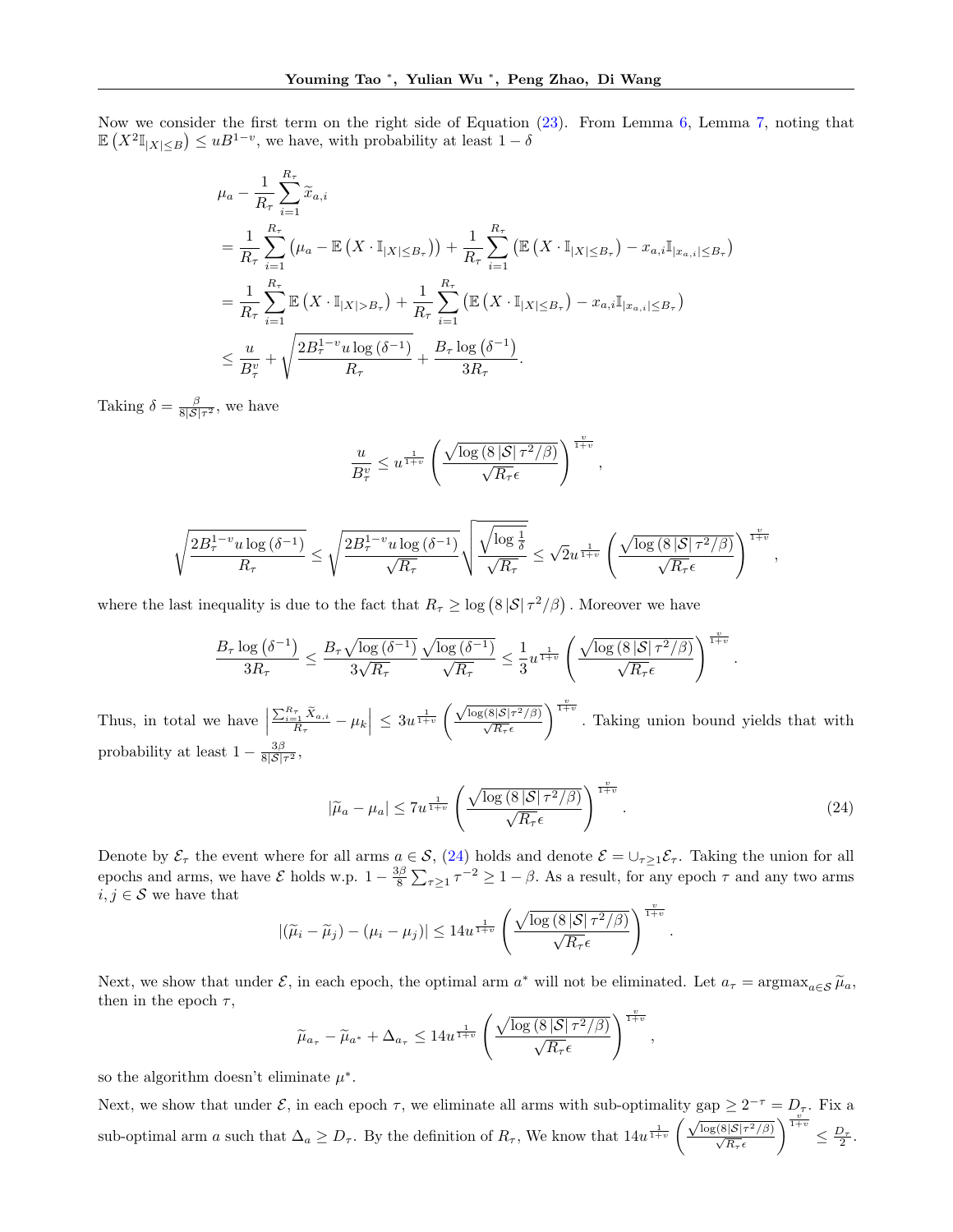Now we consider the first term on the right side of Equation (23). From Lemma 6, Lemma 7, noting that $\mathbb{E}\left(X^2 \mathbb{I}_{|X| \le B}\right) \le uB^{1-v}$, we have, with probability at least $1-\delta$

$$
\begin{aligned}
&\mu_a - \frac{1}{R_\tau}\sum_{i=1}^{R_\tau} \widetilde{x}_{a,i} \\
&= \frac{1}{R_\tau}\sum_{i=1}^{R_\tau}\left(\mu_a - \mathbb{E}\left(X \cdot \mathbb{I}_{|X|\le B_\tau}\right)\right) + \frac{1}{R_\tau}\sum_{i=1}^{R_\tau}\left(\mathbb{E}\left(X \cdot \mathbb{I}_{|X|\le B_\tau}\right) - x_{a,i}\mathbb{I}_{|x_{a,i}|\le B_\tau}\right) \\
&= \frac{1}{R_\tau}\sum_{i=1}^{R_\tau}\mathbb{E}\left(X \cdot \mathbb{I}_{|X|> B_\tau}\right) + \frac{1}{R_\tau}\sum_{i=1}^{R_\tau}\left(\mathbb{E}\left(X \cdot \mathbb{I}_{|X|\le B_\tau}\right) - x_{a,i}\mathbb{I}_{|x_{a,i}|\le B_\tau}\right) \\
&\le \frac{u}{B_\tau^v} + \sqrt{\frac{2B_\tau^{1-v}u\log\left(\delta^{-1}\right)}{R_\tau}} + \frac{B_\tau\log\left(\delta^{-1}\right)}{3R_\tau}.
\end{aligned}
$$

Taking $\delta = \frac{\beta}{8|\mathcal{S}|\tau^2}$, we have

$$
\frac{u}{B_\tau^v} \le u^{\frac{1}{1+v}}\left(\frac{\sqrt{\log\left(8|\mathcal{S}|\tau^2/\beta\right)}}{\sqrt{R_\tau}\epsilon}\right)^{\frac{v}{1+v}},
$$

$$
\sqrt{\frac{2B_\tau^{1-v}u\log\left(\delta^{-1}\right)}{R_\tau}} \le \sqrt{\frac{2B_\tau^{1-v}u\log\left(\delta^{-1}\right)}{\sqrt{R_\tau}}}\sqrt{\frac{\sqrt{\log\frac{1}{\delta}}}{\sqrt{R_\tau}}} \le \sqrt{2}u^{\frac{1}{1+v}}\left(\frac{\sqrt{\log\left(8|\mathcal{S}|\tau^2/\beta\right)}}{\sqrt{R_\tau}\epsilon}\right)^{\frac{v}{1+v}},
$$

where the last inequality is due to the fact that $R_\tau \ge \log\left(8|\mathcal{S}|\tau^2/\beta\right)$. Moreover we have

$$
\frac{B_\tau\log\left(\delta^{-1}\right)}{3R_\tau} \le \frac{B_\tau\sqrt{\log\left(\delta^{-1}\right)}}{3\sqrt{R_\tau}}\frac{\sqrt{\log\left(\delta^{-1}\right)}}{\sqrt{R_\tau}} \le \frac{1}{3}u^{\frac{1}{1+v}}\left(\frac{\sqrt{\log\left(8|\mathcal{S}|\tau^2/\beta\right)}}{\sqrt{R_\tau}\epsilon}\right)^{\frac{v}{1+v}}.
$$

Thus, in total we have $\left|\frac{\sum_{i=1}^{R_\tau}\tilde{X}_{a,i}}{R_\tau} - \mu_k\right| \le 3u^{\frac{1}{1+v}}\left(\frac{\sqrt{\log(8|\mathcal{S}|\tau^2/\beta)}}{\sqrt{R_\tau}\epsilon}\right)^{\frac{v}{1+v}}$. Taking union bound yields that with probability at least $1-\frac{3\beta}{8|\mathcal{S}|\tau^2}$,

$$
|\widetilde{\mu}_a - \mu_a| \le 7u^{\frac{1}{1+v}}\left(\frac{\sqrt{\log\left(8|\mathcal{S}|\tau^2/\beta\right)}}{\sqrt{R_\tau}\epsilon}\right)^{\frac{v}{1+v}}. \tag{24}
$$

Denote by $\mathcal{E}_\tau$ the event where for all arms $a \in \mathcal{S}$, (24) holds and denote $\mathcal{E} = \cup_{\tau\ge 1}\mathcal{E}_\tau$. Taking the union for all epochs and arms, we have $\mathcal{E}$ holds w.p. $1 - \frac{3\beta}{8}\sum_{\tau\ge1}\tau^{-2} \ge 1-\beta$. As a result, for any epoch $\tau$ and any two arms $i, j \in \mathcal{S}$ we have that

$$
|(\widetilde{\mu}_i - \widetilde{\mu}_j) - (\mu_i - \mu_j)| \le 14u^{\frac{1}{1+v}}\left(\frac{\sqrt{\log\left(8|\mathcal{S}|\tau^2/\beta\right)}}{\sqrt{R_\tau}\epsilon}\right)^{\frac{v}{1+v}}.
$$

Next, we show that under $\mathcal{E}$, in each epoch, the optimal arm $a^*$ will not be eliminated. Let $a_\tau = \operatorname{argmax}_{a\in\mathcal{S}}\widetilde{\mu}_a$, then in the epoch $\tau$,

$$
\widetilde{\mu}_{a_\tau} - \widetilde{\mu}_{a^*} + \Delta_{a_\tau} \le 14u^{\frac{1}{1+v}}\left(\frac{\sqrt{\log\left(8|\mathcal{S}|\tau^2/\beta\right)}}{\sqrt{R_\tau}\epsilon}\right)^{\frac{v}{1+v}},
$$

so the algorithm doesn't eliminate $\mu^*$.

Next, we show that under $\mathcal{E}$, in each epoch $\tau$, we eliminate all arms with sub-optimality gap $\ge 2^{-\tau} = D_\tau$. Fix a sub-optimal arm $a$ such that $\Delta_a \ge D_\tau$. By the definition of $R_\tau$, We know that $14u^{\frac{1}{1+v}}\left(\frac{\sqrt{\log(8|\mathcal{S}|\tau^2/\beta)}}{\sqrt{R_\tau}\epsilon}\right)^{\frac{v}{1+v}} \le \frac{D_\tau}{2}$.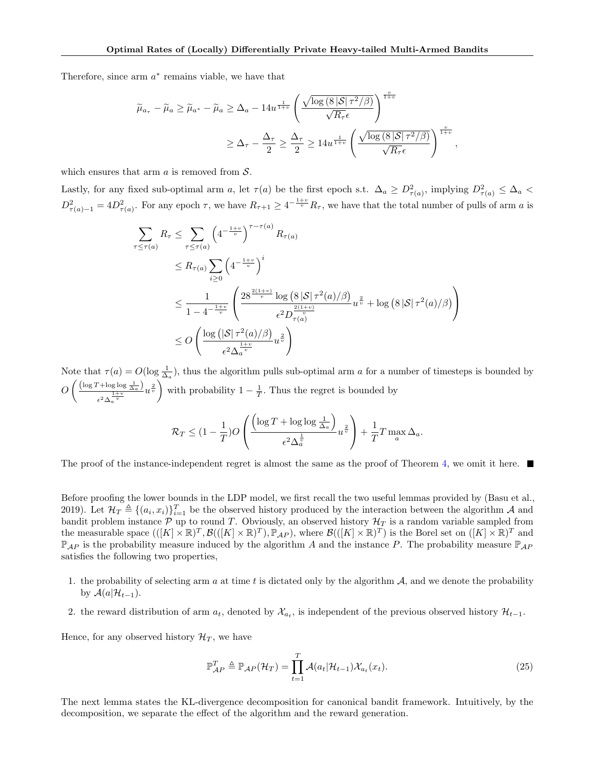Therefore, since arm $a^*$ remains viable, we have that

$$\widetilde{\mu}_{a_\tau} - \widetilde{\mu}_a \geq \widetilde{\mu}_{a^*} - \widetilde{\mu}_a \geq \Delta_a - 14u^{\frac{1}{1+v}} \left( \frac{\sqrt{\log\left(8\left|\mathcal{S}\right|\tau^2/\beta\right)}}{\sqrt{R_\tau}\epsilon} \right)^{\frac{v}{1+v}}$$

$$\geq \Delta_\tau - \frac{\Delta_\tau}{2} \geq \frac{\Delta_\tau}{2} \geq 14u^{\frac{1}{1+v}} \left( \frac{\sqrt{\log\left(8\left|\mathcal{S}\right|\tau^2/\beta\right)}}{\sqrt{R_\tau}\epsilon} \right)^{\frac{v}{1+v}},$$

which ensures that arm $a$ is removed from $\mathcal{S}$.

Lastly, for any fixed sub-optimal arm $a$, let $\tau(a)$ be the first epoch s.t. $\Delta_a \geq D^2_{\tau(a)}$, implying $D^2_{\tau(a)} \leq \Delta_a < D^2_{\tau(a)-1} = 4D^2_{\tau(a)}$. For any epoch $\tau$, we have $R_{\tau+1} \geq 4^{-\frac{1+v}{v}} R_\tau$, we have that the total number of pulls of arm $a$ is

$$\begin{aligned}
\sum_{\tau \leq \tau(a)} R_\tau &\leq \sum_{\tau \leq \tau(a)} \left(4^{-\frac{1+v}{v}}\right)^{\tau - \tau(a)} R_{\tau(a)} \\
&\leq R_{\tau(a)} \sum_{i \geq 0} \left(4^{-\frac{1+v}{v}}\right)^i \\
&\leq \frac{1}{1 - 4^{-\frac{1+v}{v}}} \left( \frac{28^{\frac{2(1+v)}{v}} \log\left(8\left|\mathcal{S}\right|\tau^2(a)/\beta\right)}{\epsilon^2 D_{\tau(a)}^{\frac{2(1+v)}{v}}} u^{\frac{2}{v}} + \log\left(8\left|\mathcal{S}\right|\tau^2(a)/\beta\right) \right) \\
&\leq O\left( \frac{\log\left(\left|\mathcal{S}\right|\tau^2(a)/\beta\right)}{\epsilon^2 \Delta_a^{\frac{1+v}{v}}} u^{\frac{2}{v}} \right)
\end{aligned}$$

Note that $\tau(a) = O(\log \frac{1}{\Delta_a})$, thus the algorithm pulls sub-optimal arm $a$ for a number of timesteps is bounded by $O\left( \frac{\left(\log T + \log\log \frac{1}{\Delta_a}\right)}{\epsilon^2 \Delta_a^{\frac{1+v}{v}}} u^{\frac{2}{v}} \right)$ with probability $1 - \frac{1}{T}$. Thus the regret is bounded by

$$\mathcal{R}_T \leq (1 - \frac{1}{T}) O\left( \frac{\left(\log T + \log\log \frac{1}{\Delta_a}\right)}{\epsilon^2 \Delta_a^{\frac{1}{v}}} u^{\frac{2}{v}} \right) + \frac{1}{T} T \max_a \Delta_a.$$

The proof of the instance-independent regret is almost the same as the proof of Theorem 4, we omit it here. ■

Before proofing the lower bounds in the LDP model, we first recall the two useful lemmas provided by (Basu et al., 2019). Let $\mathcal{H}_T \triangleq \{(a_i, x_i)\}_{i=1}^T$ be the observed history produced by the interaction between the algorithm $\mathcal{A}$ and bandit problem instance $\mathcal{P}$ up to round $T$. Obviously, an observed history $\mathcal{H}_T$ is a random variable sampled from the measurable space $(([K] \times \mathbb{R})^T, \mathcal{B}(([K] \times \mathbb{R})^T), \mathbb{P}_{\mathcal{A}P})$, where $\mathcal{B}(([K] \times \mathbb{R})^T)$ is the Borel set on $([K] \times \mathbb{R})^T$ and $\mathbb{P}_{\mathcal{A}P}$ is the probability measure induced by the algorithm $A$ and the instance $P$. The probability measure $\mathbb{P}_{\mathcal{A}P}$ satisfies the following two properties,

1. the probability of selecting arm $a$ at time $t$ is dictated only by the algorithm $\mathcal{A}$, and we denote the probability by $\mathcal{A}(a|\mathcal{H}_{t-1})$.
2. the reward distribution of arm $a_t$, denoted by $\mathcal{X}_{a_t}$, is independent of the previous observed history $\mathcal{H}_{t-1}$.

Hence, for any observed history $\mathcal{H}_T$, we have

$$\mathbb{P}^T_{\mathcal{A}P} \triangleq \mathbb{P}_{\mathcal{A}P}(\mathcal{H}_T) = \prod_{t=1}^T \mathcal{A}(a_t|\mathcal{H}_{t-1}) \mathcal{X}_{a_t}(x_t). \tag{25}$$

The next lemma states the KL-divergence decomposition for canonical bandit framework. Intuitively, by the decomposition, we separate the effect of the algorithm and the reward generation.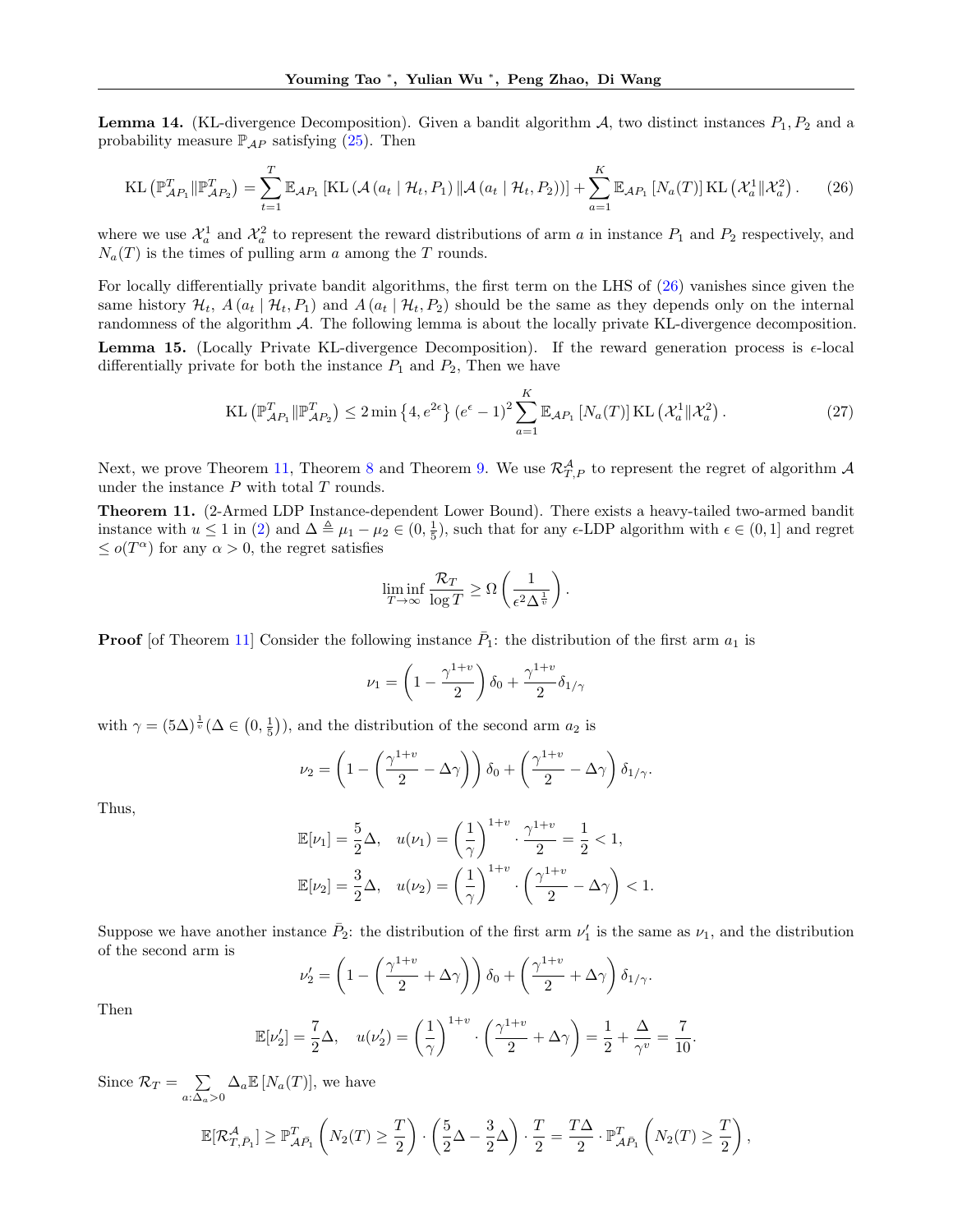**Lemma 14.** (KL-divergence Decomposition). Given a bandit algorithm $\mathcal{A}$, two distinct instances $P_1, P_2$ and a probability measure $\mathbb{P}_{\mathcal{A}P}$ satisfying (25). Then

$$\mathrm{KL}\left(\mathbb{P}^T_{\mathcal{A}P_1} \| \mathbb{P}^T_{\mathcal{A}P_2}\right) = \sum_{t=1}^{T} \mathbb{E}_{\mathcal{A}P_1}\left[\mathrm{KL}\left(\mathcal{A}\left(a_t \mid \mathcal{H}_t, P_1\right) \| \mathcal{A}\left(a_t \mid \mathcal{H}_t, P_2\right)\right)\right] + \sum_{a=1}^{K} \mathbb{E}_{\mathcal{A}P_1}\left[N_a(T)\right] \mathrm{KL}\left(\mathcal{X}_a^1 \| \mathcal{X}_a^2\right). \tag{26}$$

where we use $\mathcal{X}_a^1$ and $\mathcal{X}_a^2$ to represent the reward distributions of arm $a$ in instance $P_1$ and $P_2$ respectively, and $N_a(T)$ is the times of pulling arm $a$ among the $T$ rounds.

For locally differentially private bandit algorithms, the first term on the LHS of (26) vanishes since given the same history $\mathcal{H}_t$, $A\left(a_t \mid \mathcal{H}_t, P_1\right)$ and $A\left(a_t \mid \mathcal{H}_t, P_2\right)$ should be the same as they depends only on the internal randomness of the algorithm $\mathcal{A}$. The following lemma is about the locally private KL-divergence decomposition.

**Lemma 15.** (Locally Private KL-divergence Decomposition). If the reward generation process is $\epsilon$-local differentially private for both the instance $P_1$ and $P_2$, Then we have

$$\mathrm{KL}\left(\mathbb{P}^T_{\mathcal{A}P_1} \| \mathbb{P}^T_{\mathcal{A}P_2}\right) \le 2 \min\left\{4, e^{2\epsilon}\right\}\left(e^{\epsilon} - 1\right)^2 \sum_{a=1}^{K} \mathbb{E}_{\mathcal{A}P_1}\left[N_a(T)\right] \mathrm{KL}\left(\mathcal{X}_a^1 \| \mathcal{X}_a^2\right). \tag{27}$$

Next, we prove Theorem 11, Theorem 8 and Theorem 9. We use $\mathcal{R}^{\mathcal{A}}_{T,P}$ to represent the regret of algorithm $\mathcal{A}$ under the instance $P$ with total $T$ rounds.

**Theorem 11.** (2-Armed LDP Instance-dependent Lower Bound). There exists a heavy-tailed two-armed bandit instance with $u \le 1$ in (2) and $\Delta \triangleq \mu_1 - \mu_2 \in (0, \frac{1}{5})$, such that for any $\epsilon$-LDP algorithm with $\epsilon \in (0, 1]$ and regret $\le o(T^{\alpha})$ for any $\alpha > 0$, the regret satisfies

$$\liminf_{T \to \infty} \frac{\mathcal{R}_T}{\log T} \ge \Omega\left(\frac{1}{\epsilon^2 \Delta^{\frac{1}{v}}}\right).$$

**Proof** [of Theorem 11] Consider the following instance $\bar{P}_1$: the distribution of the first arm $a_1$ is

$$\nu_1 = \left(1 - \frac{\gamma^{1+v}}{2}\right)\delta_0 + \frac{\gamma^{1+v}}{2}\delta_{1/\gamma}$$

with $\gamma = (5\Delta)^{\frac{1}{v}} (\Delta \in \left(0, \frac{1}{5}\right))$, and the distribution of the second arm $a_2$ is

$$\nu_2 = \left(1 - \left(\frac{\gamma^{1+v}}{2} - \Delta\gamma\right)\right)\delta_0 + \left(\frac{\gamma^{1+v}}{2} - \Delta\gamma\right)\delta_{1/\gamma}.$$

Thus,

$$\mathbb{E}[\nu_1] = \frac{5}{2}\Delta, \quad u(\nu_1) = \left(\frac{1}{\gamma}\right)^{1+v} \cdot \frac{\gamma^{1+v}}{2} = \frac{1}{2} < 1,$$
$$\mathbb{E}[\nu_2] = \frac{3}{2}\Delta, \quad u(\nu_2) = \left(\frac{1}{\gamma}\right)^{1+v} \cdot \left(\frac{\gamma^{1+v}}{2} - \Delta\gamma\right) < 1.$$

Suppose we have another instance $\bar{P}_2$: the distribution of the first arm $\nu_1'$ is the same as $\nu_1$, and the distribution of the second arm is

$$\nu_2' = \left(1 - \left(\frac{\gamma^{1+v}}{2} + \Delta\gamma\right)\right)\delta_0 + \left(\frac{\gamma^{1+v}}{2} + \Delta\gamma\right)\delta_{1/\gamma}.$$

Then

$$\mathbb{E}[\nu_2'] = \frac{7}{2}\Delta, \quad u(\nu_2') = \left(\frac{1}{\gamma}\right)^{1+v} \cdot \left(\frac{\gamma^{1+v}}{2} + \Delta\gamma\right) = \frac{1}{2} + \frac{\Delta}{\gamma^v} = \frac{7}{10}.$$

Since $\mathcal{R}_T = \sum_{a:\Delta_a > 0} \Delta_a \mathbb{E}\left[N_a(T)\right]$, we have

$$\mathbb{E}[\mathcal{R}^{\mathcal{A}}_{T,\bar{P}_1}] \ge \mathbb{P}^T_{\mathcal{A}\bar{P}_1}\left(N_2(T) \ge \frac{T}{2}\right) \cdot \left(\frac{5}{2}\Delta - \frac{3}{2}\Delta\right) \cdot \frac{T}{2} = \frac{T\Delta}{2} \cdot \mathbb{P}^T_{\mathcal{A}\bar{P}_1}\left(N_2(T) \ge \frac{T}{2}\right),$$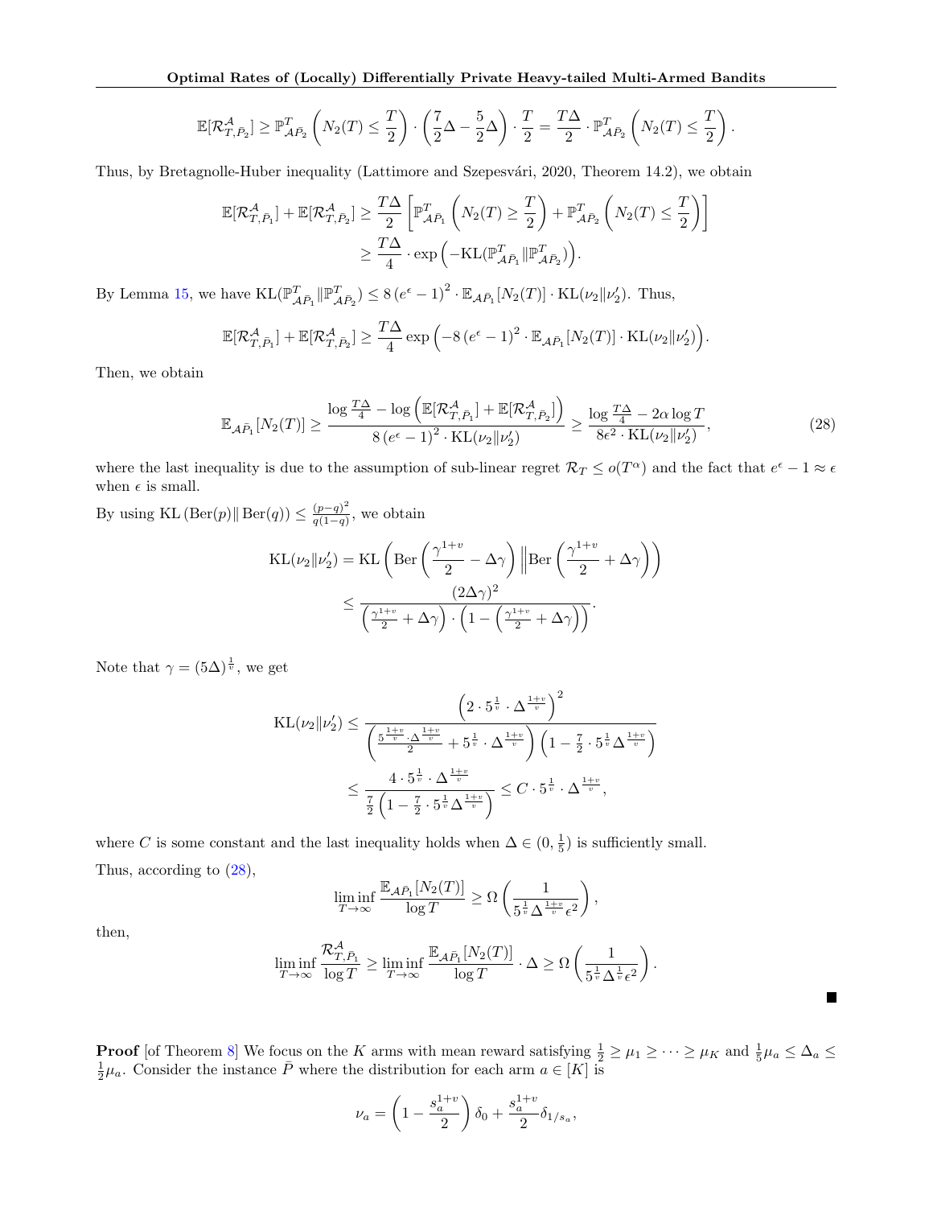$$\mathbb{E}[\mathcal{R}^{\mathcal{A}}_{T,\bar{P}_2}] \geq \mathbb{P}^{T}_{\mathcal{A}\bar{P}_2}\left(N_2(T) \leq \frac{T}{2}\right) \cdot \left(\frac{7}{2}\Delta - \frac{5}{2}\Delta\right) \cdot \frac{T}{2} = \frac{T\Delta}{2} \cdot \mathbb{P}^{T}_{\mathcal{A}\bar{P}_2}\left(N_2(T) \leq \frac{T}{2}\right).$$

Thus, by Bretagnolle-Huber inequality (Lattimore and Szepesvári, 2020, Theorem 14.2), we obtain

$$\begin{aligned}
\mathbb{E}[\mathcal{R}^{\mathcal{A}}_{T,\bar{P}_1}] + \mathbb{E}[\mathcal{R}^{\mathcal{A}}_{T,\bar{P}_2}] &\geq \frac{T\Delta}{2}\left[\mathbb{P}^{T}_{\mathcal{A}\bar{P}_1}\left(N_2(T) \geq \frac{T}{2}\right) + \mathbb{P}^{T}_{\mathcal{A}\bar{P}_2}\left(N_2(T) \leq \frac{T}{2}\right)\right] \\
&\geq \frac{T\Delta}{4} \cdot \exp\Big(-\mathrm{KL}(\mathbb{P}^{T}_{\mathcal{A}\bar{P}_1} \| \mathbb{P}^{T}_{\mathcal{A}\bar{P}_2})\Big).
\end{aligned}$$

By Lemma 15, we have $\mathrm{KL}(\mathbb{P}^{T}_{\mathcal{A}\bar{P}_1} \| \mathbb{P}^{T}_{\mathcal{A}\bar{P}_2}) \leq 8\left(e^{\epsilon}-1\right)^2 \cdot \mathbb{E}_{\mathcal{A}\bar{P}_1}[N_2(T)] \cdot \mathrm{KL}(\nu_2 \| \nu_2')$. Thus,

$$\mathbb{E}[\mathcal{R}^{\mathcal{A}}_{T,\bar{P}_1}] + \mathbb{E}[\mathcal{R}^{\mathcal{A}}_{T,\bar{P}_2}] \geq \frac{T\Delta}{4}\exp\Big(-8\left(e^{\epsilon}-1\right)^2 \cdot \mathbb{E}_{\mathcal{A}\bar{P}_1}[N_2(T)] \cdot \mathrm{KL}(\nu_2 \| \nu_2')\Big).$$

Then, we obtain

$$\mathbb{E}_{\mathcal{A}\bar{P}_1}[N_2(T)] \geq \frac{\log \frac{T\Delta}{4} - \log\Big(\mathbb{E}[\mathcal{R}^{\mathcal{A}}_{T,\bar{P}_1}] + \mathbb{E}[\mathcal{R}^{\mathcal{A}}_{T,\bar{P}_2}]\Big)}{8\left(e^{\epsilon}-1\right)^2 \cdot \mathrm{KL}(\nu_2 \| \nu_2')} \geq \frac{\log \frac{T\Delta}{4} - 2\alpha \log T}{8\epsilon^2 \cdot \mathrm{KL}(\nu_2 \| \nu_2')}, \tag{28}$$

where the last inequality is due to the assumption of sub-linear regret $\mathcal{R}_T \leq o(T^{\alpha})$ and the fact that $e^{\epsilon}-1 \approx \epsilon$ when $\epsilon$ is small.

By using $\mathrm{KL}\left(\mathrm{Ber}(p) \| \mathrm{Ber}(q)\right) \leq \frac{(p-q)^2}{q(1-q)}$, we obtain

$$\begin{aligned}
\mathrm{KL}(\nu_2 \| \nu_2') &= \mathrm{KL}\left(\mathrm{Ber}\left(\frac{\gamma^{1+v}}{2} - \Delta\gamma\right) \Big\| \mathrm{Ber}\left(\frac{\gamma^{1+v}}{2} + \Delta\gamma\right)\right) \\
&\leq \frac{(2\Delta\gamma)^2}{\left(\frac{\gamma^{1+v}}{2} + \Delta\gamma\right) \cdot \left(1 - \left(\frac{\gamma^{1+v}}{2} + \Delta\gamma\right)\right)}.
\end{aligned}$$

Note that $\gamma = (5\Delta)^{\frac{1}{v}}$, we get

$$\begin{aligned}
\mathrm{KL}(\nu_2 \| \nu_2') &\leq \frac{\left(2 \cdot 5^{\frac{1}{v}} \cdot \Delta^{\frac{1+v}{v}}\right)^2}{\left(\frac{5^{\frac{1+v}{v}} \cdot \Delta^{\frac{1+v}{v}}}{2} + 5^{\frac{1}{v}} \cdot \Delta^{\frac{1+v}{v}}\right)\left(1 - \frac{7}{2} \cdot 5^{\frac{1}{v}} \Delta^{\frac{1+v}{v}}\right)} \\
&\leq \frac{4 \cdot 5^{\frac{1}{v}} \cdot \Delta^{\frac{1+v}{v}}}{\frac{7}{2}\left(1 - \frac{7}{2} \cdot 5^{\frac{1}{v}} \Delta^{\frac{1+v}{v}}\right)} \leq C \cdot 5^{\frac{1}{v}} \cdot \Delta^{\frac{1+v}{v}},
\end{aligned}$$

where $C$ is some constant and the last inequality holds when $\Delta \in (0, \frac{1}{5})$ is sufficiently small.

Thus, according to (28),

$$\liminf_{T \to \infty} \frac{\mathbb{E}_{\mathcal{A}\bar{P}_1}[N_2(T)]}{\log T} \geq \Omega\left(\frac{1}{5^{\frac{1}{v}} \Delta^{\frac{1+v}{v}} \epsilon^2}\right),$$

then,

$$\liminf_{T \to \infty} \frac{\mathcal{R}^{\mathcal{A}}_{T,\bar{P}_1}}{\log T} \geq \liminf_{T \to \infty} \frac{\mathbb{E}_{\mathcal{A}\bar{P}_1}[N_2(T)]}{\log T} \cdot \Delta \geq \Omega\left(\frac{1}{5^{\frac{1}{v}} \Delta^{\frac{1}{v}} \epsilon^2}\right).$$

■

**Proof** [of Theorem 8] We focus on the $K$ arms with mean reward satisfying $\frac{1}{2} \geq \mu_1 \geq \cdots \geq \mu_K$ and $\frac{1}{5}\mu_a \leq \Delta_a \leq \frac{1}{2}\mu_a$. Consider the instance $\bar{P}$ where the distribution for each arm $a \in [K]$ is

$$\nu_a = \left(1 - \frac{s_a^{1+v}}{2}\right)\delta_0 + \frac{s_a^{1+v}}{2}\delta_{1/s_a},$$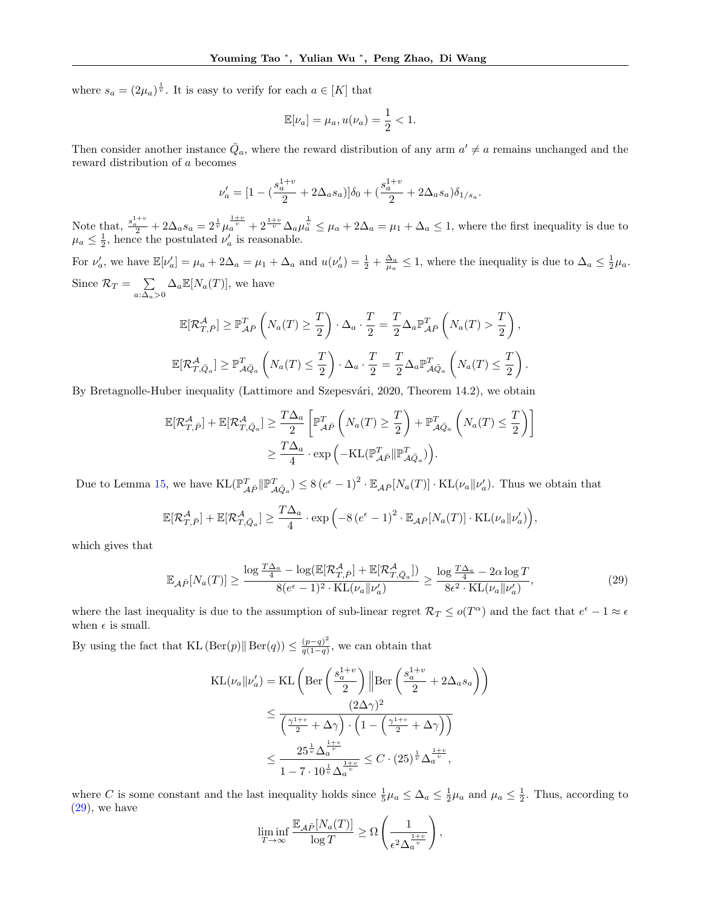where $s_a = (2\mu_a)^{\frac{1}{v}}$. It is easy to verify for each $a \in [K]$ that

$$\mathbb{E}[\nu_a] = \mu_a, u(\nu_a) = \frac{1}{2} < 1.$$

Then consider another instance $\bar{Q}_a$, where the reward distribution of any arm $a' \neq a$ remains unchanged and the reward distribution of $a$ becomes

$$\nu_a' = [1 - (\frac{s_a^{1+v}}{2} + 2\Delta_a s_a)]\delta_0 + (\frac{s_a^{1+v}}{2} + 2\Delta_a s_a)\delta_{1/s_a}.$$

Note that, $\frac{s_a^{1+v}}{2} + 2\Delta_a s_a = 2^{\frac{1}{v}}\mu_a^{\frac{1+v}{v}} + 2^{\frac{1+v}{v}}\Delta_a \mu_a^{\frac{1}{v}} \leq \mu_a + 2\Delta_a = \mu_1 + \Delta_a \leq 1$, where the first inequality is due to $\mu_a \leq \frac{1}{2}$, hence the postulated $\nu_a'$ is reasonable.

For $\nu_a'$, we have $\mathbb{E}[\nu_a'] = \mu_a + 2\Delta_a = \mu_1 + \Delta_a$ and $u(\nu_a') = \frac{1}{2} + \frac{\Delta_a}{\mu_a} \leq 1$, where the inequality is due to $\Delta_a \leq \frac{1}{2}\mu_a$.

Since $\mathcal{R}_T = \sum_{a:\Delta_a > 0} \Delta_a \mathbb{E}[N_a(T)]$, we have

$$\mathbb{E}[\mathcal{R}^{\mathcal{A}}_{T,\bar{P}}] \geq \mathbb{P}^T_{\mathcal{A}\bar{P}}\left(N_a(T) \geq \frac{T}{2}\right) \cdot \Delta_a \cdot \frac{T}{2} = \frac{T}{2}\Delta_a \mathbb{P}^T_{\mathcal{A}\bar{P}}\left(N_a(T) > \frac{T}{2}\right),$$

$$\mathbb{E}[\mathcal{R}^{\mathcal{A}}_{T,\bar{Q}_a}] \geq \mathbb{P}^T_{\mathcal{A}\bar{Q}_a}\left(N_a(T) \leq \frac{T}{2}\right) \cdot \Delta_a \cdot \frac{T}{2} = \frac{T}{2}\Delta_a \mathbb{P}^T_{\mathcal{A}\bar{Q}_a}\left(N_a(T) \leq \frac{T}{2}\right).$$

By Bretagnolle-Huber inequality (Lattimore and Szepesvári, 2020, Theorem 14.2), we obtain

$$\begin{aligned}
\mathbb{E}[\mathcal{R}^{\mathcal{A}}_{T,\bar{P}}] + \mathbb{E}[\mathcal{R}^{\mathcal{A}}_{T,\bar{Q}_a}] &\geq \frac{T\Delta_a}{2}\left[\mathbb{P}^T_{\mathcal{A}\bar{P}}\left(N_a(T) \geq \frac{T}{2}\right) + \mathbb{P}^T_{\mathcal{A}\bar{Q}_a}\left(N_a(T) \leq \frac{T}{2}\right)\right] \\
&\geq \frac{T\Delta_a}{4} \cdot \exp\Big(-\mathrm{KL}(\mathbb{P}^T_{\mathcal{A}\bar{P}} \| \mathbb{P}^T_{\mathcal{A}\bar{Q}_a})\Big).
\end{aligned}$$

Due to Lemma 15, we have $\mathrm{KL}(\mathbb{P}^T_{\mathcal{A}\bar{P}} \| \mathbb{P}^T_{\mathcal{A}\bar{Q}_a}) \leq 8\left(e^{\epsilon} - 1\right)^2 \cdot \mathbb{E}_{\mathcal{A}\bar{P}}[N_a(T)] \cdot \mathrm{KL}(\nu_a \| \nu_a')$. Thus we obtain that

$$\mathbb{E}[\mathcal{R}^{\mathcal{A}}_{T,\bar{P}}] + \mathbb{E}[\mathcal{R}^{\mathcal{A}}_{T,\bar{Q}_a}] \geq \frac{T\Delta_a}{4} \cdot \exp\Big(-8\left(e^{\epsilon} - 1\right)^2 \cdot \mathbb{E}_{\mathcal{A}\bar{P}}[N_a(T)] \cdot \mathrm{KL}(\nu_a \| \nu_a')\Big),$$

which gives that

$$\mathbb{E}_{\mathcal{A}\bar{P}}[N_a(T)] \geq \frac{\log \frac{T\Delta_a}{4} - \log(\mathbb{E}[\mathcal{R}^{\mathcal{A}}_{T,\bar{P}}] + \mathbb{E}[\mathcal{R}^{\mathcal{A}}_{T,\bar{Q}_a}])}{8(e^{\epsilon} - 1)^2 \cdot \mathrm{KL}(\nu_a \| \nu_a')} \geq \frac{\log \frac{T\Delta_a}{4} - 2\alpha \log T}{8\epsilon^2 \cdot \mathrm{KL}(\nu_a \| \nu_a')}, \tag{29}$$

where the last inequality is due to the assumption of sub-linear regret $\mathcal{R}_T \leq o(T^{\alpha})$ and the fact that $e^{\epsilon} - 1 \approx \epsilon$ when $\epsilon$ is small.

By using the fact that $\mathrm{KL}\left(\mathrm{Ber}(p) \| \mathrm{Ber}(q)\right) \leq \frac{(p-q)^2}{q(1-q)}$, we can obtain that

$$\begin{aligned}
\mathrm{KL}(\nu_a \| \nu_a') &= \mathrm{KL}\left(\mathrm{Ber}\left(\frac{s_a^{1+v}}{2}\right) \Big\| \mathrm{Ber}\left(\frac{s_a^{1+v}}{2} + 2\Delta_a s_a\right)\right) \\
&\leq \frac{(2\Delta\gamma)^2}{\left(\frac{\gamma^{1+v}}{2} + \Delta\gamma\right) \cdot \left(1 - \left(\frac{\gamma^{1+v}}{2} + \Delta\gamma\right)\right)} \\
&\leq \frac{25^{\frac{1}{v}} \Delta_a^{\frac{1+v}{v}}}{1 - 7 \cdot 10^{\frac{1}{v}} \Delta_a^{\frac{1+v}{v}}} \leq C \cdot (25)^{\frac{1}{v}} \Delta_a^{\frac{1+v}{v}},
\end{aligned}$$

where $C$ is some constant and the last inequality holds since $\frac{1}{5}\mu_a \leq \Delta_a \leq \frac{1}{2}\mu_a$ and $\mu_a \leq \frac{1}{2}$. Thus, according to (29), we have

$$\liminf_{T \to \infty} \frac{\mathbb{E}_{\mathcal{A}\bar{P}}[N_a(T)]}{\log T} \geq \Omega\left(\frac{1}{\epsilon^2 \Delta_a^{\frac{1+v}{v}}}\right),$$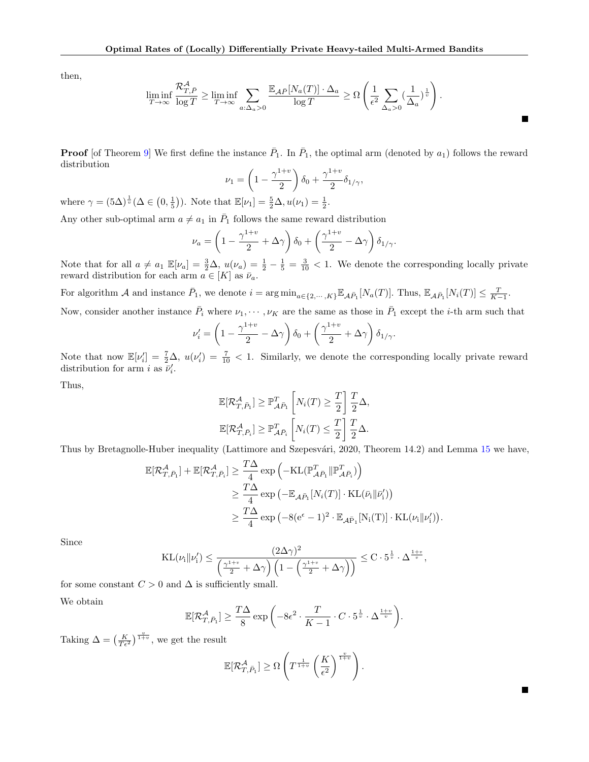then,

$$\liminf_{T\to\infty} \frac{\mathcal{R}^{\mathcal{A}}_{T,\bar{P}}}{\log T} \geq \liminf_{T\to\infty} \sum_{a:\Delta_a>0} \frac{\mathbb{E}_{\mathcal{A}\bar{P}}[N_a(T)]\cdot\Delta_a}{\log T} \geq \Omega\left(\frac{1}{\epsilon^2}\sum_{\Delta_a>0}(\frac{1}{\Delta_a})^{\frac{1}{v}}\right).$$

■

**Proof** [of Theorem 9] We first define the instance $\bar{P}_1$. In $\bar{P}_1$, the optimal arm (denoted by $a_1$) follows the reward distribution

$$\nu_1 = \left(1 - \frac{\gamma^{1+v}}{2}\right)\delta_0 + \frac{\gamma^{1+v}}{2}\delta_{1/\gamma},$$

where $\gamma = (5\Delta)^{\frac{1}{v}}(\Delta \in (0, \frac{1}{5}))$. Note that $\mathbb{E}[\nu_1] = \frac{5}{2}\Delta, u(\nu_1) = \frac{1}{2}$.

Any other sub-optimal arm $a \neq a_1$ in $\bar{P}_1$ follows the same reward distribution

$$\nu_a = \left(1 - \frac{\gamma^{1+v}}{2} + \Delta\gamma\right)\delta_0 + \left(\frac{\gamma^{1+v}}{2} - \Delta\gamma\right)\delta_{1/\gamma}.$$

Note that for all $a \neq a_1$ $\mathbb{E}[\nu_a] = \frac{3}{2}\Delta$, $u(\nu_a) = \frac{1}{2} - \frac{1}{5} = \frac{3}{10} < 1$. We denote the corresponding locally private reward distribution for each arm $a \in [K]$ as $\bar{\nu}_a$.

For algorithm $\mathcal{A}$ and instance $\bar{P}_1$, we denote $i = \arg\min_{a\in\{2,\cdots,K\}} \mathbb{E}_{\mathcal{A}\bar{P}_1}[N_a(T)]$. Thus, $\mathbb{E}_{\mathcal{A}\bar{P}_1}[N_i(T)] \leq \frac{T}{K-1}$.

Now, consider another instance $\bar{P}_i$ where $\nu_1, \cdots, \nu_K$ are the same as those in $\bar{P}_1$ except the $i$-th arm such that

$$\nu_i' = \left(1 - \frac{\gamma^{1+v}}{2} - \Delta\gamma\right)\delta_0 + \left(\frac{\gamma^{1+v}}{2} + \Delta\gamma\right)\delta_{1/\gamma}.$$

Note that now $\mathbb{E}[\nu_i'] = \frac{7}{2}\Delta$, $u(\nu_i') = \frac{7}{10} < 1$. Similarly, we denote the corresponding locally private reward distribution for arm $i$ as $\bar{\nu}_i'$.

Thus,

$$\mathbb{E}[\mathcal{R}^{\mathcal{A}}_{T,\bar{P}_1}] \geq \mathbb{P}^T_{\mathcal{A}\bar{P}_1}\left[N_i(T) \geq \frac{T}{2}\right]\frac{T}{2}\Delta,$$

$$\mathbb{E}[\mathcal{R}^{\mathcal{A}}_{T,\bar{P}_i}] \geq \mathbb{P}^T_{\mathcal{A}\bar{P}_i}\left[N_i(T) \leq \frac{T}{2}\right]\frac{T}{2}\Delta.$$

Thus by Bretagnolle-Huber inequality (Lattimore and Szepesvári, 2020, Theorem 14.2) and Lemma 15 we have,

$$\begin{aligned}
\mathbb{E}[\mathcal{R}^{\mathcal{A}}_{T,\bar{P}_1}] + \mathbb{E}[\mathcal{R}^{\mathcal{A}}_{T,\bar{P}_i}] &\geq \frac{T\Delta}{4}\exp\left(-\mathrm{KL}(\mathbb{P}^T_{\mathcal{A}\bar{P}_1}\|\mathbb{P}^T_{\mathcal{A}\bar{P}_i})\right) \\
&\geq \frac{T\Delta}{4}\exp\left(-\mathbb{E}_{\mathcal{A}\bar{P}_1}[N_i(T)]\cdot\mathrm{KL}(\bar{\nu}_i\|\bar{\nu}_i')\right) \\
&\geq \frac{T\Delta}{4}\exp\left(-8(e^\epsilon - 1)^2\cdot\mathbb{E}_{\mathcal{A}\bar{P}_1}[N_i(T)]\cdot\mathrm{KL}(\nu_i\|\nu_i')\right).
\end{aligned}$$

Since

$$\mathrm{KL}(\nu_i\|\nu_i') \leq \frac{(2\Delta\gamma)^2}{\left(\frac{\gamma^{1+v}}{2} + \Delta\gamma\right)\left(1 - \left(\frac{\gamma^{1+v}}{2} + \Delta\gamma\right)\right)} \leq C\cdot 5^{\frac{1}{v}}\cdot\Delta^{\frac{1+v}{v}},$$

for some constant $C > 0$ and $\Delta$ is sufficiently small.

We obtain

$$\mathbb{E}[\mathcal{R}^{\mathcal{A}}_{T,\bar{P}_1}] \geq \frac{T\Delta}{8}\exp\left(-8\epsilon^2\cdot\frac{T}{K-1}\cdot C\cdot 5^{\frac{1}{v}}\cdot\Delta^{\frac{1+v}{v}}\right).$$

Taking $\Delta = \left(\frac{K}{T\epsilon^2}\right)^{\frac{v}{1+v}}$, we get the result

$$\mathbb{E}[\mathcal{R}^{\mathcal{A}}_{T,\bar{P}_1}] \geq \Omega\left(T^{\frac{1}{1+v}}\left(\frac{K}{\epsilon^2}\right)^{\frac{v}{1+v}}\right).$$

■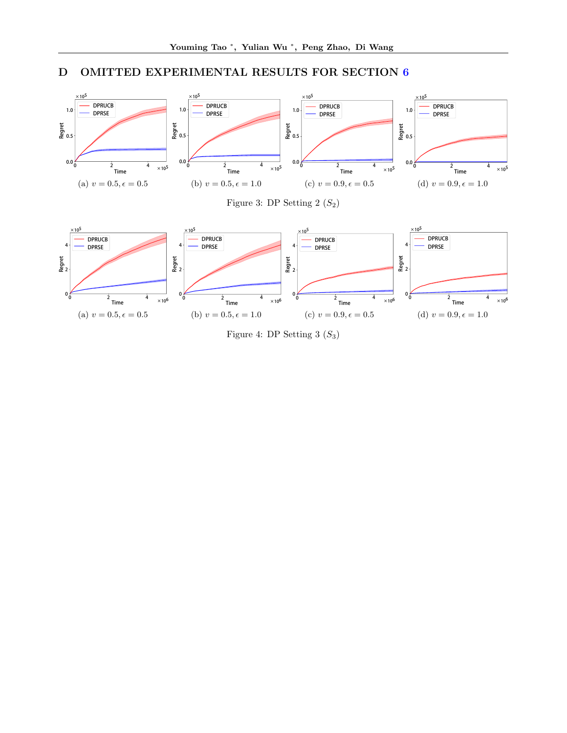# D OMITTED EXPERIMENTAL RESULTS FOR SECTION 6

×10^5
1.0
0.5
0.0
Regret
DPRUCB
DPRSE
0
2
4
Time
×10^5

(a) $v = 0.5, \epsilon = 0.5$

(b) $v = 0.5, \epsilon = 1.0$

(c) $v = 0.9, \epsilon = 0.5$

(d) $v = 0.9, \epsilon = 1.0$

Figure 3: DP Setting 2 ($S_2$)

×10^5
4
2
0
Regret
DPRUCB
DPRSE
0
2
4
Time
×10^6

(a) $v = 0.5, \epsilon = 0.5$

(b) $v = 0.5, \epsilon = 1.0$

(c) $v = 0.9, \epsilon = 0.5$

(d) $v = 0.9, \epsilon = 1.0$

Figure 4: DP Setting 3 ($S_3$)